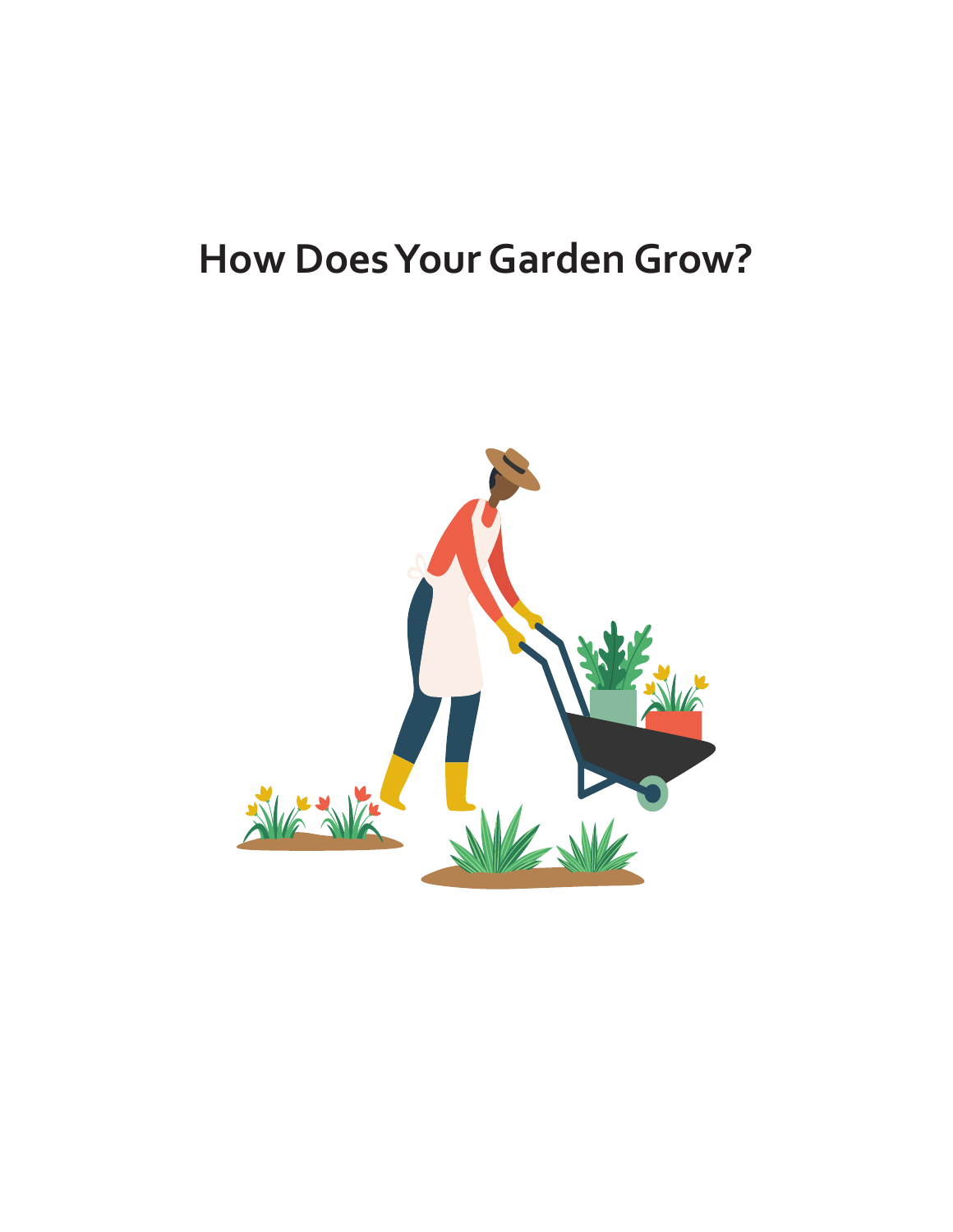# How Does Your Garden Grow?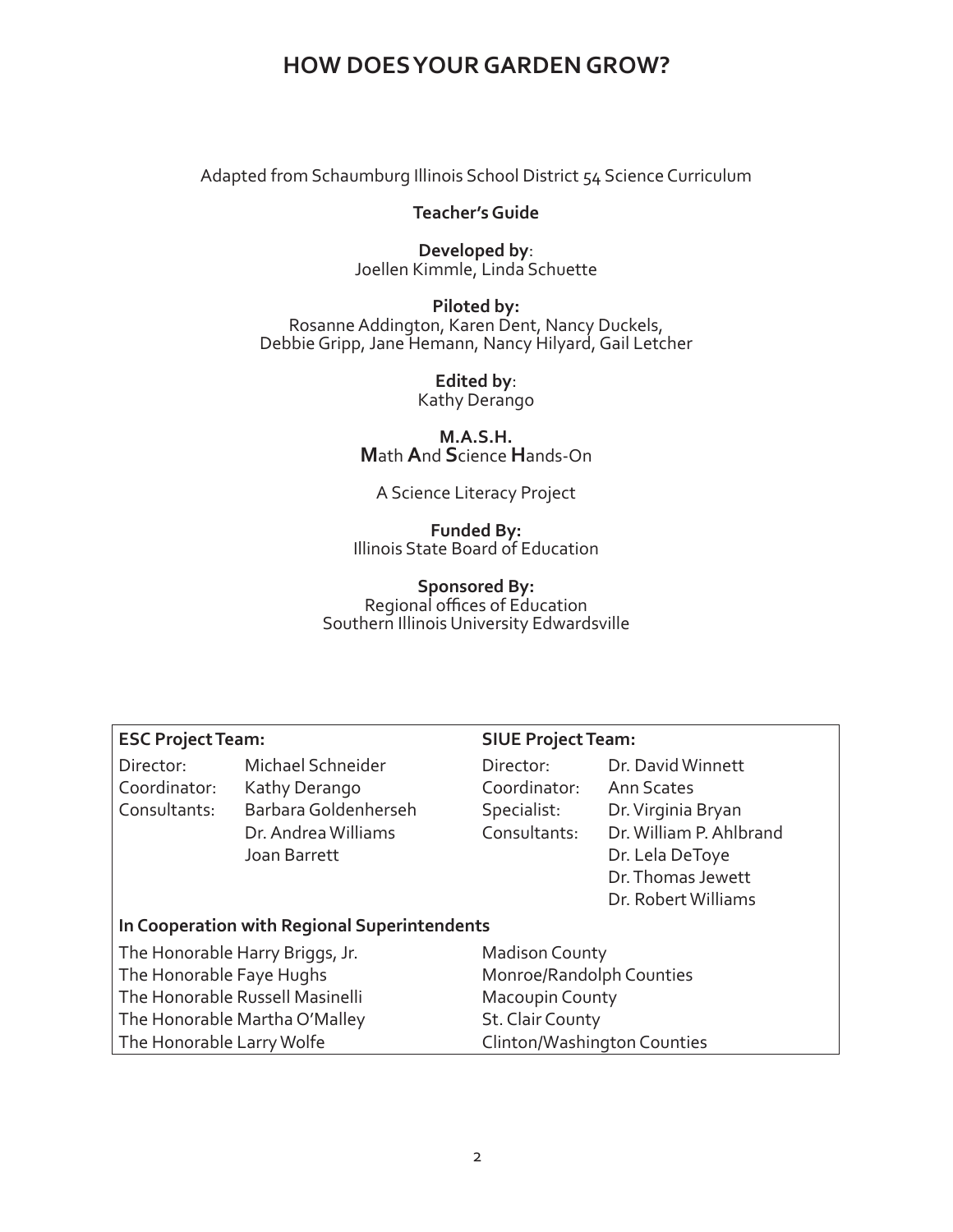# HOW DOES YOUR GARDEN GROW?

Adapted from Schaumburg Illinois School District 54 Science Curriculum

**Teacher's Guide**

**Developed by**:
Joellen Kimmle, Linda Schuette

**Piloted by:**
Rosanne Addington, Karen Dent, Nancy Duckels,
Debbie Gripp, Jane Hemann, Nancy Hilyard, Gail Letcher

**Edited by**:
Kathy Derango

**M.A.S.H.**
**M**ath **A**nd **S**cience **H**ands-On

A Science Literacy Project

**Funded By:**
Illinois State Board of Education

**Sponsored By:**
Regional offices of Education
Southern Illinois University Edwardsville

| **ESC Project Team:** | | **SIUE Project Team:** | |
|---|---|---|---|
| Director: | Michael Schneider | Director: | Dr. David Winnett |
| Coordinator: | Kathy Derango | Coordinator: | Ann Scates |
| Consultants: | Barbara Goldenherseh | Specialist: | Dr. Virginia Bryan |
| | Dr. Andrea Williams | Consultants: | Dr. William P. Ahlbrand |
| | Joan Barrett | | Dr. Lela DeToye |
| | | | Dr. Thomas Jewett |
| | | | Dr. Robert Williams |

**In Cooperation with Regional Superintendents**

| | |
|---|---|
| The Honorable Harry Briggs, Jr. | Madison County |
| The Honorable Faye Hughs | Monroe/Randolph Counties |
| The Honorable Russell Masinelli | Macoupin County |
| The Honorable Martha O'Malley | St. Clair County |
| The Honorable Larry Wolfe | Clinton/Washington Counties |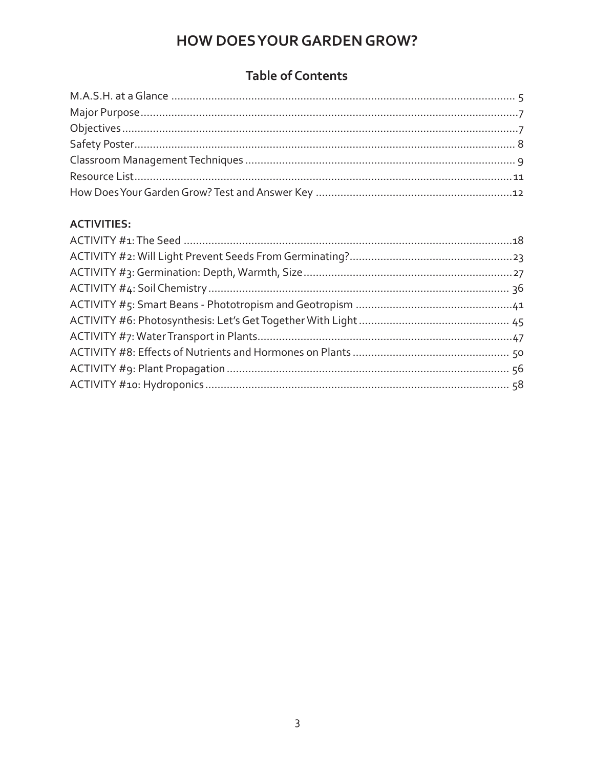# HOW DOES YOUR GARDEN GROW?

## Table of Contents

M.A.S.H. at a Glance ..... 5
Major Purpose ..... 7
Objectives ..... 7
Safety Poster ..... 8
Classroom Management Techniques ..... 9
Resource List ..... 11
How Does Your Garden Grow? Test and Answer Key ..... 12

**ACTIVITIES:**

ACTIVITY #1: The Seed ..... 18
ACTIVITY #2: Will Light Prevent Seeds From Germinating? ..... 23
ACTIVITY #3: Germination: Depth, Warmth, Size ..... 27
ACTIVITY #4: Soil Chemistry ..... 36
ACTIVITY #5: Smart Beans - Phototropism and Geotropism ..... 41
ACTIVITY #6: Photosynthesis: Let's Get Together With Light ..... 45
ACTIVITY #7: Water Transport in Plants ..... 47
ACTIVITY #8: Effects of Nutrients and Hormones on Plants ..... 50
ACTIVITY #9: Plant Propagation ..... 56
ACTIVITY #10: Hydroponics ..... 58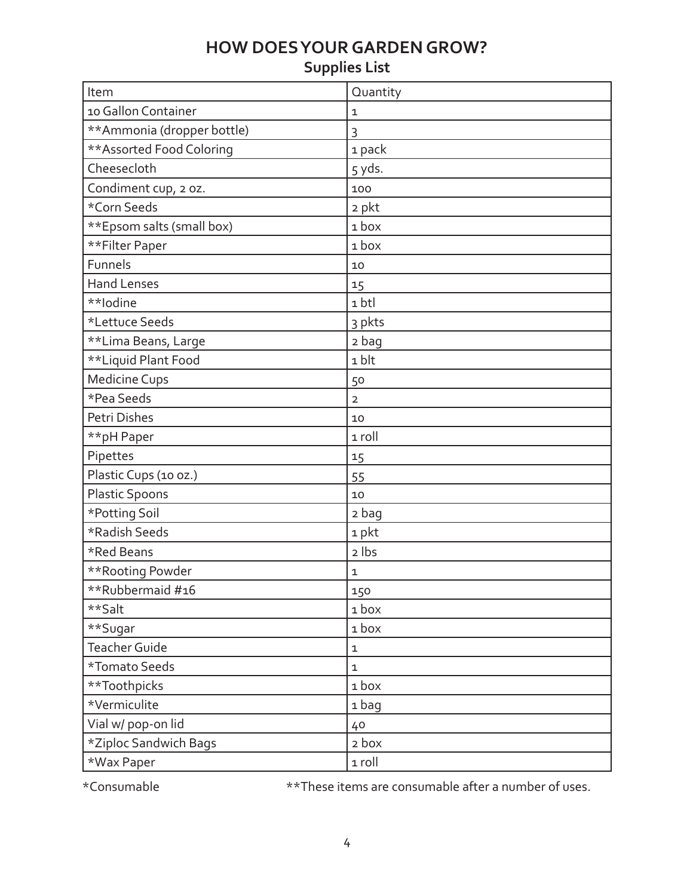# HOW DOES YOUR GARDEN GROW?

## Supplies List

| Item | Quantity |
|---|---|
| 10 Gallon Container | 1 |
| **Ammonia (dropper bottle) | 3 |
| **Assorted Food Coloring | 1 pack |
| Cheesecloth | 5 yds. |
| Condiment cup, 2 oz. | 100 |
| *Corn Seeds | 2 pkt |
| **Epsom salts (small box) | 1 box |
| **Filter Paper | 1 box |
| Funnels | 10 |
| Hand Lenses | 15 |
| **Iodine | 1 btl |
| *Lettuce Seeds | 3 pkts |
| **Lima Beans, Large | 2 bag |
| **Liquid Plant Food | 1 blt |
| Medicine Cups | 50 |
| *Pea Seeds | 2 |
| Petri Dishes | 10 |
| **pH Paper | 1 roll |
| Pipettes | 15 |
| Plastic Cups (10 oz.) | 55 |
| Plastic Spoons | 10 |
| *Potting Soil | 2 bag |
| *Radish Seeds | 1 pkt |
| *Red Beans | 2 lbs |
| **Rooting Powder | 1 |
| **Rubbermaid #16 | 150 |
| **Salt | 1 box |
| **Sugar | 1 box |
| Teacher Guide | 1 |
| *Tomato Seeds | 1 |
| **Toothpicks | 1 box |
| *Vermiculite | 1 bag |
| Vial w/ pop-on lid | 40 |
| *Ziploc Sandwich Bags | 2 box |
| *Wax Paper | 1 roll |

*Consumable  **These items are consumable after a number of uses.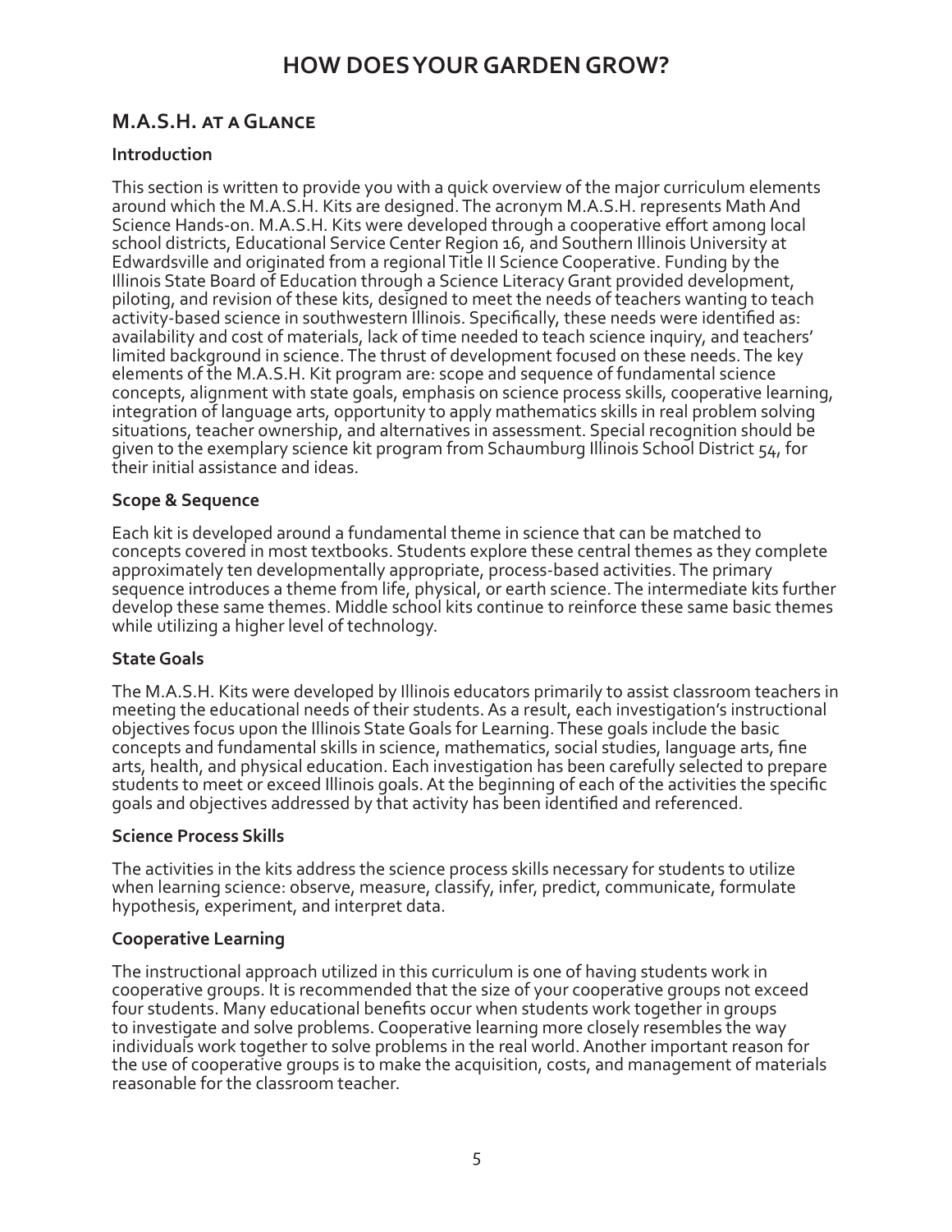# HOW DOES YOUR GARDEN GROW?

## M.A.S.H. at a Glance

### Introduction

This section is written to provide you with a quick overview of the major curriculum elements around which the M.A.S.H. Kits are designed. The acronym M.A.S.H. represents Math And Science Hands-on. M.A.S.H. Kits were developed through a cooperative effort among local school districts, Educational Service Center Region 16, and Southern Illinois University at Edwardsville and originated from a regional Title II Science Cooperative. Funding by the Illinois State Board of Education through a Science Literacy Grant provided development, piloting, and revision of these kits, designed to meet the needs of teachers wanting to teach activity-based science in southwestern Illinois. Specifically, these needs were identified as: availability and cost of materials, lack of time needed to teach science inquiry, and teachers' limited background in science. The thrust of development focused on these needs. The key elements of the M.A.S.H. Kit program are: scope and sequence of fundamental science concepts, alignment with state goals, emphasis on science process skills, cooperative learning, integration of language arts, opportunity to apply mathematics skills in real problem solving situations, teacher ownership, and alternatives in assessment. Special recognition should be given to the exemplary science kit program from Schaumburg Illinois School District 54, for their initial assistance and ideas.

### Scope & Sequence

Each kit is developed around a fundamental theme in science that can be matched to concepts covered in most textbooks. Students explore these central themes as they complete approximately ten developmentally appropriate, process-based activities. The primary sequence introduces a theme from life, physical, or earth science. The intermediate kits further develop these same themes. Middle school kits continue to reinforce these same basic themes while utilizing a higher level of technology.

### State Goals

The M.A.S.H. Kits were developed by Illinois educators primarily to assist classroom teachers in meeting the educational needs of their students. As a result, each investigation's instructional objectives focus upon the Illinois State Goals for Learning. These goals include the basic concepts and fundamental skills in science, mathematics, social studies, language arts, fine arts, health, and physical education. Each investigation has been carefully selected to prepare students to meet or exceed Illinois goals. At the beginning of each of the activities the specific goals and objectives addressed by that activity has been identified and referenced.

### Science Process Skills

The activities in the kits address the science process skills necessary for students to utilize when learning science: observe, measure, classify, infer, predict, communicate, formulate hypothesis, experiment, and interpret data.

### Cooperative Learning

The instructional approach utilized in this curriculum is one of having students work in cooperative groups. It is recommended that the size of your cooperative groups not exceed four students. Many educational benefits occur when students work together in groups to investigate and solve problems. Cooperative learning more closely resembles the way individuals work together to solve problems in the real world. Another important reason for the use of cooperative groups is to make the acquisition, costs, and management of materials reasonable for the classroom teacher.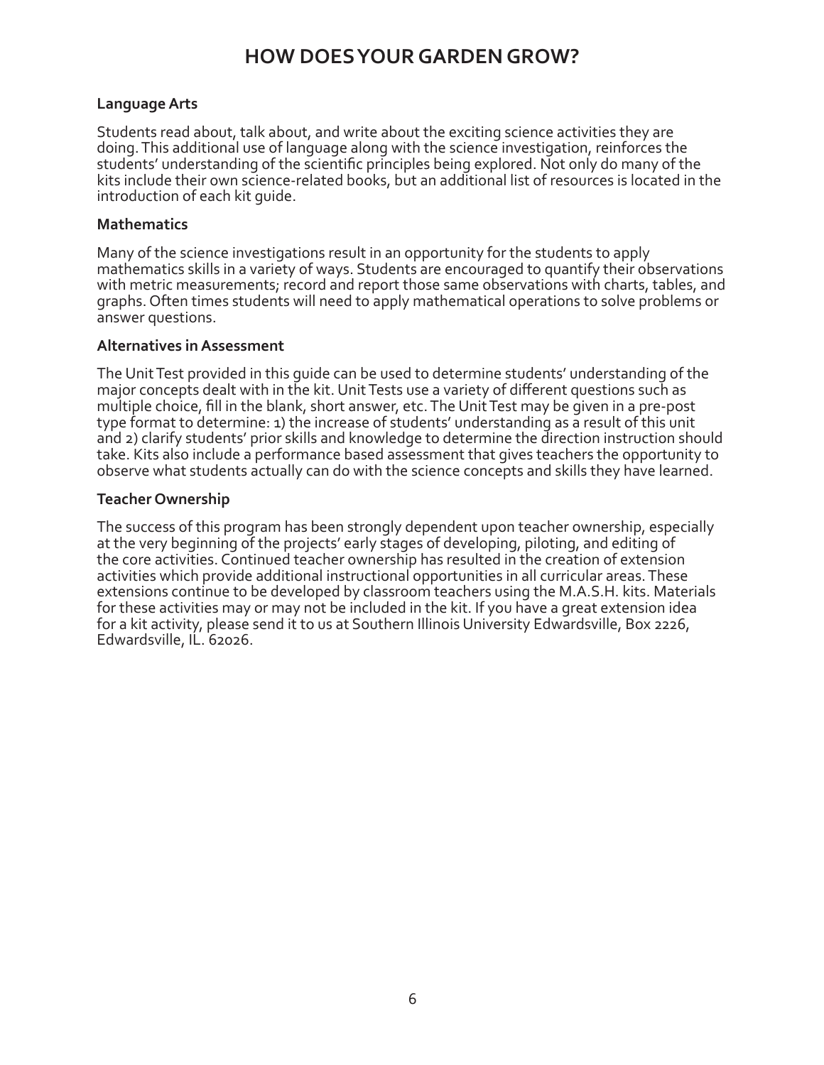## Language Arts

Students read about, talk about, and write about the exciting science activities they are doing. This additional use of language along with the science investigation, reinforces the students' understanding of the scientific principles being explored. Not only do many of the kits include their own science-related books, but an additional list of resources is located in the introduction of each kit guide.

## Mathematics

Many of the science investigations result in an opportunity for the students to apply mathematics skills in a variety of ways. Students are encouraged to quantify their observations with metric measurements; record and report those same observations with charts, tables, and graphs. Often times students will need to apply mathematical operations to solve problems or answer questions.

## Alternatives in Assessment

The Unit Test provided in this guide can be used to determine students' understanding of the major concepts dealt with in the kit. Unit Tests use a variety of different questions such as multiple choice, fill in the blank, short answer, etc. The Unit Test may be given in a pre-post type format to determine: 1) the increase of students' understanding as a result of this unit and 2) clarify students' prior skills and knowledge to determine the direction instruction should take. Kits also include a performance based assessment that gives teachers the opportunity to observe what students actually can do with the science concepts and skills they have learned.

## Teacher Ownership

The success of this program has been strongly dependent upon teacher ownership, especially at the very beginning of the projects' early stages of developing, piloting, and editing of the core activities. Continued teacher ownership has resulted in the creation of extension activities which provide additional instructional opportunities in all curricular areas. These extensions continue to be developed by classroom teachers using the M.A.S.H. kits. Materials for these activities may or may not be included in the kit. If you have a great extension idea for a kit activity, please send it to us at Southern Illinois University Edwardsville, Box 2226, Edwardsville, IL. 62026.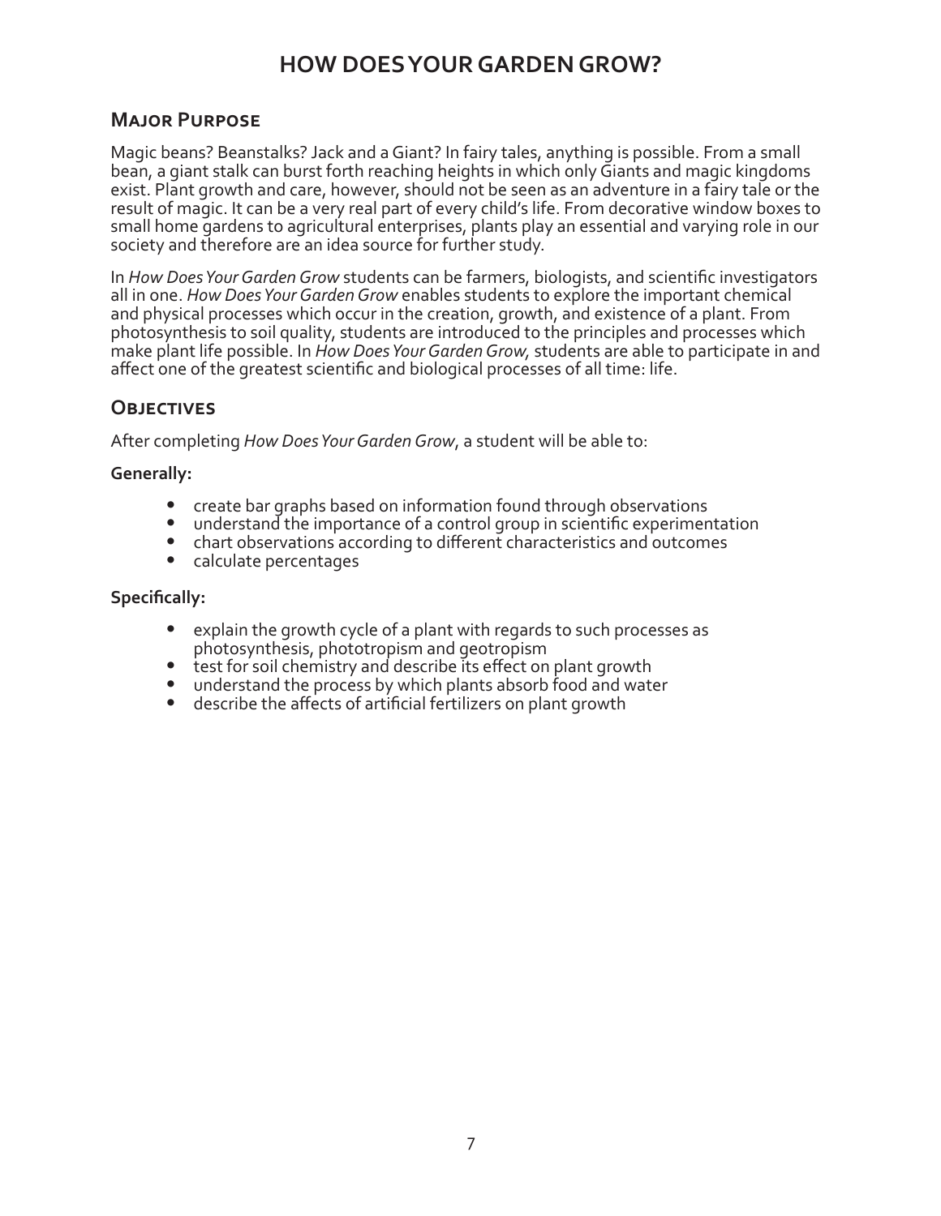# HOW DOES YOUR GARDEN GROW?

## Major Purpose

Magic beans? Beanstalks? Jack and a Giant? In fairy tales, anything is possible. From a small bean, a giant stalk can burst forth reaching heights in which only Giants and magic kingdoms exist. Plant growth and care, however, should not be seen as an adventure in a fairy tale or the result of magic. It can be a very real part of every child's life. From decorative window boxes to small home gardens to agricultural enterprises, plants play an essential and varying role in our society and therefore are an idea source for further study.

In *How Does Your Garden Grow* students can be farmers, biologists, and scientific investigators all in one. *How Does Your Garden Grow* enables students to explore the important chemical and physical processes which occur in the creation, growth, and existence of a plant. From photosynthesis to soil quality, students are introduced to the principles and processes which make plant life possible. In *How Does Your Garden Grow,* students are able to participate in and affect one of the greatest scientific and biological processes of all time: life.

## Objectives

After completing *How Does Your Garden Grow*, a student will be able to:

**Generally:**

- create bar graphs based on information found through observations
- understand the importance of a control group in scientific experimentation
- chart observations according to different characteristics and outcomes
- calculate percentages

**Specifically:**

- explain the growth cycle of a plant with regards to such processes as photosynthesis, phototropism and geotropism
- test for soil chemistry and describe its effect on plant growth
- understand the process by which plants absorb food and water
- describe the affects of artificial fertilizers on plant growth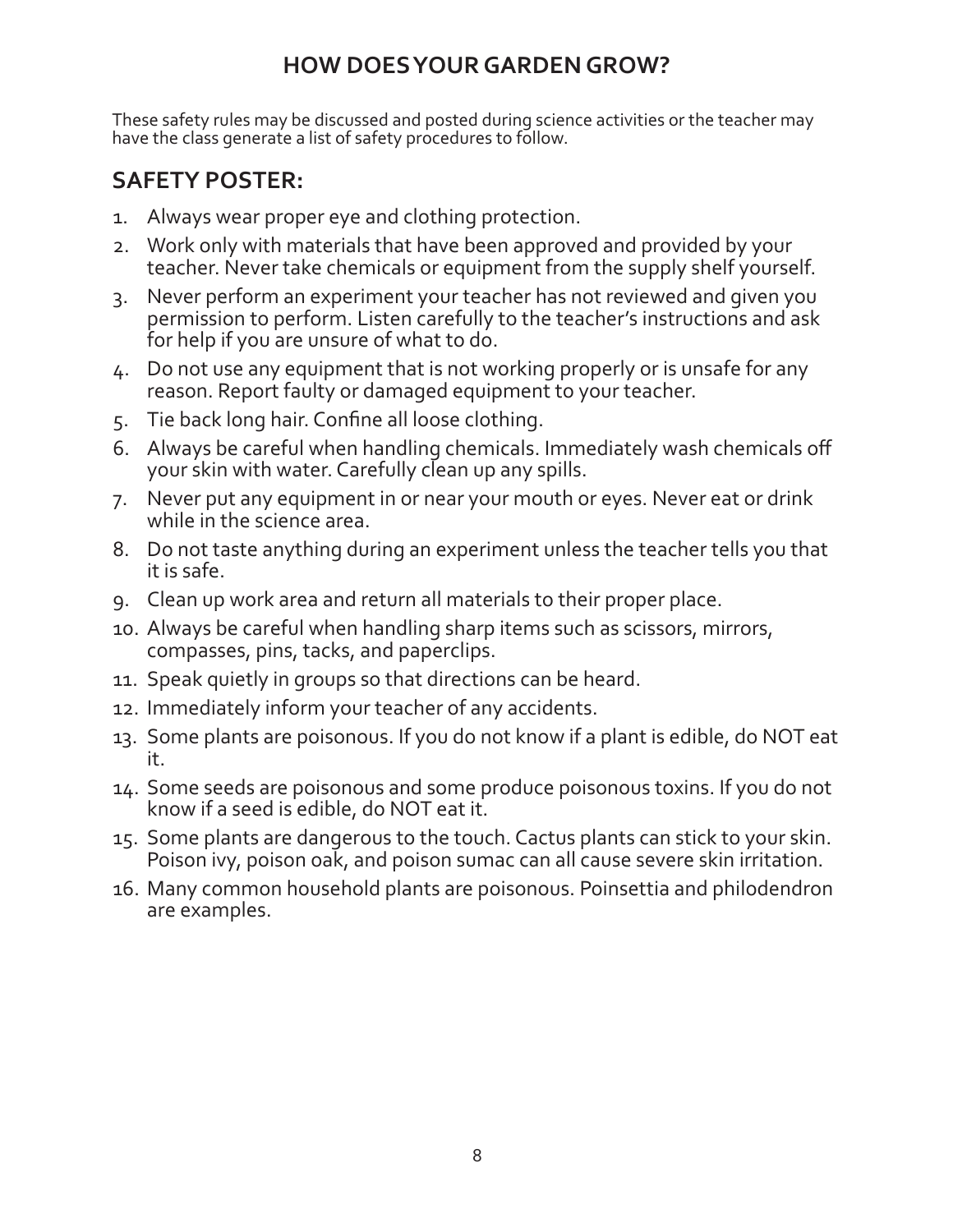# HOW DOES YOUR GARDEN GROW?

These safety rules may be discussed and posted during science activities or the teacher may have the class generate a list of safety procedures to follow.

## SAFETY POSTER:

1. Always wear proper eye and clothing protection.
2. Work only with materials that have been approved and provided by your teacher. Never take chemicals or equipment from the supply shelf yourself.
3. Never perform an experiment your teacher has not reviewed and given you permission to perform. Listen carefully to the teacher's instructions and ask for help if you are unsure of what to do.
4. Do not use any equipment that is not working properly or is unsafe for any reason. Report faulty or damaged equipment to your teacher.
5. Tie back long hair. Confine all loose clothing.
6. Always be careful when handling chemicals. Immediately wash chemicals off your skin with water. Carefully clean up any spills.
7. Never put any equipment in or near your mouth or eyes. Never eat or drink while in the science area.
8. Do not taste anything during an experiment unless the teacher tells you that it is safe.
9. Clean up work area and return all materials to their proper place.
10. Always be careful when handling sharp items such as scissors, mirrors, compasses, pins, tacks, and paperclips.
11. Speak quietly in groups so that directions can be heard.
12. Immediately inform your teacher of any accidents.
13. Some plants are poisonous. If you do not know if a plant is edible, do NOT eat it.
14. Some seeds are poisonous and some produce poisonous toxins. If you do not know if a seed is edible, do NOT eat it.
15. Some plants are dangerous to the touch. Cactus plants can stick to your skin. Poison ivy, poison oak, and poison sumac can all cause severe skin irritation.
16. Many common household plants are poisonous. Poinsettia and philodendron are examples.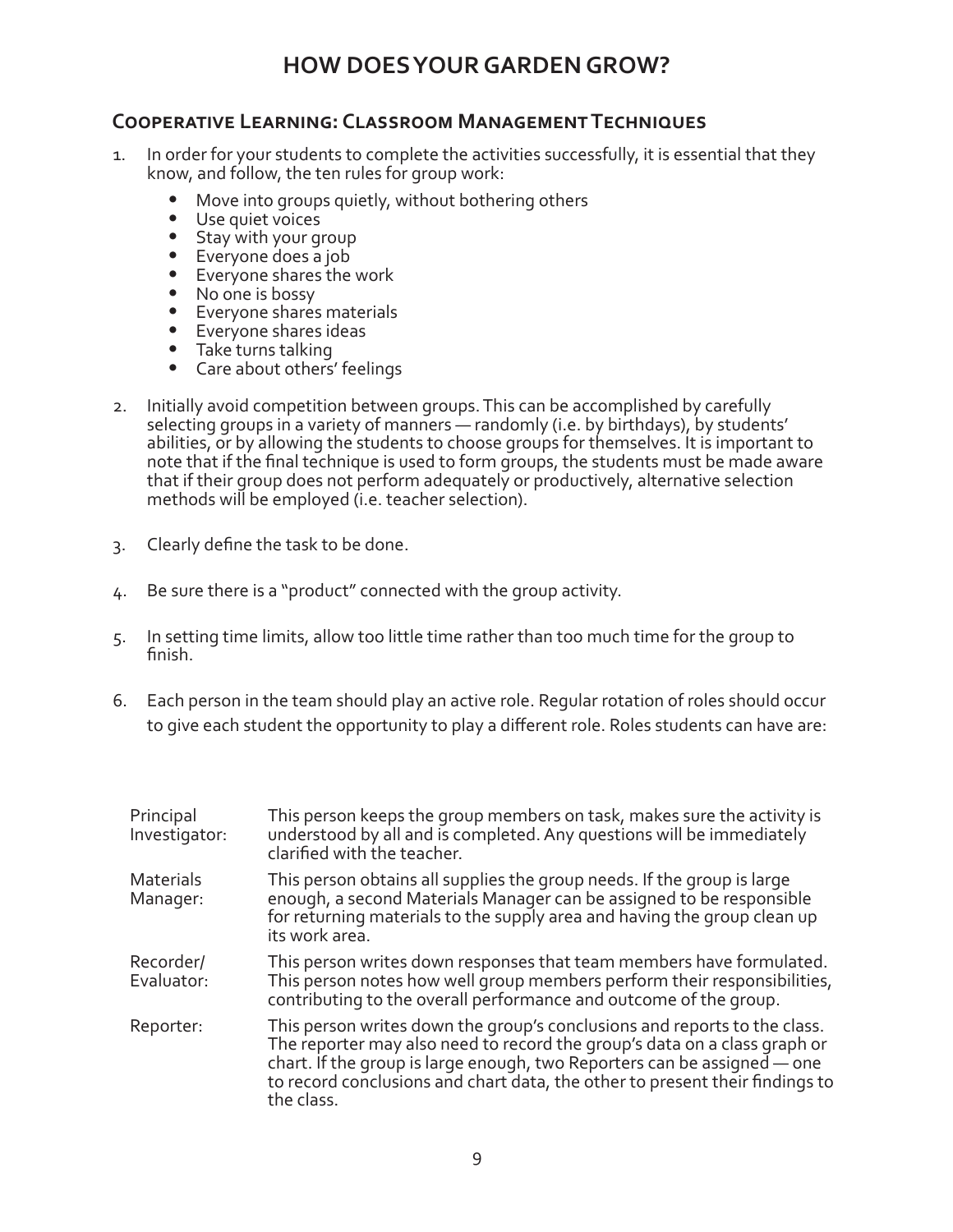# HOW DOES YOUR GARDEN GROW?

## Cooperative Learning: Classroom Management Techniques

1. In order for your students to complete the activities successfully, it is essential that they know, and follow, the ten rules for group work:
   - Move into groups quietly, without bothering others
   - Use quiet voices
   - Stay with your group
   - Everyone does a job
   - Everyone shares the work
   - No one is bossy
   - Everyone shares materials
   - Everyone shares ideas
   - Take turns talking
   - Care about others' feelings

2. Initially avoid competition between groups. This can be accomplished by carefully selecting groups in a variety of manners — randomly (i.e. by birthdays), by students' abilities, or by allowing the students to choose groups for themselves. It is important to note that if the final technique is used to form groups, the students must be made aware that if their group does not perform adequately or productively, alternative selection methods will be employed (i.e. teacher selection).

3. Clearly define the task to be done.

4. Be sure there is a "product" connected with the group activity.

5. In setting time limits, allow too little time rather than too much time for the group to finish.

6. Each person in the team should play an active role. Regular rotation of roles should occur to give each student the opportunity to play a different role. Roles students can have are:

| | |
|---|---|
| Principal Investigator: | This person keeps the group members on task, makes sure the activity is understood by all and is completed. Any questions will be immediately clarified with the teacher. |
| Materials Manager: | This person obtains all supplies the group needs. If the group is large enough, a second Materials Manager can be assigned to be responsible for returning materials to the supply area and having the group clean up its work area. |
| Recorder/ Evaluator: | This person writes down responses that team members have formulated. This person notes how well group members perform their responsibilities, contributing to the overall performance and outcome of the group. |
| Reporter: | This person writes down the group's conclusions and reports to the class. The reporter may also need to record the group's data on a class graph or chart. If the group is large enough, two Reporters can be assigned — one to record conclusions and chart data, the other to present their findings to the class. |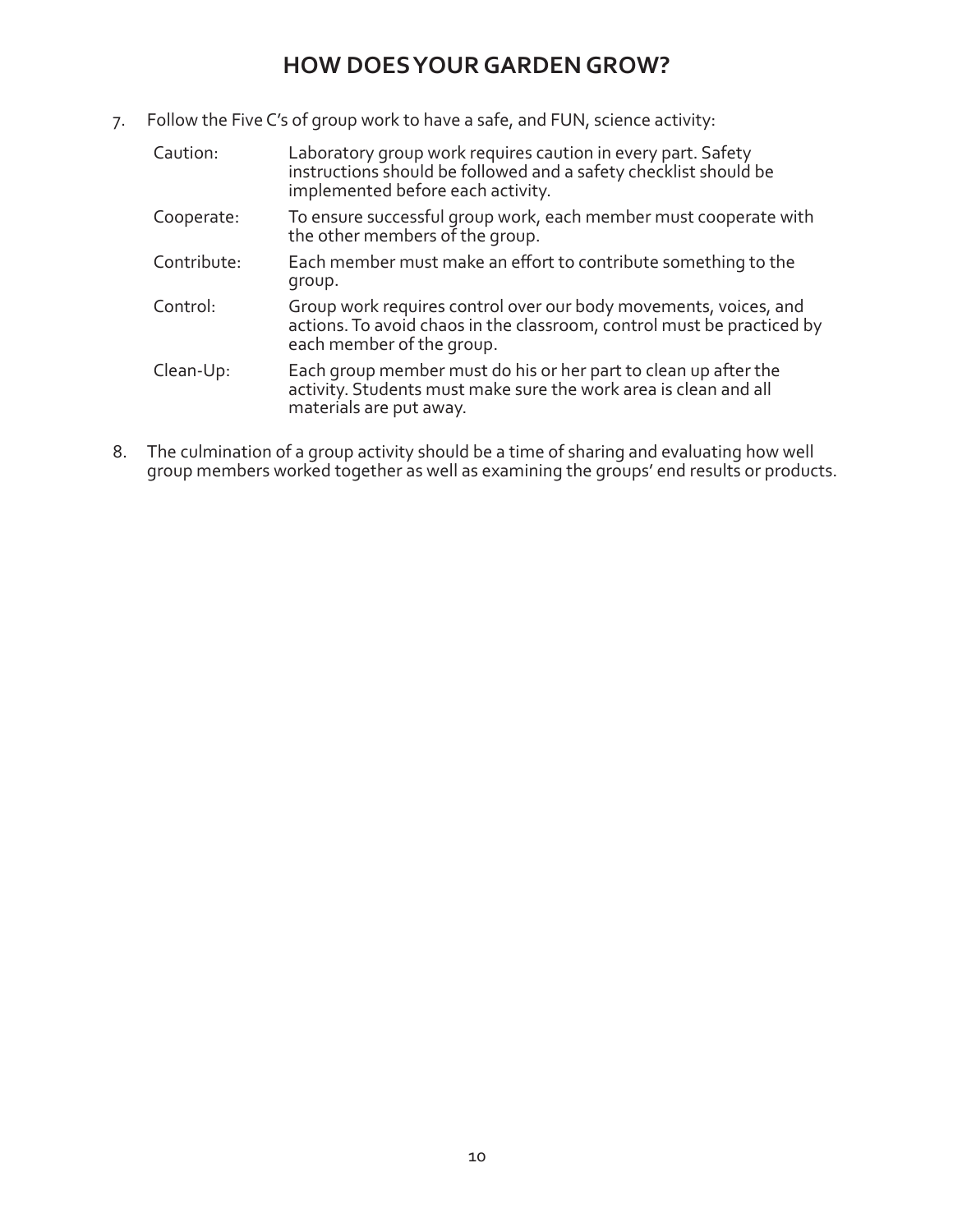# HOW DOES YOUR GARDEN GROW?

7. Follow the Five C's of group work to have a safe, and FUN, science activity:

   **Caution:** Laboratory group work requires caution in every part. Safety instructions should be followed and a safety checklist should be implemented before each activity.

   **Cooperate:** To ensure successful group work, each member must cooperate with the other members of the group.

   **Contribute:** Each member must make an effort to contribute something to the group.

   **Control:** Group work requires control over our body movements, voices, and actions. To avoid chaos in the classroom, control must be practiced by each member of the group.

   **Clean-Up:** Each group member must do his or her part to clean up after the activity. Students must make sure the work area is clean and all materials are put away.

8. The culmination of a group activity should be a time of sharing and evaluating how well group members worked together as well as examining the groups' end results or products.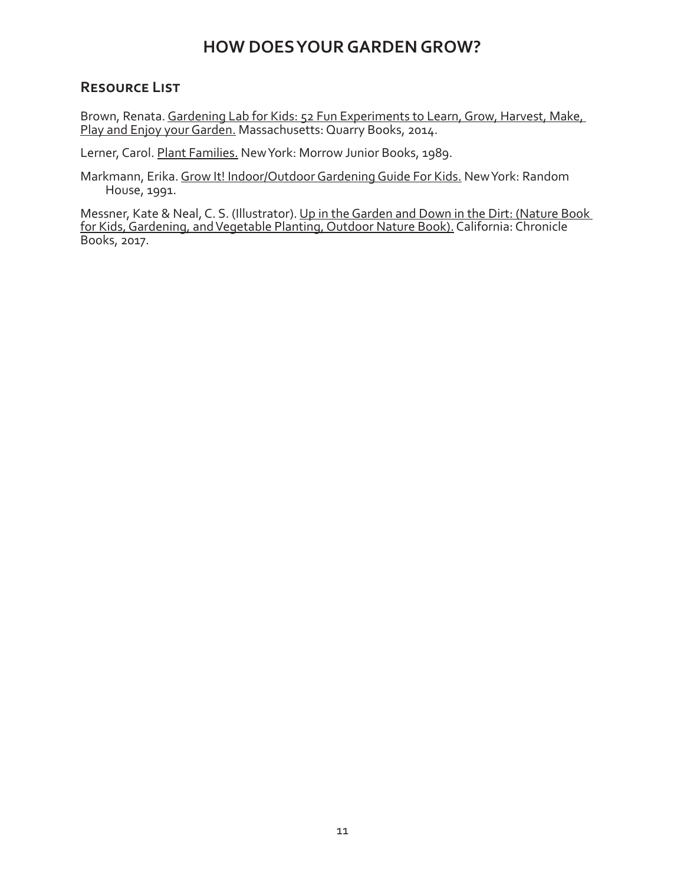# HOW DOES YOUR GARDEN GROW?

## Resource List

Brown, Renata. Gardening Lab for Kids: 52 Fun Experiments to Learn, Grow, Harvest, Make, Play and Enjoy your Garden. Massachusetts: Quarry Books, 2014.

Lerner, Carol. Plant Families. New York: Morrow Junior Books, 1989.

Markmann, Erika. Grow It! Indoor/Outdoor Gardening Guide For Kids. New York: Random House, 1991.

Messner, Kate & Neal, C. S. (Illustrator). Up in the Garden and Down in the Dirt: (Nature Book for Kids, Gardening, and Vegetable Planting, Outdoor Nature Book). California: Chronicle Books, 2017.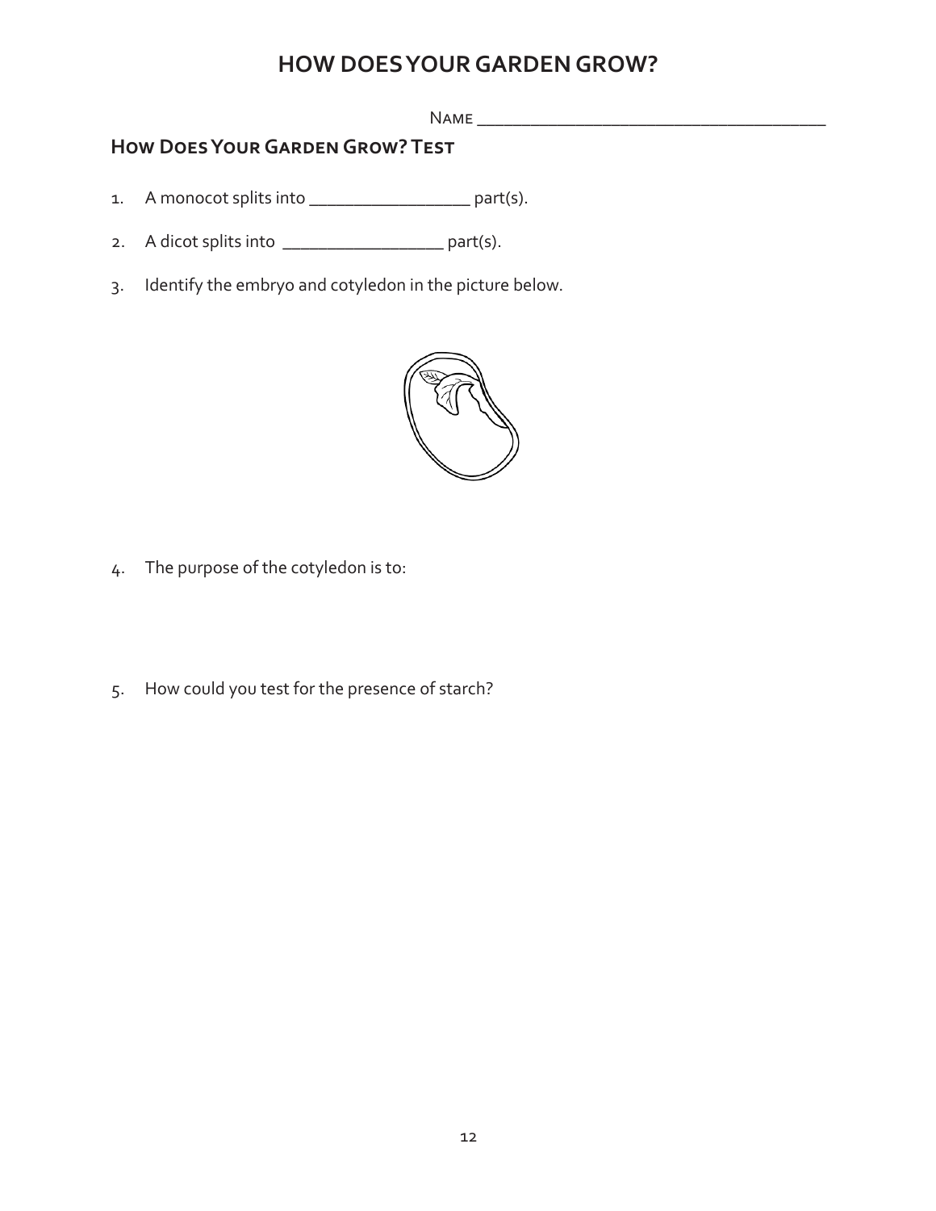# HOW DOES YOUR GARDEN GROW?

Name ______________________________________

## How Does Your Garden Grow? Test

1. A monocot splits into _________________ part(s).

2. A dicot splits into _________________ part(s).

3. Identify the embryo and cotyledon in the picture below.

4. The purpose of the cotyledon is to:

5. How could you test for the presence of starch?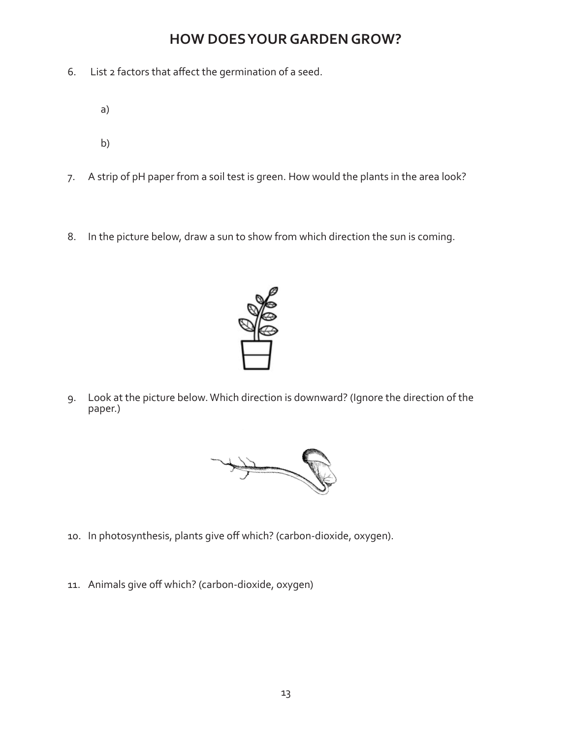# HOW DOES YOUR GARDEN GROW?

6. List 2 factors that affect the germination of a seed.

   a)

   b)

7. A strip of pH paper from a soil test is green. How would the plants in the area look?

8. In the picture below, draw a sun to show from which direction the sun is coming.

9. Look at the picture below. Which direction is downward? (Ignore the direction of the paper.)

10. In photosynthesis, plants give off which? (carbon-dioxide, oxygen).

11. Animals give off which? (carbon-dioxide, oxygen)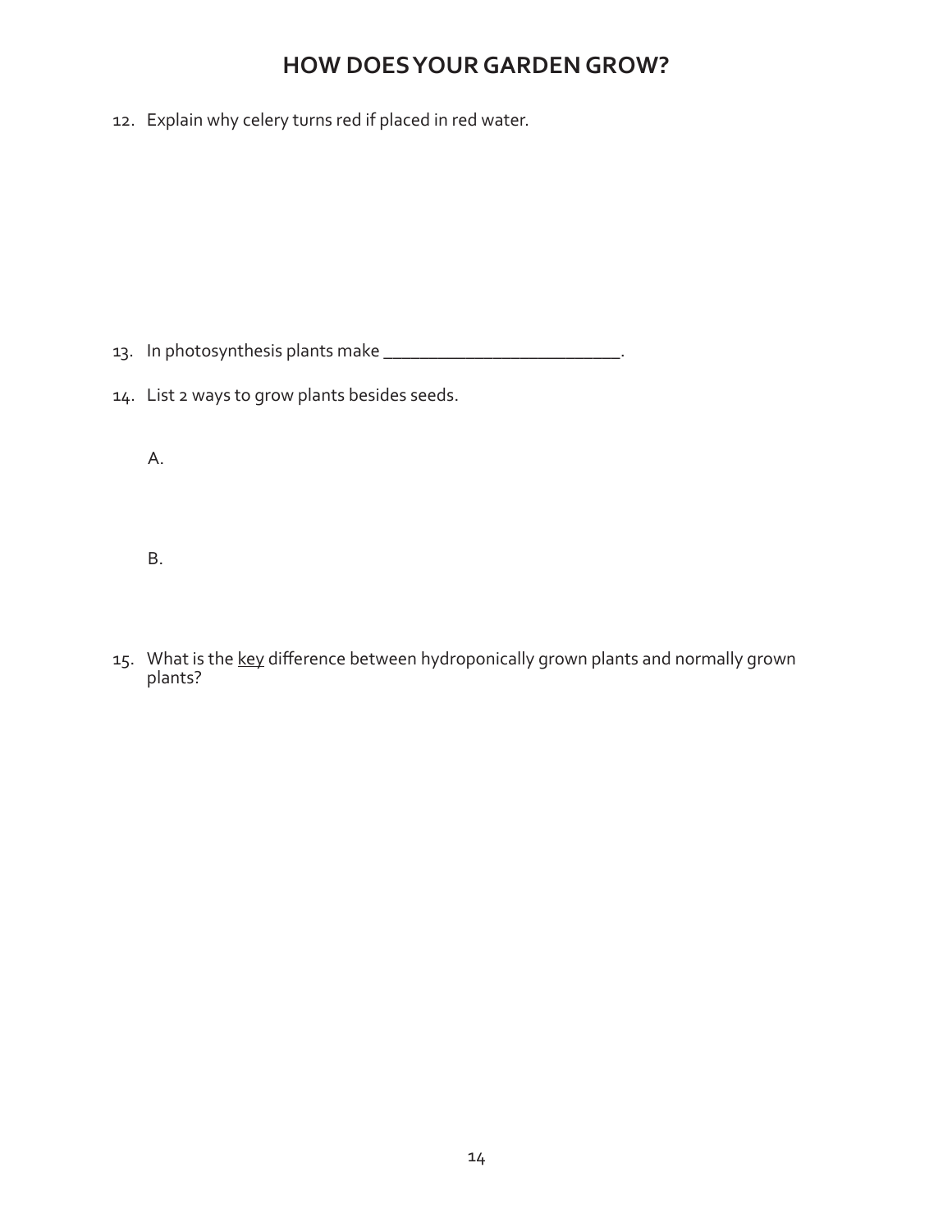# HOW DOES YOUR GARDEN GROW?

12. Explain why celery turns red if placed in red water.

13. In photosynthesis plants make _________________________.

14. List 2 ways to grow plants besides seeds.

    A.

    B.

15. What is the <u>key</u> difference between hydroponically grown plants and normally grown plants?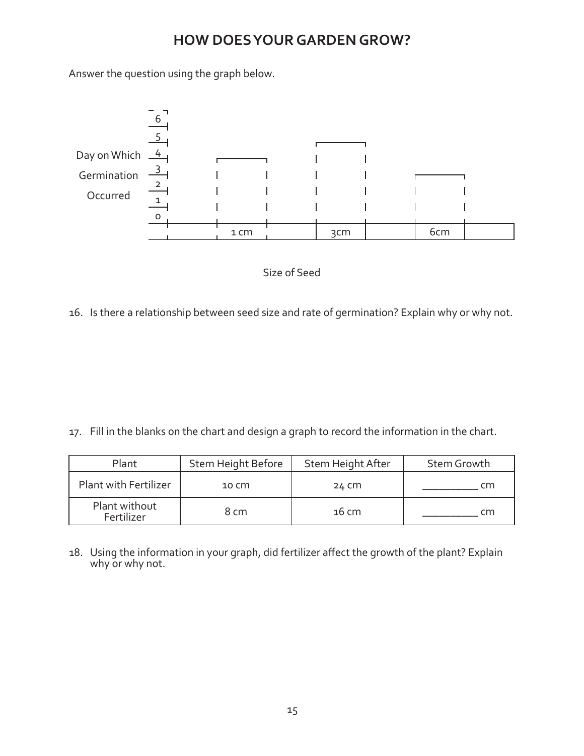# HOW DOES YOUR GARDEN GROW?

Answer the question using the graph below.

Day on Which Germination Occurred

6
5
4
3
2
1
0

1 cm | 3cm | 6cm

Size of Seed

16. Is there a relationship between seed size and rate of germination? Explain why or why not.

17. Fill in the blanks on the chart and design a graph to record the information in the chart.

| Plant | Stem Height Before | Stem Height After | Stem Growth |
|---|---|---|---|
| Plant with Fertilizer | 10 cm | 24 cm | __________ cm |
| Plant without Fertilizer | 8 cm | 16 cm | __________ cm |

18. Using the information in your graph, did fertilizer affect the growth of the plant? Explain why or why not.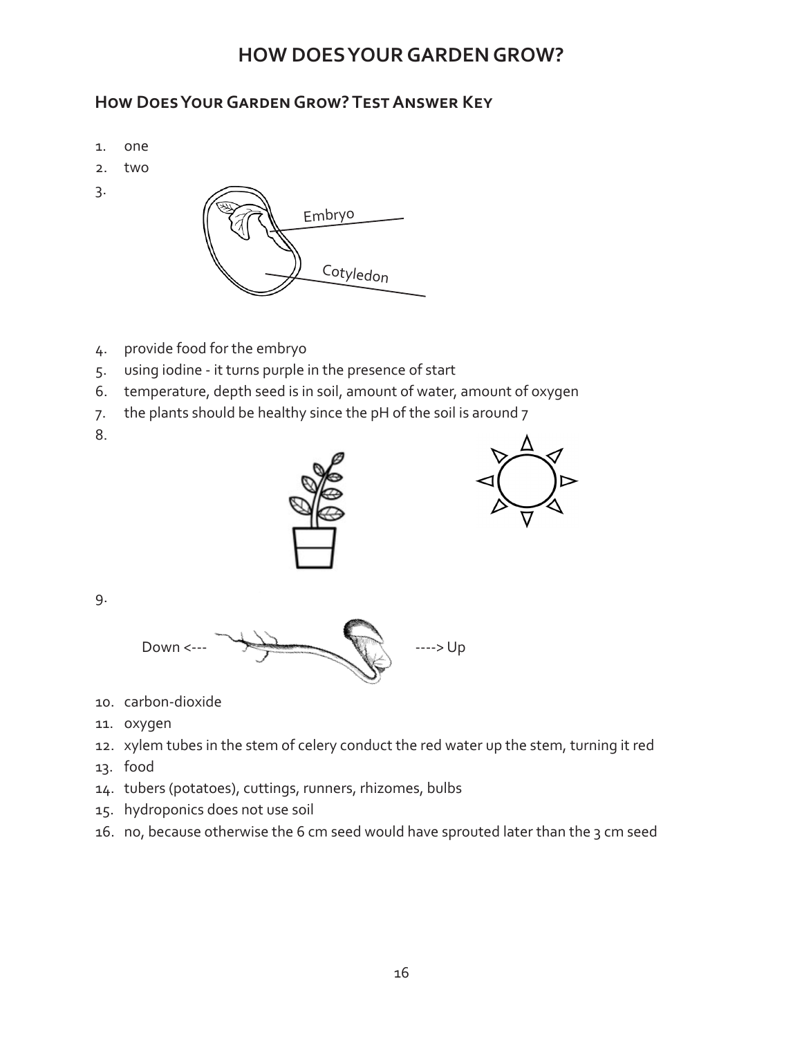# HOW DOES YOUR GARDEN GROW?

## How Does Your Garden Grow? Test Answer Key

1. one
2. two
3. Embryo; Cotyledon
4. provide food for the embryo
5. using iodine - it turns purple in the presence of start
6. temperature, depth seed is in soil, amount of water, amount of oxygen
7. the plants should be healthy since the pH of the soil is around 7
8. 
9. Down <--- ----> Up
10. carbon-dioxide
11. oxygen
12. xylem tubes in the stem of celery conduct the red water up the stem, turning it red
13. food
14. tubers (potatoes), cuttings, runners, rhizomes, bulbs
15. hydroponics does not use soil
16. no, because otherwise the 6 cm seed would have sprouted later than the 3 cm seed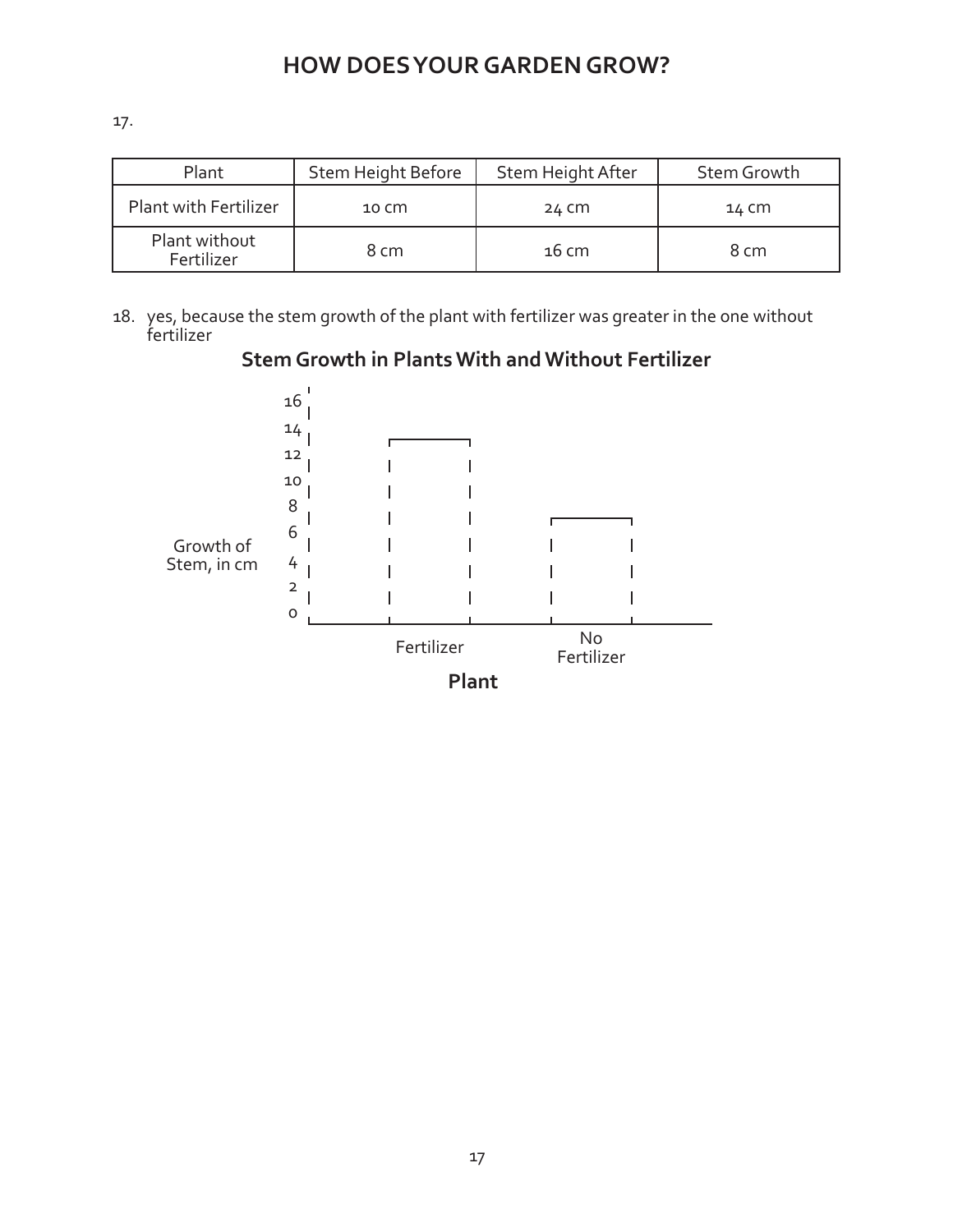# HOW DOES YOUR GARDEN GROW?

17.

| Plant | Stem Height Before | Stem Height After | Stem Growth |
|---|---|---|---|
| Plant with Fertilizer | 10 cm | 24 cm | 14 cm |
| Plant without Fertilizer | 8 cm | 16 cm | 8 cm |

18. yes, because the stem growth of the plant with fertilizer was greater in the one without fertilizer

**Stem Growth in Plants With and Without Fertilizer**

Growth of Stem, in cm

16
14
12
10
8
6
4
2
0

Fertilizer

No Fertilizer

**Plant**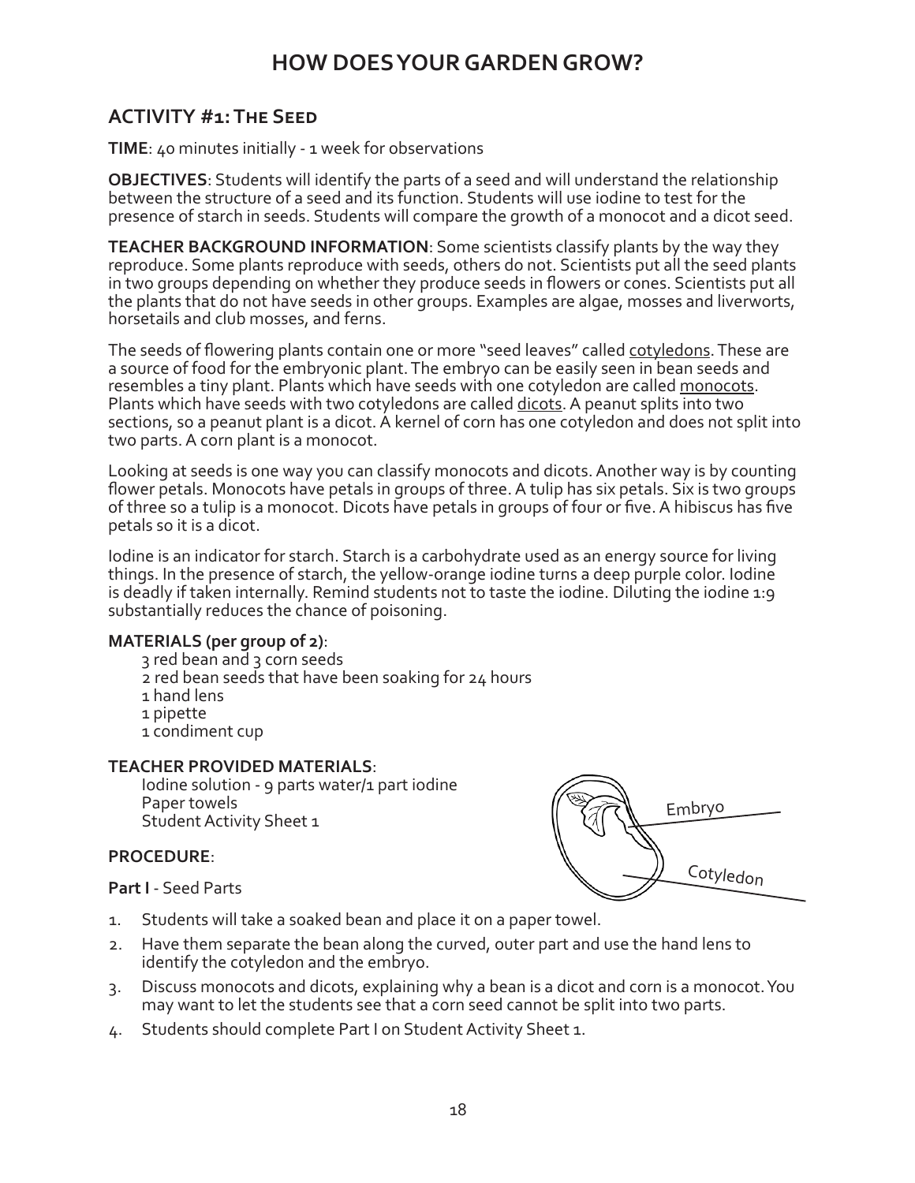# HOW DOES YOUR GARDEN GROW?

## ACTIVITY #1: The Seed

**TIME**: 40 minutes initially - 1 week for observations

**OBJECTIVES**: Students will identify the parts of a seed and will understand the relationship between the structure of a seed and its function. Students will use iodine to test for the presence of starch in seeds. Students will compare the growth of a monocot and a dicot seed.

**TEACHER BACKGROUND INFORMATION**: Some scientists classify plants by the way they reproduce. Some plants reproduce with seeds, others do not. Scientists put all the seed plants in two groups depending on whether they produce seeds in flowers or cones. Scientists put all the plants that do not have seeds in other groups. Examples are algae, mosses and liverworts, horsetails and club mosses, and ferns.

The seeds of flowering plants contain one or more "seed leaves" called cotyledons. These are a source of food for the embryonic plant. The embryo can be easily seen in bean seeds and resembles a tiny plant. Plants which have seeds with one cotyledon are called monocots. Plants which have seeds with two cotyledons are called dicots. A peanut splits into two sections, so a peanut plant is a dicot. A kernel of corn has one cotyledon and does not split into two parts. A corn plant is a monocot.

Looking at seeds is one way you can classify monocots and dicots. Another way is by counting flower petals. Monocots have petals in groups of three. A tulip has six petals. Six is two groups of three so a tulip is a monocot. Dicots have petals in groups of four or five. A hibiscus has five petals so it is a dicot.

Iodine is an indicator for starch. Starch is a carbohydrate used as an energy source for living things. In the presence of starch, the yellow-orange iodine turns a deep purple color. Iodine is deadly if taken internally. Remind students not to taste the iodine. Diluting the iodine 1:9 substantially reduces the chance of poisoning.

**MATERIALS (per group of 2)**:

- 3 red bean and 3 corn seeds
- 2 red bean seeds that have been soaking for 24 hours
- 1 hand lens
- 1 pipette
- 1 condiment cup

**TEACHER PROVIDED MATERIALS**:

- Iodine solution - 9 parts water/1 part iodine
- Paper towels
- Student Activity Sheet 1

Embryo

Cotyledon

**PROCEDURE**:

**Part I** - Seed Parts

1. Students will take a soaked bean and place it on a paper towel.
2. Have them separate the bean along the curved, outer part and use the hand lens to identify the cotyledon and the embryo.
3. Discuss monocots and dicots, explaining why a bean is a dicot and corn is a monocot. You may want to let the students see that a corn seed cannot be split into two parts.
4. Students should complete Part I on Student Activity Sheet 1.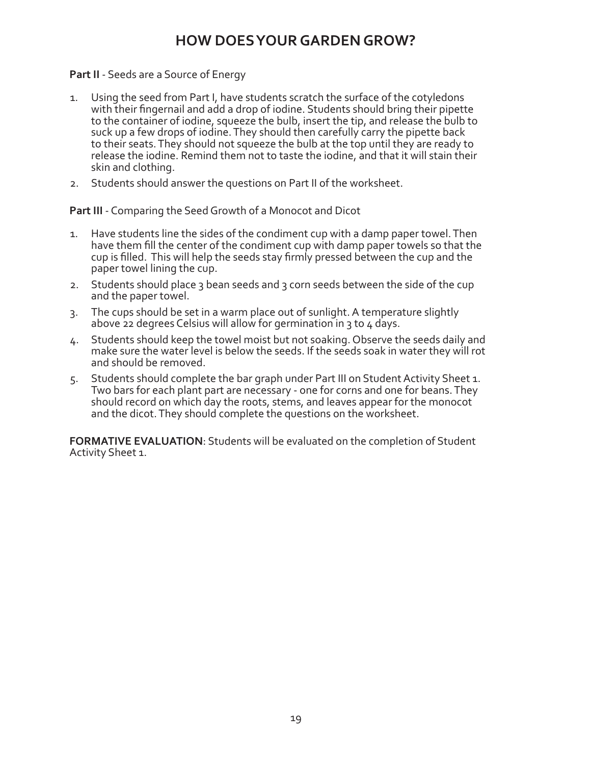# HOW DOES YOUR GARDEN GROW?

**Part II** - Seeds are a Source of Energy

1. Using the seed from Part I, have students scratch the surface of the cotyledons with their fingernail and add a drop of iodine. Students should bring their pipette to the container of iodine, squeeze the bulb, insert the tip, and release the bulb to suck up a few drops of iodine. They should then carefully carry the pipette back to their seats. They should not squeeze the bulb at the top until they are ready to release the iodine. Remind them not to taste the iodine, and that it will stain their skin and clothing.
2. Students should answer the questions on Part II of the worksheet.

**Part III** - Comparing the Seed Growth of a Monocot and Dicot

1. Have students line the sides of the condiment cup with a damp paper towel. Then have them fill the center of the condiment cup with damp paper towels so that the cup is filled. This will help the seeds stay firmly pressed between the cup and the paper towel lining the cup.
2. Students should place 3 bean seeds and 3 corn seeds between the side of the cup and the paper towel.
3. The cups should be set in a warm place out of sunlight. A temperature slightly above 22 degrees Celsius will allow for germination in 3 to 4 days.
4. Students should keep the towel moist but not soaking. Observe the seeds daily and make sure the water level is below the seeds. If the seeds soak in water they will rot and should be removed.
5. Students should complete the bar graph under Part III on Student Activity Sheet 1. Two bars for each plant part are necessary - one for corns and one for beans. They should record on which day the roots, stems, and leaves appear for the monocot and the dicot. They should complete the questions on the worksheet.

**FORMATIVE EVALUATION**: Students will be evaluated on the completion of Student Activity Sheet 1.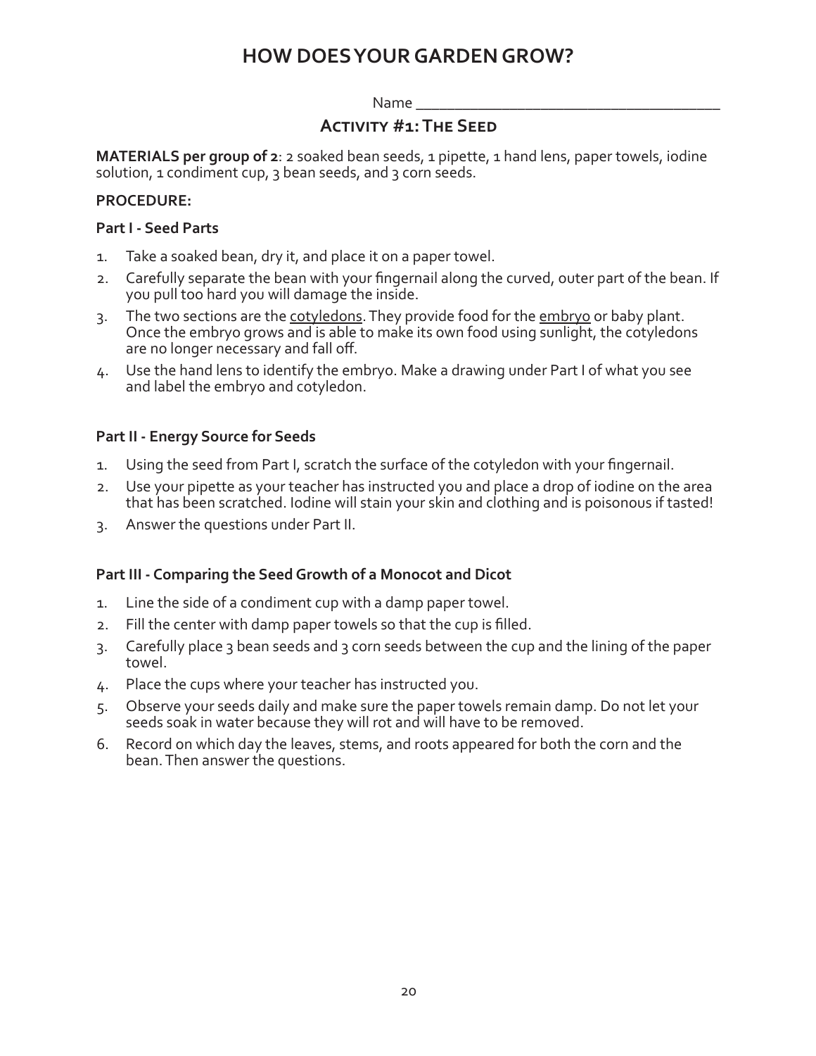# HOW DOES YOUR GARDEN GROW?

Name ______________________________________

## Activity #1: The Seed

**MATERIALS per group of 2**: 2 soaked bean seeds, 1 pipette, 1 hand lens, paper towels, iodine solution, 1 condiment cup, 3 bean seeds, and 3 corn seeds.

**PROCEDURE:**

### Part I - Seed Parts

1. Take a soaked bean, dry it, and place it on a paper towel.
2. Carefully separate the bean with your fingernail along the curved, outer part of the bean. If you pull too hard you will damage the inside.
3. The two sections are the <u>cotyledons</u>. They provide food for the <u>embryo</u> or baby plant. Once the embryo grows and is able to make its own food using sunlight, the cotyledons are no longer necessary and fall off.
4. Use the hand lens to identify the embryo. Make a drawing under Part I of what you see and label the embryo and cotyledon.

### Part II - Energy Source for Seeds

1. Using the seed from Part I, scratch the surface of the cotyledon with your fingernail.
2. Use your pipette as your teacher has instructed you and place a drop of iodine on the area that has been scratched. Iodine will stain your skin and clothing and is poisonous if tasted!
3. Answer the questions under Part II.

### Part III - Comparing the Seed Growth of a Monocot and Dicot

1. Line the side of a condiment cup with a damp paper towel.
2. Fill the center with damp paper towels so that the cup is filled.
3. Carefully place 3 bean seeds and 3 corn seeds between the cup and the lining of the paper towel.
4. Place the cups where your teacher has instructed you.
5. Observe your seeds daily and make sure the paper towels remain damp. Do not let your seeds soak in water because they will rot and will have to be removed.
6. Record on which day the leaves, stems, and roots appeared for both the corn and the bean. Then answer the questions.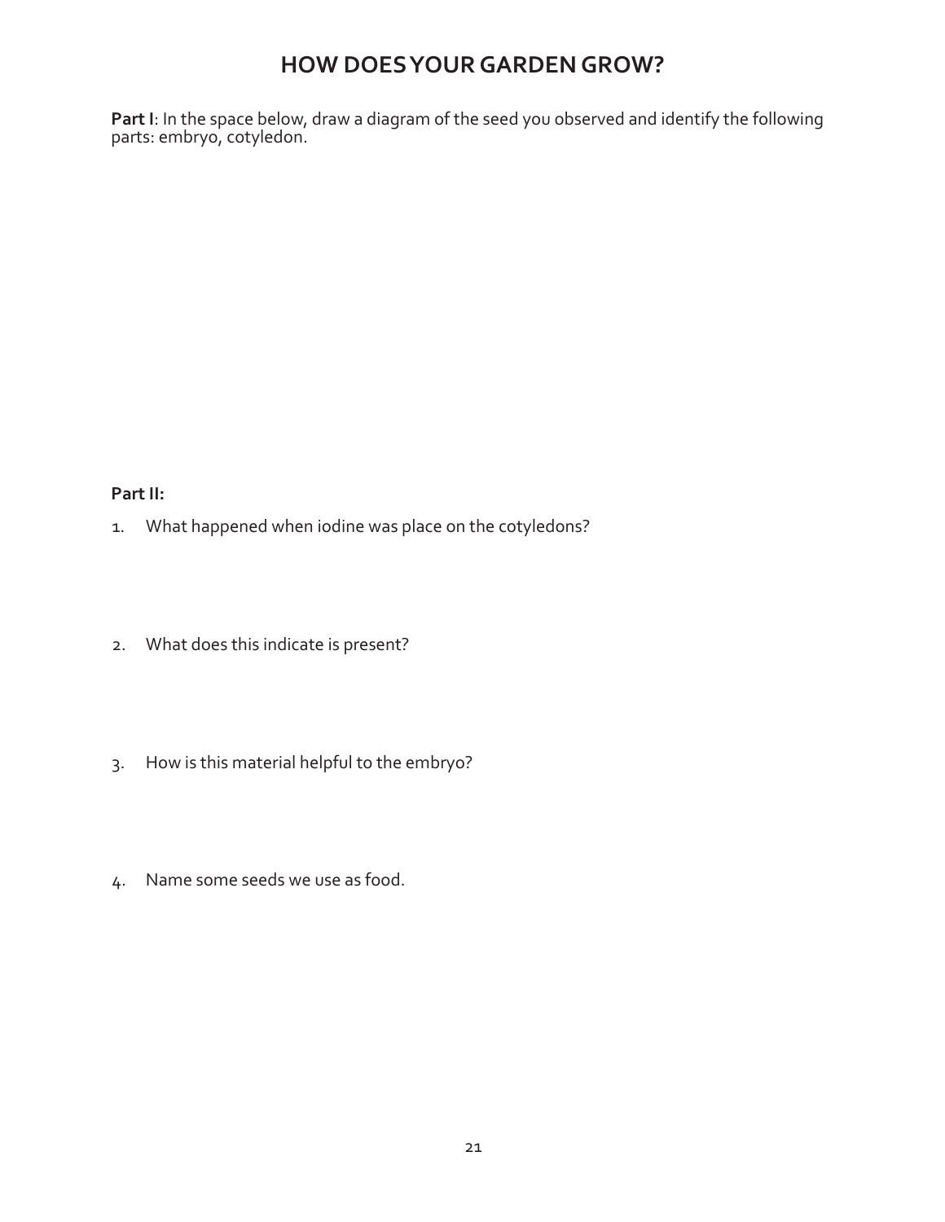# HOW DOES YOUR GARDEN GROW?

**Part I**: In the space below, draw a diagram of the seed you observed and identify the following parts: embryo, cotyledon.

**Part II:**

1. What happened when iodine was place on the cotyledons?

2. What does this indicate is present?

3. How is this material helpful to the embryo?

4. Name some seeds we use as food.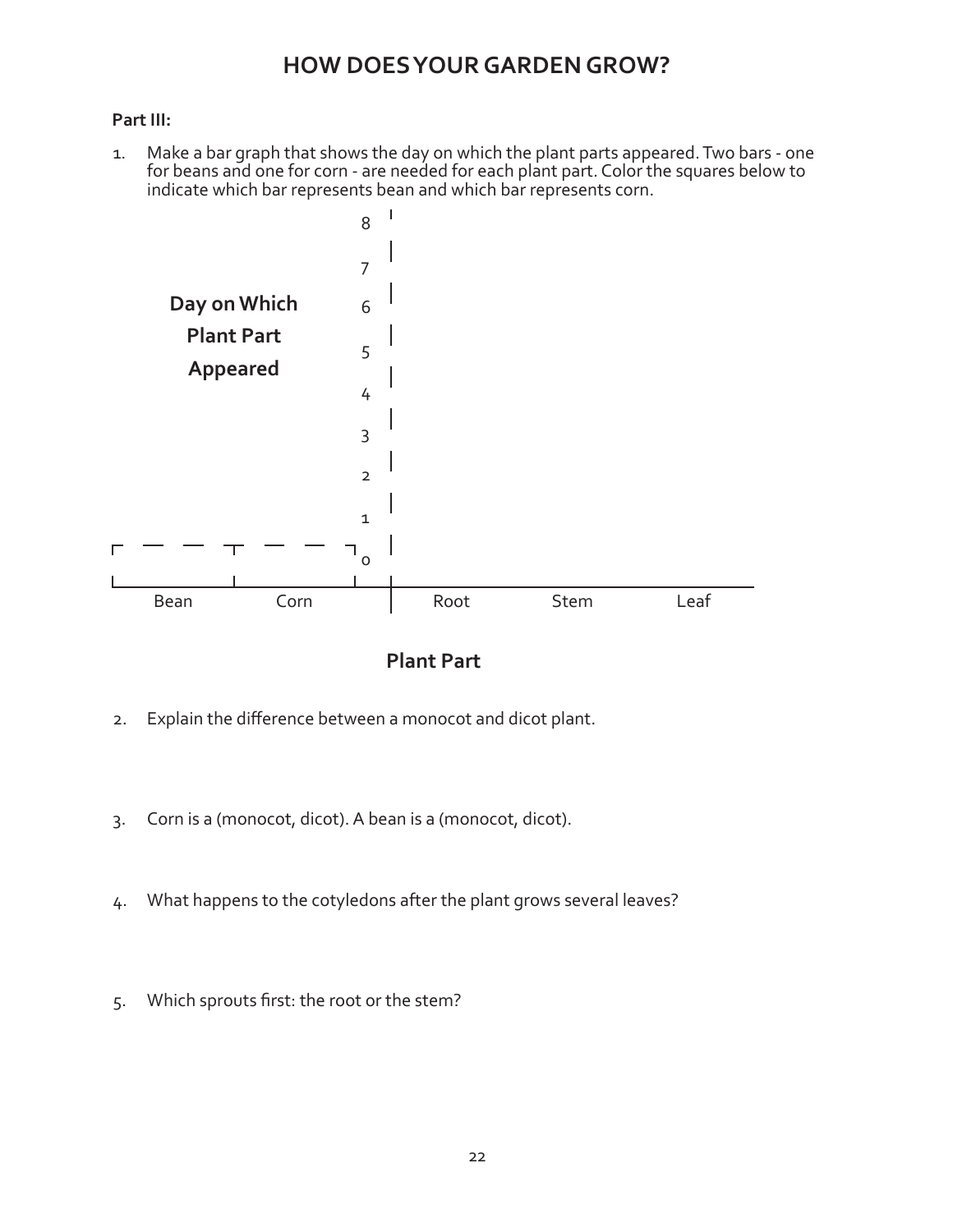# HOW DOES YOUR GARDEN GROW?

**Part III:**

1. Make a bar graph that shows the day on which the plant parts appeared. Two bars - one for beans and one for corn - are needed for each plant part. Color the squares below to indicate which bar represents bean and which bar represents corn.

**Day on Which Plant Part Appeared**

8
7
6
5
4
3
2
1
0

Bean Corn

Root Stem Leaf

**Plant Part**

2. Explain the difference between a monocot and dicot plant.

3. Corn is a (monocot, dicot). A bean is a (monocot, dicot).

4. What happens to the cotyledons after the plant grows several leaves?

5. Which sprouts first: the root or the stem?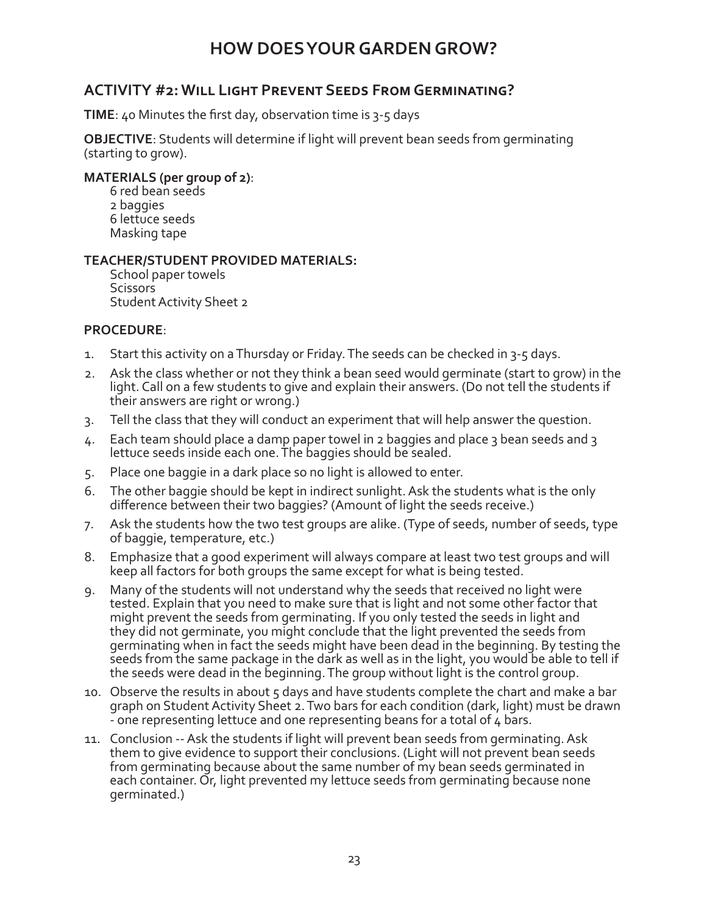# HOW DOES YOUR GARDEN GROW?

## ACTIVITY #2: Will Light Prevent Seeds From Germinating?

**TIME**: 40 Minutes the first day, observation time is 3-5 days

**OBJECTIVE**: Students will determine if light will prevent bean seeds from germinating (starting to grow).

**MATERIALS (per group of 2)**:

6 red bean seeds
2 baggies
6 lettuce seeds
Masking tape

**TEACHER/STUDENT PROVIDED MATERIALS:**

School paper towels
Scissors
Student Activity Sheet 2

**PROCEDURE**:

1. Start this activity on a Thursday or Friday. The seeds can be checked in 3-5 days.
2. Ask the class whether or not they think a bean seed would germinate (start to grow) in the light. Call on a few students to give and explain their answers. (Do not tell the students if their answers are right or wrong.)
3. Tell the class that they will conduct an experiment that will help answer the question.
4. Each team should place a damp paper towel in 2 baggies and place 3 bean seeds and 3 lettuce seeds inside each one. The baggies should be sealed.
5. Place one baggie in a dark place so no light is allowed to enter.
6. The other baggie should be kept in indirect sunlight. Ask the students what is the only difference between their two baggies? (Amount of light the seeds receive.)
7. Ask the students how the two test groups are alike. (Type of seeds, number of seeds, type of baggie, temperature, etc.)
8. Emphasize that a good experiment will always compare at least two test groups and will keep all factors for both groups the same except for what is being tested.
9. Many of the students will not understand why the seeds that received no light were tested. Explain that you need to make sure that is light and not some other factor that might prevent the seeds from germinating. If you only tested the seeds in light and they did not germinate, you might conclude that the light prevented the seeds from germinating when in fact the seeds might have been dead in the beginning. By testing the seeds from the same package in the dark as well as in the light, you would be able to tell if the seeds were dead in the beginning. The group without light is the control group.
10. Observe the results in about 5 days and have students complete the chart and make a bar graph on Student Activity Sheet 2. Two bars for each condition (dark, light) must be drawn - one representing lettuce and one representing beans for a total of 4 bars.
11. Conclusion -- Ask the students if light will prevent bean seeds from germinating. Ask them to give evidence to support their conclusions. (Light will not prevent bean seeds from germinating because about the same number of my bean seeds germinated in each container. Or, light prevented my lettuce seeds from germinating because none germinated.)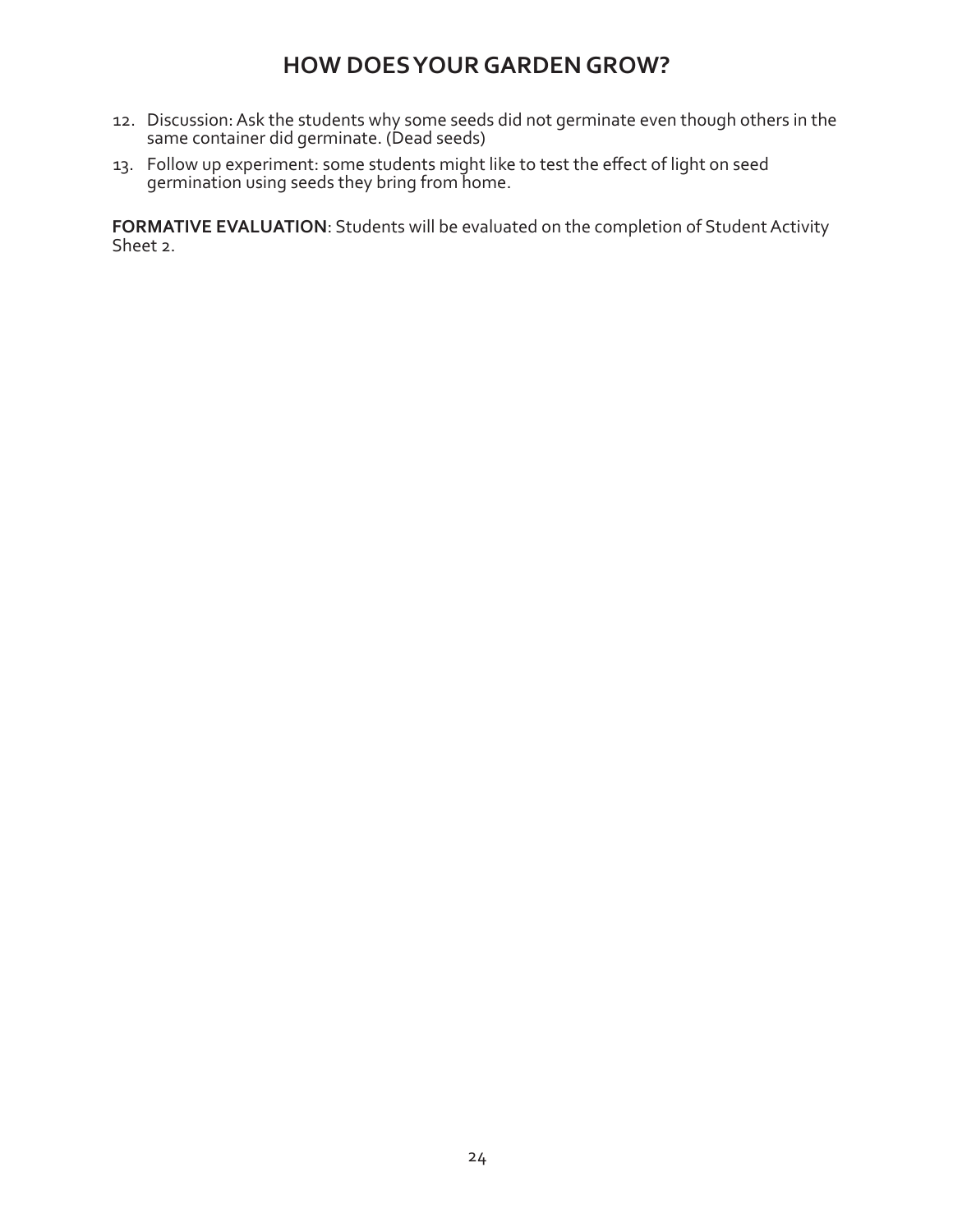12. Discussion: Ask the students why some seeds did not germinate even though others in the same container did germinate. (Dead seeds)
13. Follow up experiment: some students might like to test the effect of light on seed germination using seeds they bring from home.

**FORMATIVE EVALUATION**: Students will be evaluated on the completion of Student Activity Sheet 2.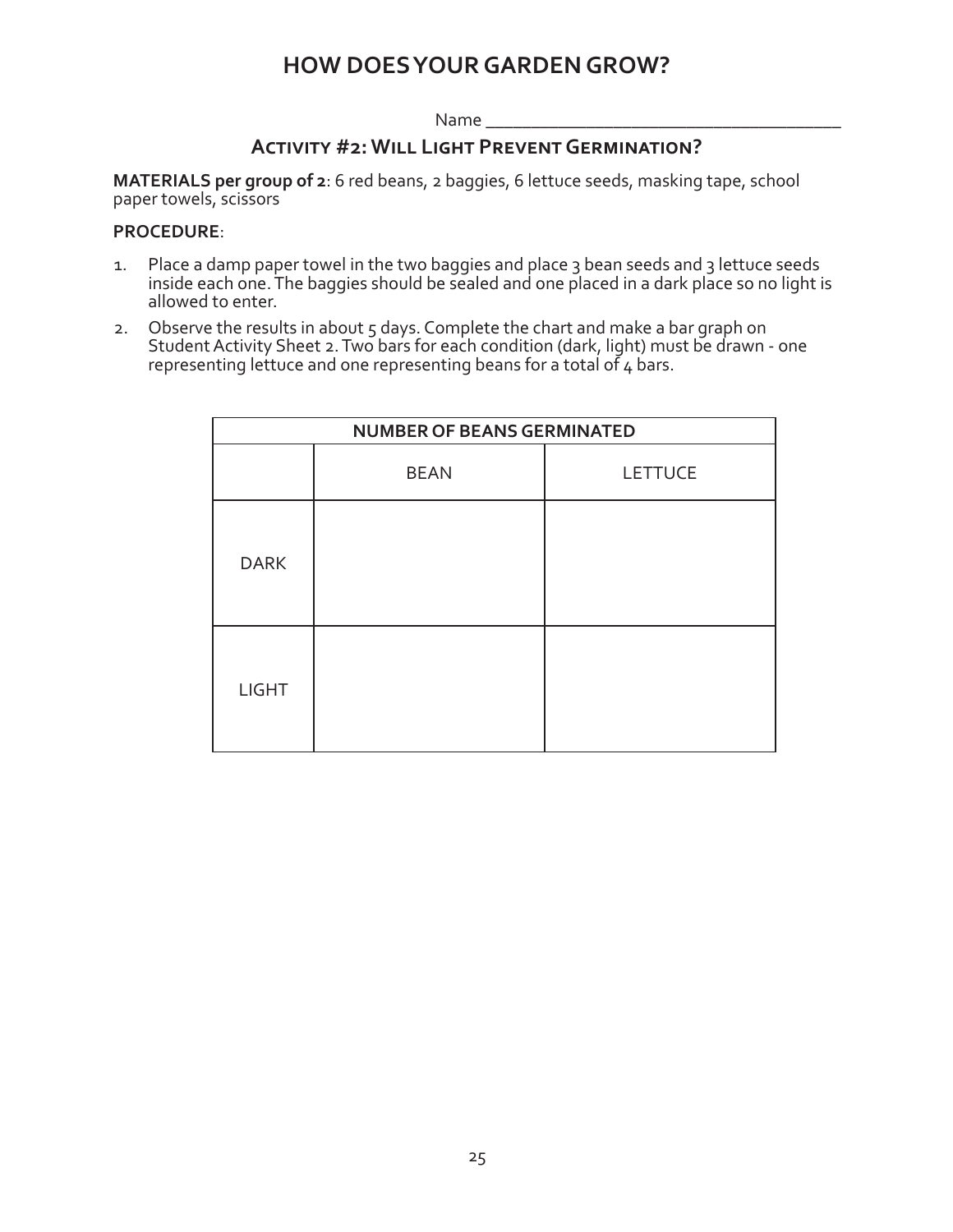# HOW DOES YOUR GARDEN GROW?

Name ______________________________________

## Activity #2: Will Light Prevent Germination?

**MATERIALS per group of 2**: 6 red beans, 2 baggies, 6 lettuce seeds, masking tape, school paper towels, scissors

**PROCEDURE**:

1. Place a damp paper towel in the two baggies and place 3 bean seeds and 3 lettuce seeds inside each one. The baggies should be sealed and one placed in a dark place so no light is allowed to enter.
2. Observe the results in about 5 days. Complete the chart and make a bar graph on Student Activity Sheet 2. Two bars for each condition (dark, light) must be drawn - one representing lettuce and one representing beans for a total of 4 bars.

| NUMBER OF BEANS GERMINATED | | |
|---|---|---|
| | BEAN | LETTUCE |
| DARK | | |
| LIGHT | | |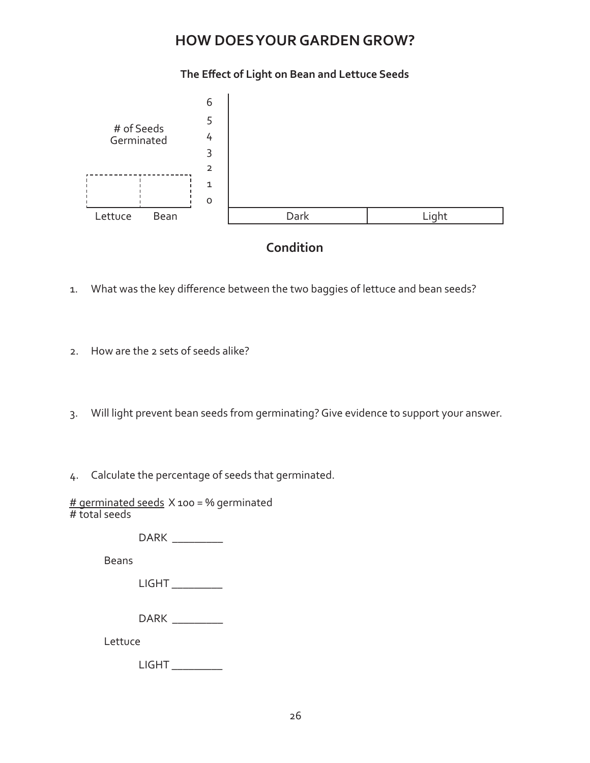# HOW DOES YOUR GARDEN GROW?

**The Effect of Light on Bean and Lettuce Seeds**

# of Seeds Germinated

6
5
4
3
2
1
0

Lettuce | Bean

Dark | Light

**Condition**

1. What was the key difference between the two baggies of lettuce and bean seeds?

2. How are the 2 sets of seeds alike?

3. Will light prevent bean seeds from germinating? Give evidence to support your answer.

4. Calculate the percentage of seeds that germinated.

$$\frac{\text{\# germinated seeds}}{\text{\# total seeds}} \times 100 = \text{\% germinated}$$

Beans

DARK _________

LIGHT _________

Lettuce

DARK _________

LIGHT _________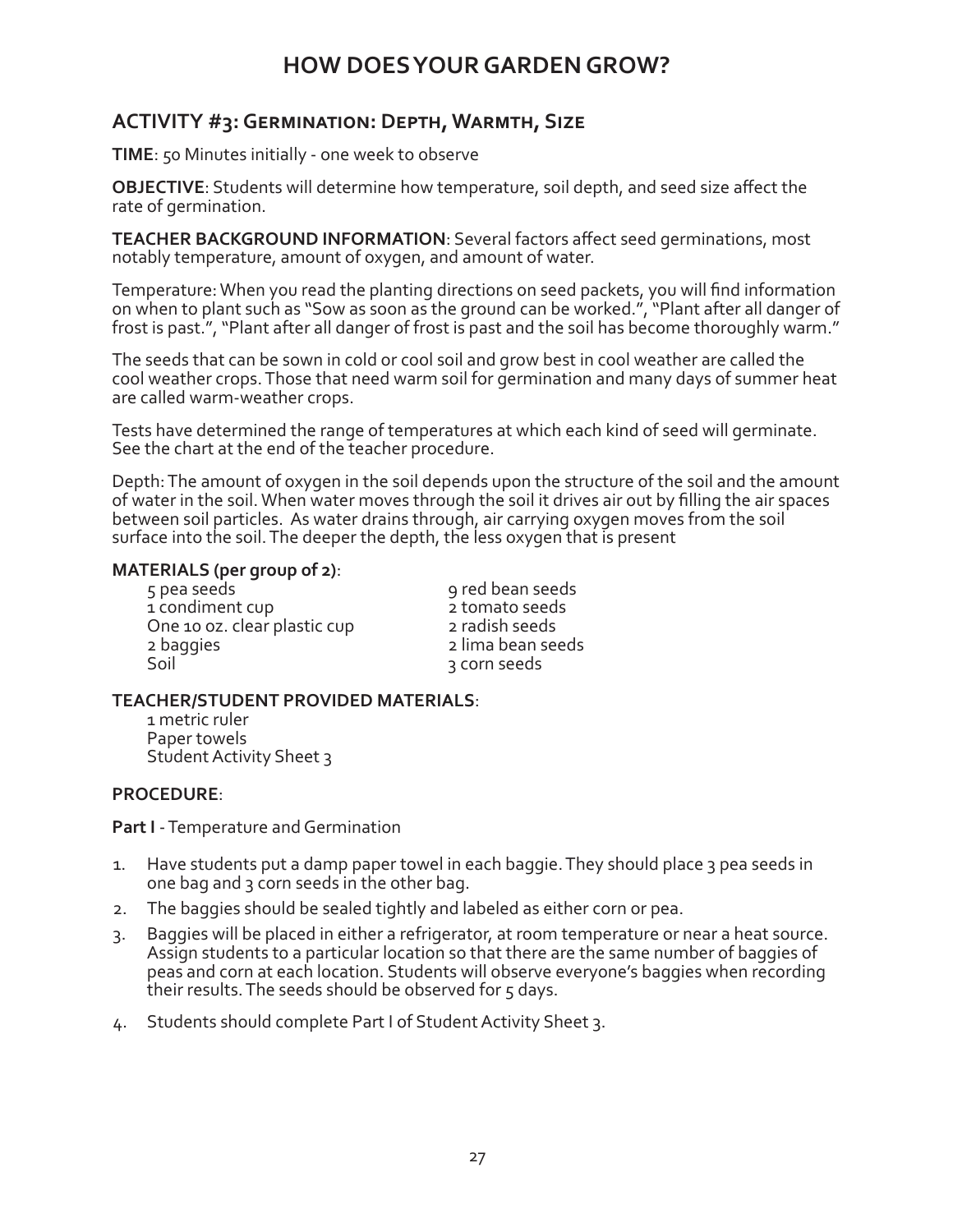# HOW DOES YOUR GARDEN GROW?

## ACTIVITY #3: Germination: Depth, Warmth, Size

**TIME**: 50 Minutes initially - one week to observe

**OBJECTIVE**: Students will determine how temperature, soil depth, and seed size affect the rate of germination.

**TEACHER BACKGROUND INFORMATION**: Several factors affect seed germinations, most notably temperature, amount of oxygen, and amount of water.

Temperature: When you read the planting directions on seed packets, you will find information on when to plant such as "Sow as soon as the ground can be worked.", "Plant after all danger of frost is past.", "Plant after all danger of frost is past and the soil has become thoroughly warm."

The seeds that can be sown in cold or cool soil and grow best in cool weather are called the cool weather crops. Those that need warm soil for germination and many days of summer heat are called warm-weather crops.

Tests have determined the range of temperatures at which each kind of seed will germinate. See the chart at the end of the teacher procedure.

Depth: The amount of oxygen in the soil depends upon the structure of the soil and the amount of water in the soil. When water moves through the soil it drives air out by filling the air spaces between soil particles. As water drains through, air carrying oxygen moves from the soil surface into the soil. The deeper the depth, the less oxygen that is present

**MATERIALS (per group of 2)**:

- 5 pea seeds
- 1 condiment cup
- One 10 oz. clear plastic cup
- 2 baggies
- Soil
- 9 red bean seeds
- 2 tomato seeds
- 2 radish seeds
- 2 lima bean seeds
- 3 corn seeds

**TEACHER/STUDENT PROVIDED MATERIALS**:

- 1 metric ruler
- Paper towels
- Student Activity Sheet 3

**PROCEDURE**:

**Part I** - Temperature and Germination

1. Have students put a damp paper towel in each baggie. They should place 3 pea seeds in one bag and 3 corn seeds in the other bag.
2. The baggies should be sealed tightly and labeled as either corn or pea.
3. Baggies will be placed in either a refrigerator, at room temperature or near a heat source. Assign students to a particular location so that there are the same number of baggies of peas and corn at each location. Students will observe everyone's baggies when recording their results. The seeds should be observed for 5 days.
4. Students should complete Part I of Student Activity Sheet 3.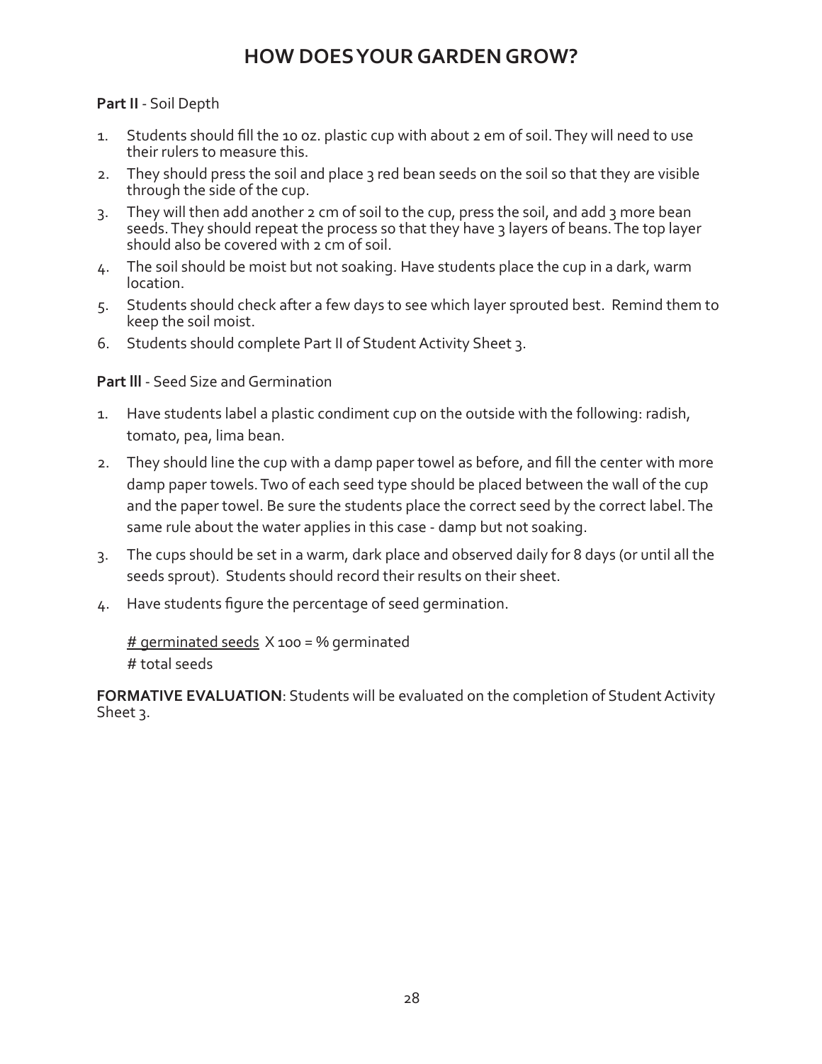# HOW DOES YOUR GARDEN GROW?

**Part II** - Soil Depth

1. Students should fill the 10 oz. plastic cup with about 2 em of soil. They will need to use their rulers to measure this.
2. They should press the soil and place 3 red bean seeds on the soil so that they are visible through the side of the cup.
3. They will then add another 2 cm of soil to the cup, press the soil, and add 3 more bean seeds. They should repeat the process so that they have 3 layers of beans. The top layer should also be covered with 2 cm of soil.
4. The soil should be moist but not soaking. Have students place the cup in a dark, warm location.
5. Students should check after a few days to see which layer sprouted best. Remind them to keep the soil moist.
6. Students should complete Part II of Student Activity Sheet 3.

**Part lll** - Seed Size and Germination

1. Have students label a plastic condiment cup on the outside with the following: radish, tomato, pea, lima bean.
2. They should line the cup with a damp paper towel as before, and fill the center with more damp paper towels. Two of each seed type should be placed between the wall of the cup and the paper towel. Be sure the students place the correct seed by the correct label. The same rule about the water applies in this case - damp but not soaking.
3. The cups should be set in a warm, dark place and observed daily for 8 days (or until all the seeds sprout). Students should record their results on their sheet.
4. Have students figure the percentage of seed germination.

$$\frac{\text{\# germinated seeds}}{\text{\# total seeds}} \times 100 = \text{\% germinated}$$

**FORMATIVE EVALUATION**: Students will be evaluated on the completion of Student Activity Sheet 3.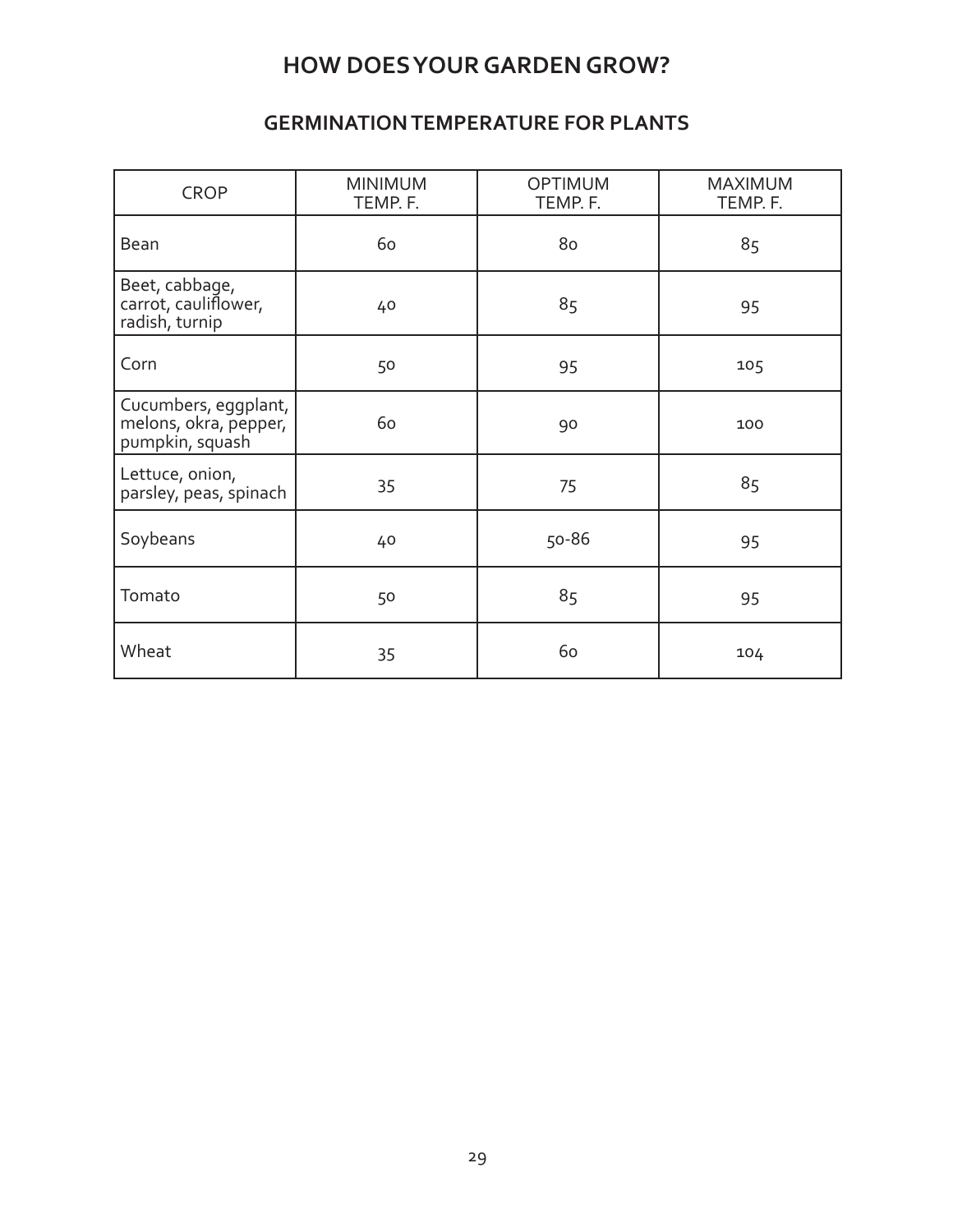# HOW DOES YOUR GARDEN GROW?

## GERMINATION TEMPERATURE FOR PLANTS

| CROP | MINIMUM TEMP. F. | OPTIMUM TEMP. F. | MAXIMUM TEMP. F. |
|---|---|---|---|
| Bean | 60 | 80 | 85 |
| Beet, cabbage, carrot, cauliflower, radish, turnip | 40 | 85 | 95 |
| Corn | 50 | 95 | 105 |
| Cucumbers, eggplant, melons, okra, pepper, pumpkin, squash | 60 | 90 | 100 |
| Lettuce, onion, parsley, peas, spinach | 35 | 75 | 85 |
| Soybeans | 40 | 50-86 | 95 |
| Tomato | 50 | 85 | 95 |
| Wheat | 35 | 60 | 104 |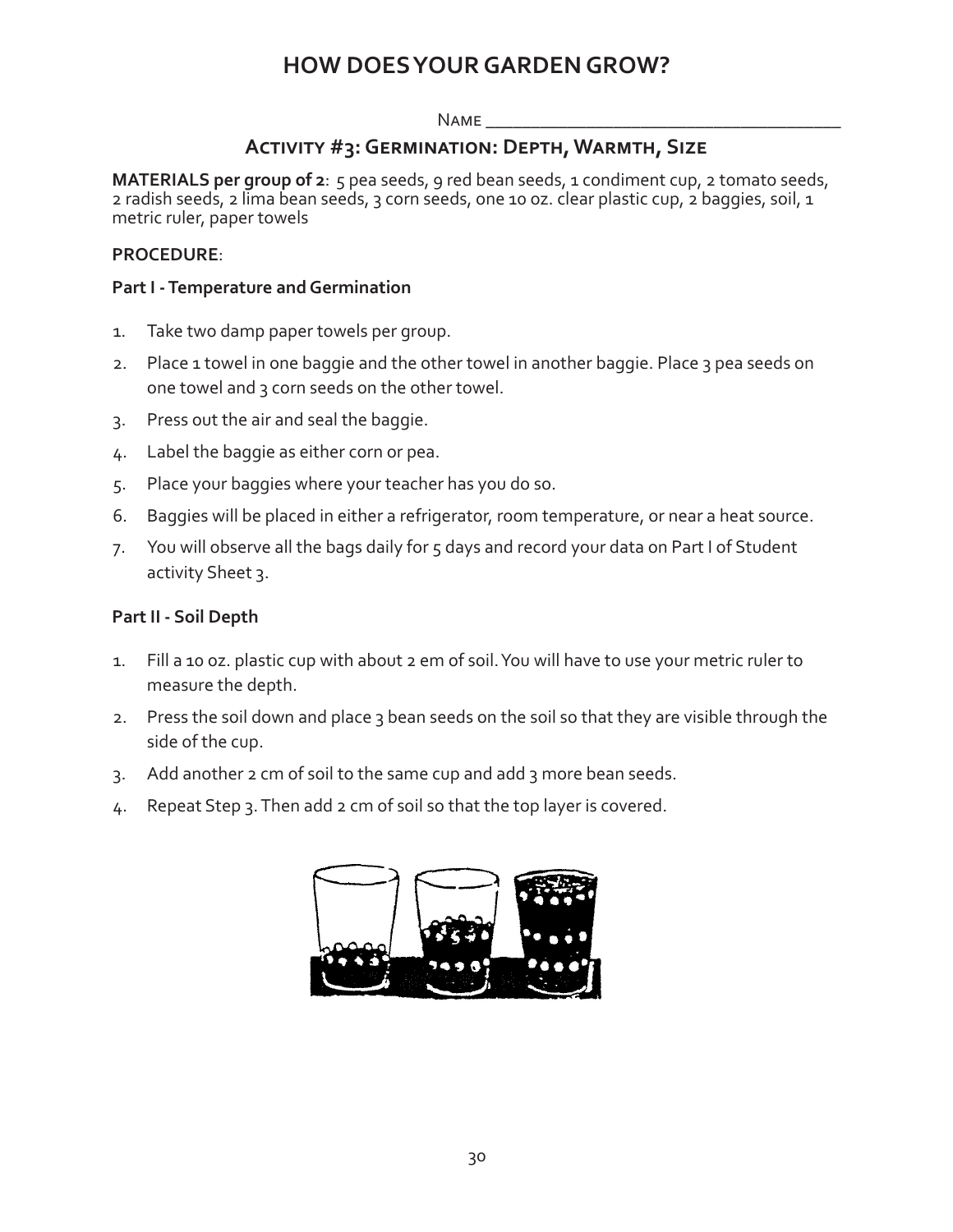# HOW DOES YOUR GARDEN GROW?

Name ______________________________________

## Activity #3: Germination: Depth, Warmth, Size

**MATERIALS per group of 2**: 5 pea seeds, 9 red bean seeds, 1 condiment cup, 2 tomato seeds, 2 radish seeds, 2 lima bean seeds, 3 corn seeds, one 10 oz. clear plastic cup, 2 baggies, soil, 1 metric ruler, paper towels

**PROCEDURE**:

**Part I - Temperature and Germination**

1. Take two damp paper towels per group.
2. Place 1 towel in one baggie and the other towel in another baggie. Place 3 pea seeds on one towel and 3 corn seeds on the other towel.
3. Press out the air and seal the baggie.
4. Label the baggie as either corn or pea.
5. Place your baggies where your teacher has you do so.
6. Baggies will be placed in either a refrigerator, room temperature, or near a heat source.
7. You will observe all the bags daily for 5 days and record your data on Part I of Student activity Sheet 3.

**Part II - Soil Depth**

1. Fill a 10 oz. plastic cup with about 2 em of soil. You will have to use your metric ruler to measure the depth.
2. Press the soil down and place 3 bean seeds on the soil so that they are visible through the side of the cup.
3. Add another 2 cm of soil to the same cup and add 3 more bean seeds.
4. Repeat Step 3. Then add 2 cm of soil so that the top layer is covered.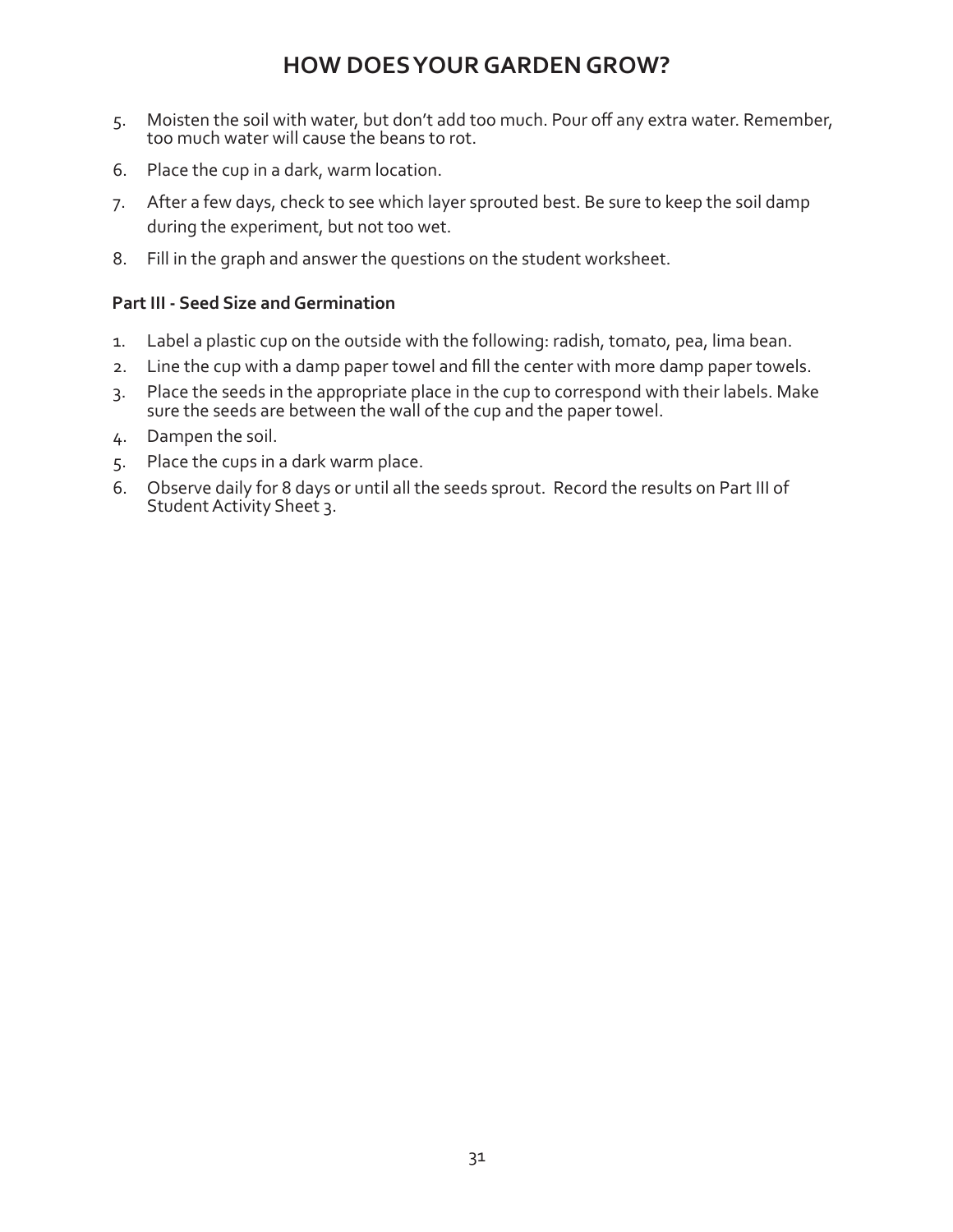# HOW DOES YOUR GARDEN GROW?

5. Moisten the soil with water, but don't add too much. Pour off any extra water. Remember, too much water will cause the beans to rot.
6. Place the cup in a dark, warm location.
7. After a few days, check to see which layer sprouted best. Be sure to keep the soil damp during the experiment, but not too wet.
8. Fill in the graph and answer the questions on the student worksheet.

**Part III - Seed Size and Germination**

1. Label a plastic cup on the outside with the following: radish, tomato, pea, lima bean.
2. Line the cup with a damp paper towel and fill the center with more damp paper towels.
3. Place the seeds in the appropriate place in the cup to correspond with their labels. Make sure the seeds are between the wall of the cup and the paper towel.
4. Dampen the soil.
5. Place the cups in a dark warm place.
6. Observe daily for 8 days or until all the seeds sprout. Record the results on Part III of Student Activity Sheet 3.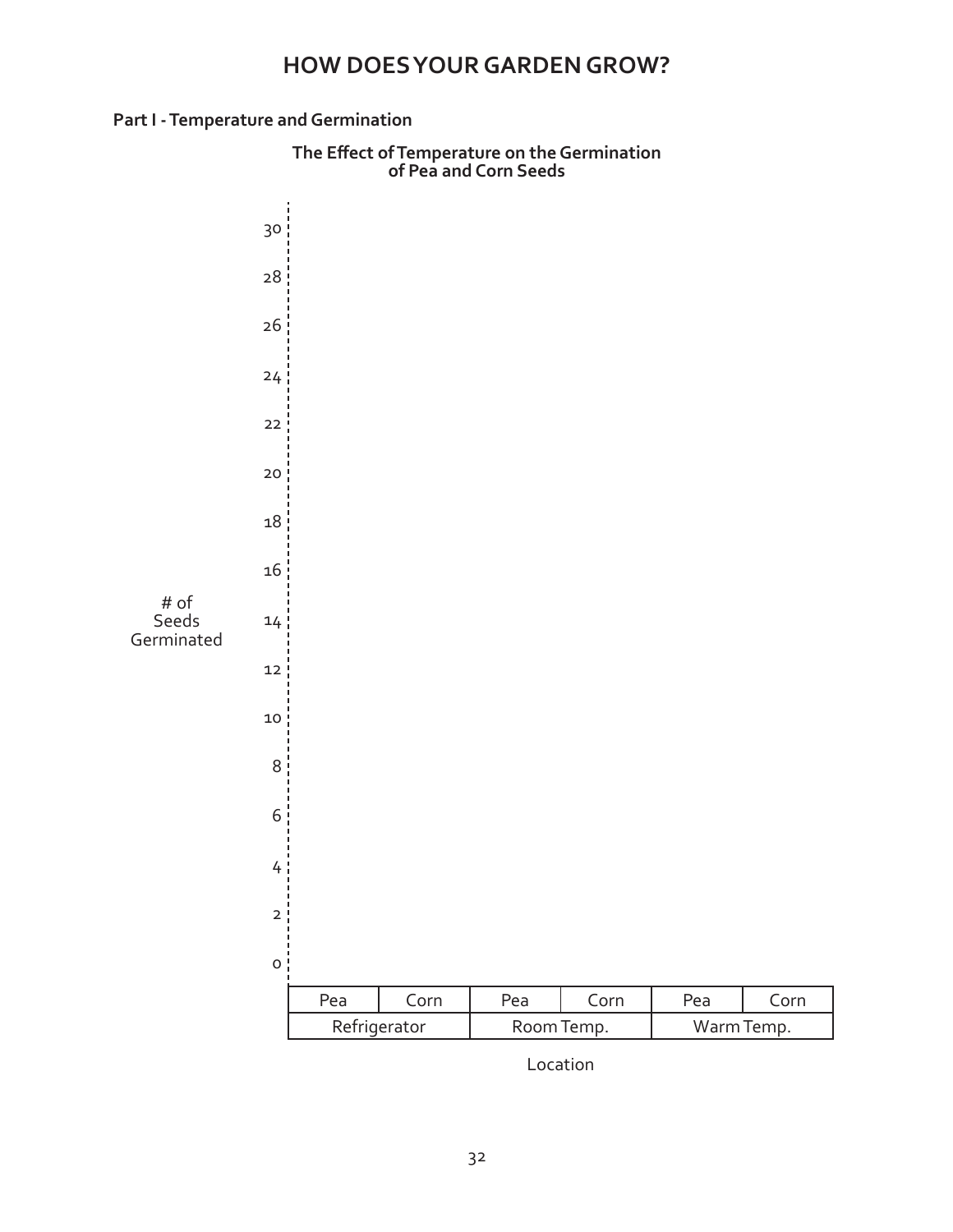# HOW DOES YOUR GARDEN GROW?

**Part I - Temperature and Germination**

**The Effect of Temperature on the Germination of Pea and Corn Seeds**

# of Seeds Germinated

30
28
26
24
22
20
18
16
14
12
10
8
6
4
2
0

| Pea | Corn | Pea | Corn | Pea | Corn |
|---|---|---|---|---|---|
| Refrigerator | | Room Temp. | | Warm Temp. | |

Location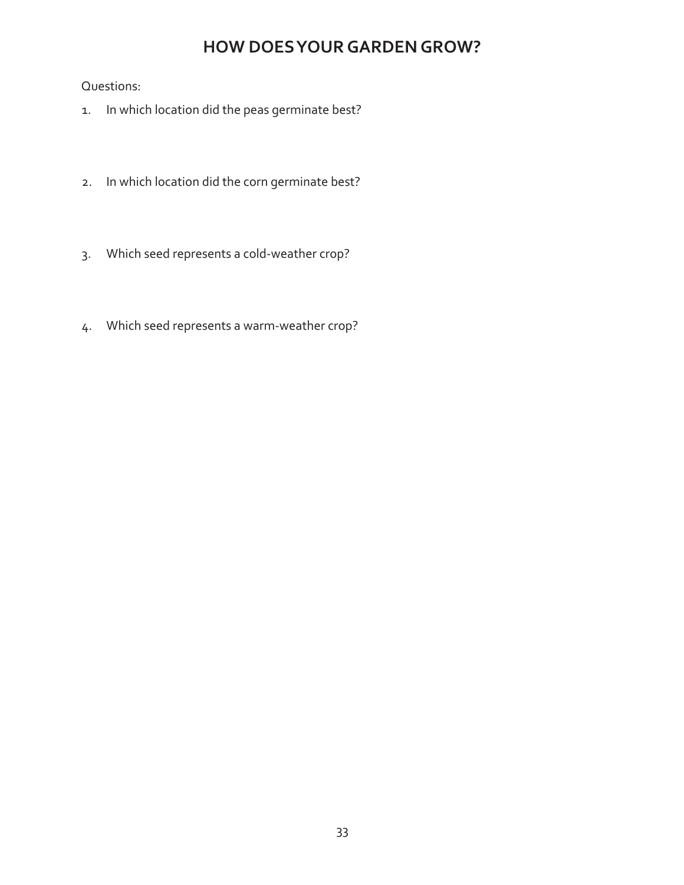# HOW DOES YOUR GARDEN GROW?

Questions:

1. In which location did the peas germinate best?

2. In which location did the corn germinate best?

3. Which seed represents a cold-weather crop?

4. Which seed represents a warm-weather crop?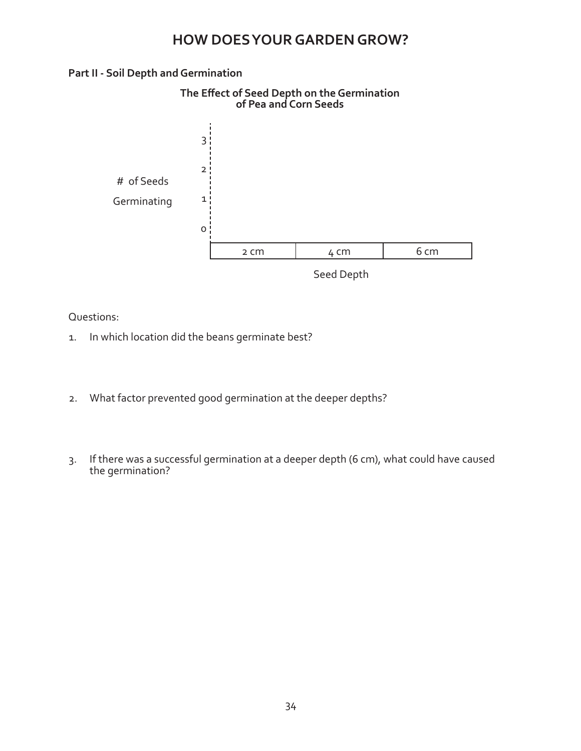# HOW DOES YOUR GARDEN GROW?

**Part II - Soil Depth and Germination**

**The Effect of Seed Depth on the Germination of Pea and Corn Seeds**

# of Seeds Germinating

3

2

1

0

| 2 cm | 4 cm | 6 cm |
|---|---|---|

Seed Depth

Questions:

1. In which location did the beans germinate best?

2. What factor prevented good germination at the deeper depths?

3. If there was a successful germination at a deeper depth (6 cm), what could have caused the germination?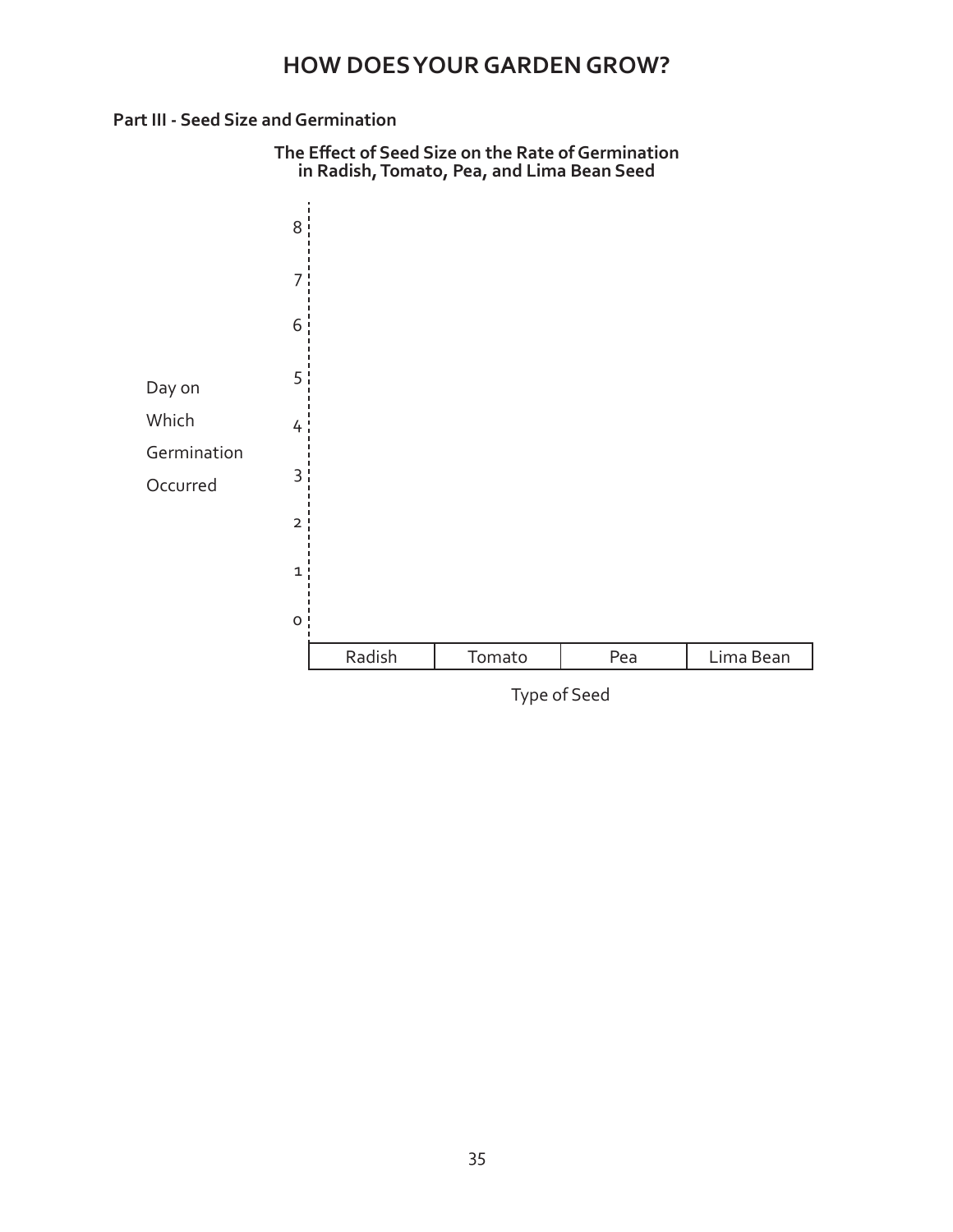# HOW DOES YOUR GARDEN GROW?

**Part III - Seed Size and Germination**

**The Effect of Seed Size on the Rate of Germination in Radish, Tomato, Pea, and Lima Bean Seed**

Day on Which Germination Occurred

8
7
6
5
4
3
2
1
0

| Radish | Tomato | Pea | Lima Bean |
|---|---|---|---|

Type of Seed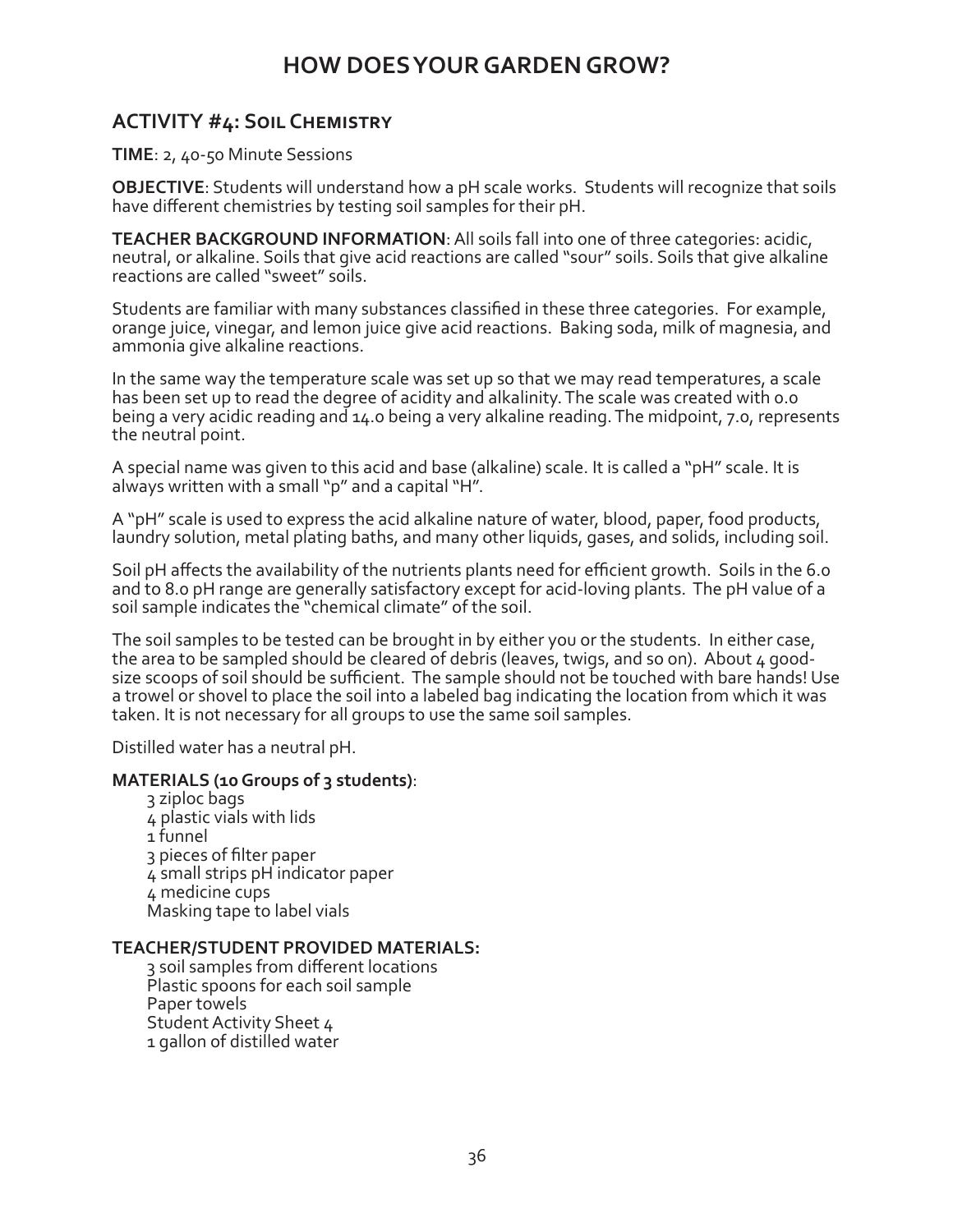# HOW DOES YOUR GARDEN GROW?

## ACTIVITY #4: Soil Chemistry

**TIME**: 2, 40-50 Minute Sessions

**OBJECTIVE**: Students will understand how a pH scale works. Students will recognize that soils have different chemistries by testing soil samples for their pH.

**TEACHER BACKGROUND INFORMATION**: All soils fall into one of three categories: acidic, neutral, or alkaline. Soils that give acid reactions are called "sour" soils. Soils that give alkaline reactions are called "sweet" soils.

Students are familiar with many substances classified in these three categories. For example, orange juice, vinegar, and lemon juice give acid reactions. Baking soda, milk of magnesia, and ammonia give alkaline reactions.

In the same way the temperature scale was set up so that we may read temperatures, a scale has been set up to read the degree of acidity and alkalinity. The scale was created with 0.0 being a very acidic reading and 14.0 being a very alkaline reading. The midpoint, 7.0, represents the neutral point.

A special name was given to this acid and base (alkaline) scale. It is called a "pH" scale. It is always written with a small "p" and a capital "H".

A "pH" scale is used to express the acid alkaline nature of water, blood, paper, food products, laundry solution, metal plating baths, and many other liquids, gases, and solids, including soil.

Soil pH affects the availability of the nutrients plants need for efficient growth. Soils in the 6.0 and to 8.0 pH range are generally satisfactory except for acid-loving plants. The pH value of a soil sample indicates the "chemical climate" of the soil.

The soil samples to be tested can be brought in by either you or the students. In either case, the area to be sampled should be cleared of debris (leaves, twigs, and so on). About 4 good-size scoops of soil should be sufficient. The sample should not be touched with bare hands! Use a trowel or shovel to place the soil into a labeled bag indicating the location from which it was taken. It is not necessary for all groups to use the same soil samples.

Distilled water has a neutral pH.

**MATERIALS (10 Groups of 3 students)**:

- 3 ziploc bags
- 4 plastic vials with lids
- 1 funnel
- 3 pieces of filter paper
- 4 small strips pH indicator paper
- 4 medicine cups
- Masking tape to label vials

**TEACHER/STUDENT PROVIDED MATERIALS:**

- 3 soil samples from different locations
- Plastic spoons for each soil sample
- Paper towels
- Student Activity Sheet 4
- 1 gallon of distilled water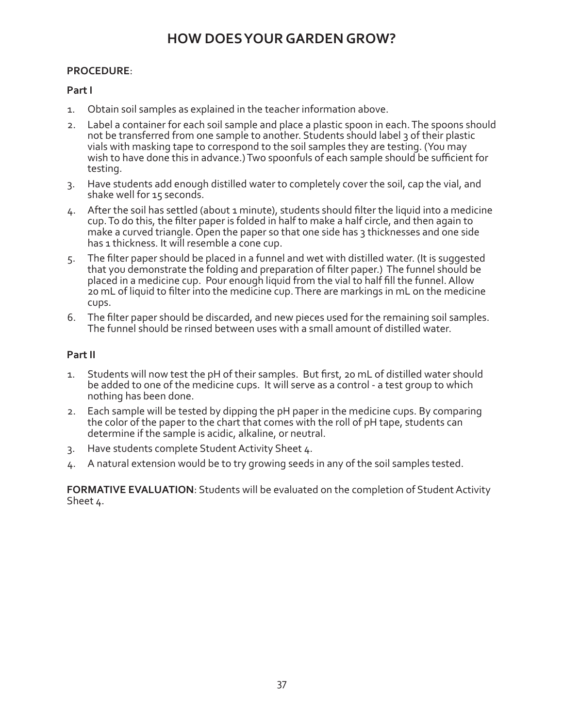# HOW DOES YOUR GARDEN GROW?

**PROCEDURE**:

**Part I**

1. Obtain soil samples as explained in the teacher information above.
2. Label a container for each soil sample and place a plastic spoon in each. The spoons should not be transferred from one sample to another. Students should label 3 of their plastic vials with masking tape to correspond to the soil samples they are testing. (You may wish to have done this in advance.) Two spoonfuls of each sample should be sufficient for testing.
3. Have students add enough distilled water to completely cover the soil, cap the vial, and shake well for 15 seconds.
4. After the soil has settled (about 1 minute), students should filter the liquid into a medicine cup. To do this, the filter paper is folded in half to make a half circle, and then again to make a curved triangle. Open the paper so that one side has 3 thicknesses and one side has 1 thickness. It will resemble a cone cup.
5. The filter paper should be placed in a funnel and wet with distilled water. (It is suggested that you demonstrate the folding and preparation of filter paper.) The funnel should be placed in a medicine cup. Pour enough liquid from the vial to half fill the funnel. Allow 20 mL of liquid to filter into the medicine cup. There are markings in mL on the medicine cups.
6. The filter paper should be discarded, and new pieces used for the remaining soil samples. The funnel should be rinsed between uses with a small amount of distilled water.

**Part II**

1. Students will now test the pH of their samples. But first, 20 mL of distilled water should be added to one of the medicine cups. It will serve as a control - a test group to which nothing has been done.
2. Each sample will be tested by dipping the pH paper in the medicine cups. By comparing the color of the paper to the chart that comes with the roll of pH tape, students can determine if the sample is acidic, alkaline, or neutral.
3. Have students complete Student Activity Sheet 4.
4. A natural extension would be to try growing seeds in any of the soil samples tested.

**FORMATIVE EVALUATION**: Students will be evaluated on the completion of Student Activity Sheet 4.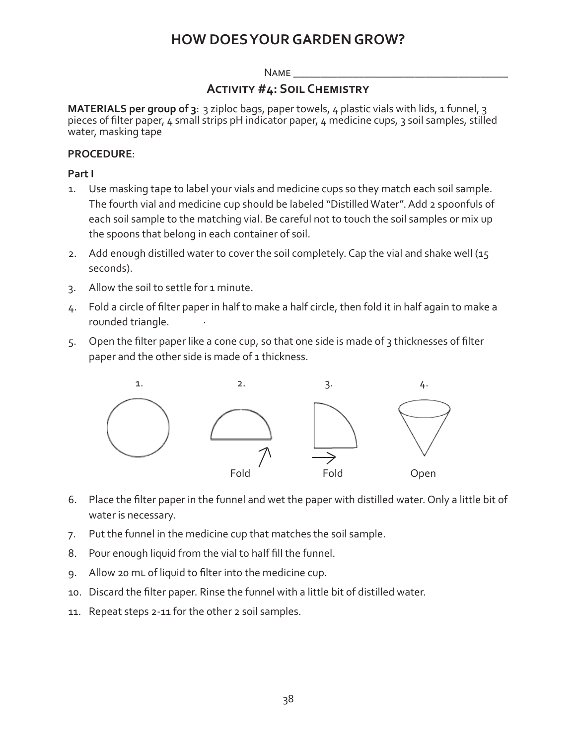# HOW DOES YOUR GARDEN GROW?

Name ______________________________________

## Activity #4: Soil Chemistry

**MATERIALS per group of 3**: 3 ziploc bags, paper towels, 4 plastic vials with lids, 1 funnel, 3 pieces of filter paper, 4 small strips pH indicator paper, 4 medicine cups, 3 soil samples, stilled water, masking tape

**PROCEDURE**:

**Part I**

1. Use masking tape to label your vials and medicine cups so they match each soil sample. The fourth vial and medicine cup should be labeled "Distilled Water". Add 2 spoonfuls of each soil sample to the matching vial. Be careful not to touch the soil samples or mix up the spoons that belong in each container of soil.
2. Add enough distilled water to cover the soil completely. Cap the vial and shake well (15 seconds).
3. Allow the soil to settle for 1 minute.
4. Fold a circle of filter paper in half to make a half circle, then fold it in half again to make a rounded triangle.
5. Open the filter paper like a cone cup, so that one side is made of 3 thicknesses of filter paper and the other side is made of 1 thickness.

1. 2. Fold 3. Fold 4. Open

6. Place the filter paper in the funnel and wet the paper with distilled water. Only a little bit of water is necessary.
7. Put the funnel in the medicine cup that matches the soil sample.
8. Pour enough liquid from the vial to half fill the funnel.
9. Allow 20 mL of liquid to filter into the medicine cup.
10. Discard the filter paper. Rinse the funnel with a little bit of distilled water.
11. Repeat steps 2-11 for the other 2 soil samples.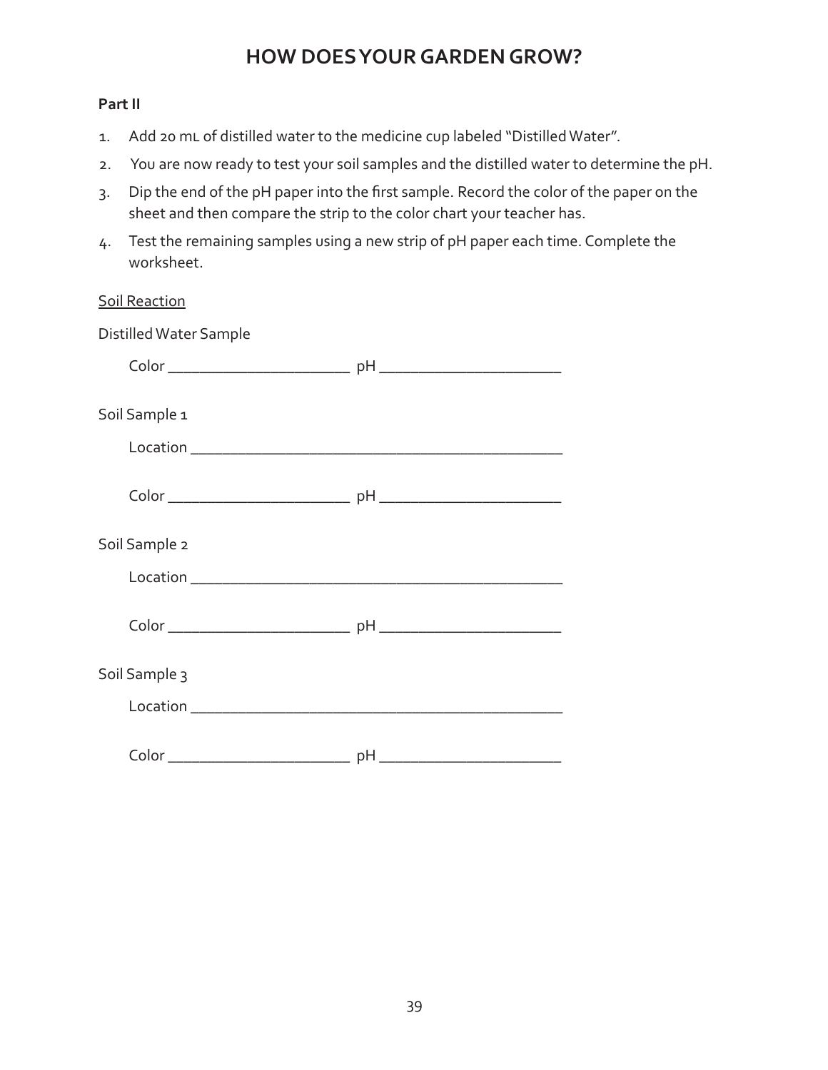# HOW DOES YOUR GARDEN GROW?

**Part II**

1. Add 20 mL of distilled water to the medicine cup labeled "Distilled Water".
2. You are now ready to test your soil samples and the distilled water to determine the pH.
3. Dip the end of the pH paper into the first sample. Record the color of the paper on the sheet and then compare the strip to the color chart your teacher has.
4. Test the remaining samples using a new strip of pH paper each time. Complete the worksheet.

<u>Soil Reaction</u>

Distilled Water Sample

Color ______________________ pH ______________________

Soil Sample 1

Location ______________________________________________

Color ______________________ pH ______________________

Soil Sample 2

Location ______________________________________________

Color ______________________ pH ______________________

Soil Sample 3

Location ______________________________________________

Color ______________________ pH ______________________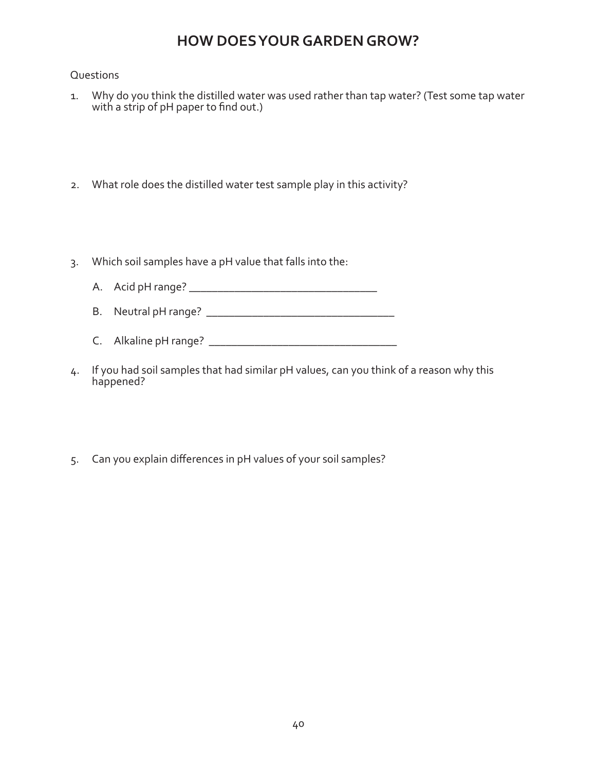# HOW DOES YOUR GARDEN GROW?

Questions

1. Why do you think the distilled water was used rather than tap water? (Test some tap water with a strip of pH paper to find out.)

2. What role does the distilled water test sample play in this activity?

3. Which soil samples have a pH value that falls into the:

   A. Acid pH range? ________________________________

   B. Neutral pH range? ________________________________

   C. Alkaline pH range? ________________________________

4. If you had soil samples that had similar pH values, can you think of a reason why this happened?

5. Can you explain differences in pH values of your soil samples?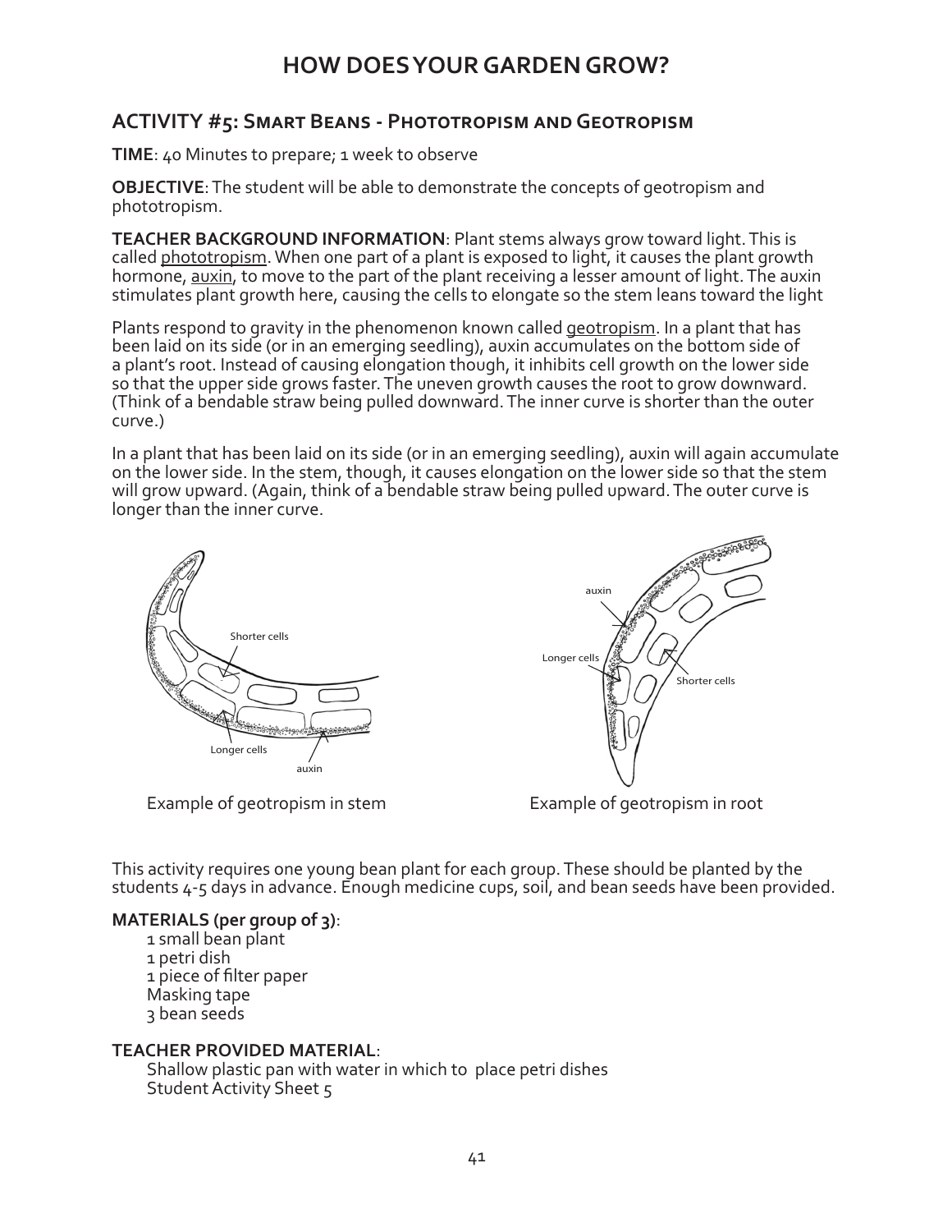# HOW DOES YOUR GARDEN GROW?

## ACTIVITY #5: Smart Beans - Phototropism and Geotropism

**TIME**: 40 Minutes to prepare; 1 week to observe

**OBJECTIVE**: The student will be able to demonstrate the concepts of geotropism and phototropism.

**TEACHER BACKGROUND INFORMATION**: Plant stems always grow toward light. This is called phototropism. When one part of a plant is exposed to light, it causes the plant growth hormone, auxin, to move to the part of the plant receiving a lesser amount of light. The auxin stimulates plant growth here, causing the cells to elongate so the stem leans toward the light

Plants respond to gravity in the phenomenon known called geotropism. In a plant that has been laid on its side (or in an emerging seedling), auxin accumulates on the bottom side of a plant's root. Instead of causing elongation though, it inhibits cell growth on the lower side so that the upper side grows faster. The uneven growth causes the root to grow downward. (Think of a bendable straw being pulled downward. The inner curve is shorter than the outer curve.)

In a plant that has been laid on its side (or in an emerging seedling), auxin will again accumulate on the lower side. In the stem, though, it causes elongation on the lower side so that the stem will grow upward. (Again, think of a bendable straw being pulled upward. The outer curve is longer than the inner curve.

Shorter cells

Longer cells

auxin

Example of geotropism in stem

auxin

Longer cells

Shorter cells

Example of geotropism in root

This activity requires one young bean plant for each group. These should be planted by the students 4-5 days in advance. Enough medicine cups, soil, and bean seeds have been provided.

**MATERIALS (per group of 3)**:

- 1 small bean plant
- 1 petri dish
- 1 piece of filter paper
- Masking tape
- 3 bean seeds

**TEACHER PROVIDED MATERIAL**:

- Shallow plastic pan with water in which to place petri dishes
- Student Activity Sheet 5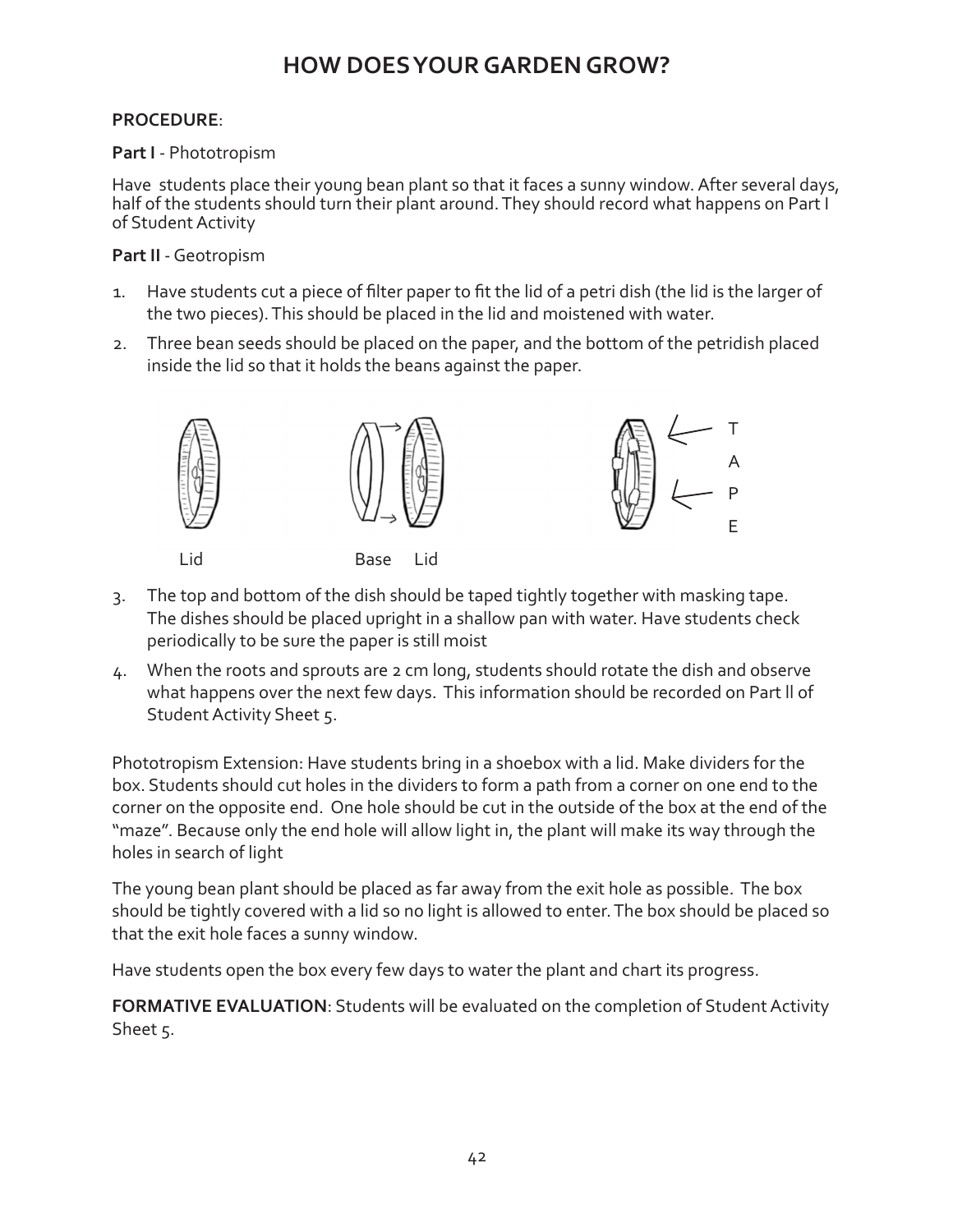# HOW DOES YOUR GARDEN GROW?

**PROCEDURE**:

**Part I** - Phototropism

Have students place their young bean plant so that it faces a sunny window. After several days, half of the students should turn their plant around. They should record what happens on Part I of Student Activity

**Part II** - Geotropism

1. Have students cut a piece of filter paper to fit the lid of a petri dish (the lid is the larger of the two pieces). This should be placed in the lid and moistened with water.
2. Three bean seeds should be placed on the paper, and the bottom of the petridish placed inside the lid so that it holds the beans against the paper.

Lid    Base    Lid    TAPE

3. The top and bottom of the dish should be taped tightly together with masking tape. The dishes should be placed upright in a shallow pan with water. Have students check periodically to be sure the paper is still moist
4. When the roots and sprouts are 2 cm long, students should rotate the dish and observe what happens over the next few days. This information should be recorded on Part ll of Student Activity Sheet 5.

Phototropism Extension: Have students bring in a shoebox with a lid. Make dividers for the box. Students should cut holes in the dividers to form a path from a corner on one end to the corner on the opposite end. One hole should be cut in the outside of the box at the end of the "maze". Because only the end hole will allow light in, the plant will make its way through the holes in search of light

The young bean plant should be placed as far away from the exit hole as possible. The box should be tightly covered with a lid so no light is allowed to enter. The box should be placed so that the exit hole faces a sunny window.

Have students open the box every few days to water the plant and chart its progress.

**FORMATIVE EVALUATION**: Students will be evaluated on the completion of Student Activity Sheet 5.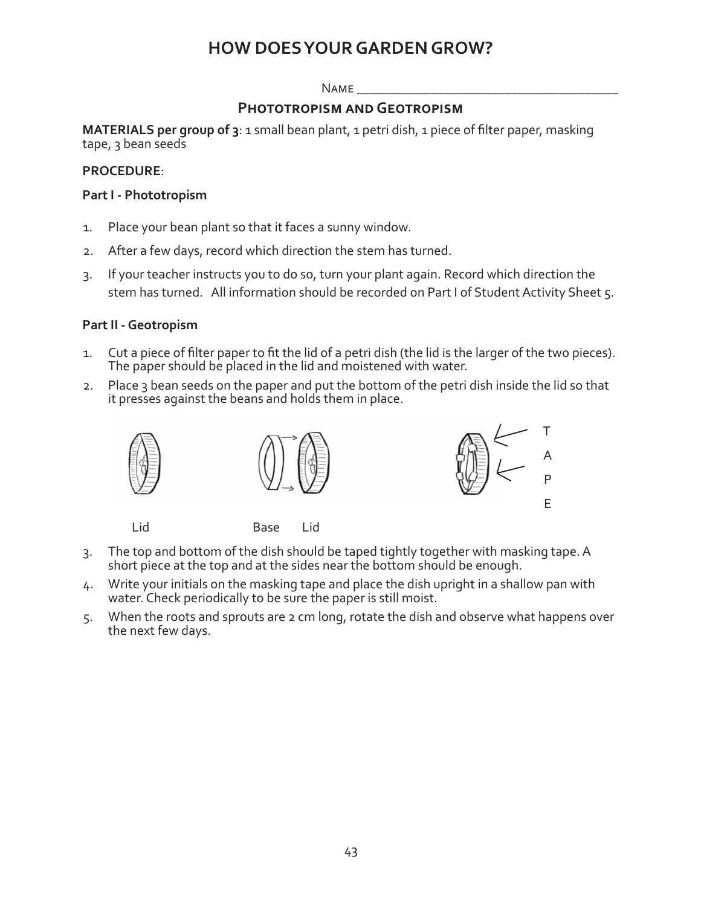# HOW DOES YOUR GARDEN GROW?

Name ______________________________________

## Phototropism and Geotropism

**MATERIALS per group of 3**: 1 small bean plant, 1 petri dish, 1 piece of filter paper, masking tape, 3 bean seeds

**PROCEDURE**:

**Part I - Phototropism**

1. Place your bean plant so that it faces a sunny window.
2. After a few days, record which direction the stem has turned.
3. If your teacher instructs you to do so, turn your plant again. Record which direction the stem has turned. All information should be recorded on Part I of Student Activity Sheet 5.

**Part II - Geotropism**

1. Cut a piece of filter paper to fit the lid of a petri dish (the lid is the larger of the two pieces). The paper should be placed in the lid and moistened with water.
2. Place 3 bean seeds on the paper and put the bottom of the petri dish inside the lid so that it presses against the beans and holds them in place.

Lid Base Lid

TAPE

3. The top and bottom of the dish should be taped tightly together with masking tape. A short piece at the top and at the sides near the bottom should be enough.
4. Write your initials on the masking tape and place the dish upright in a shallow pan with water. Check periodically to be sure the paper is still moist.
5. When the roots and sprouts are 2 cm long, rotate the dish and observe what happens over the next few days.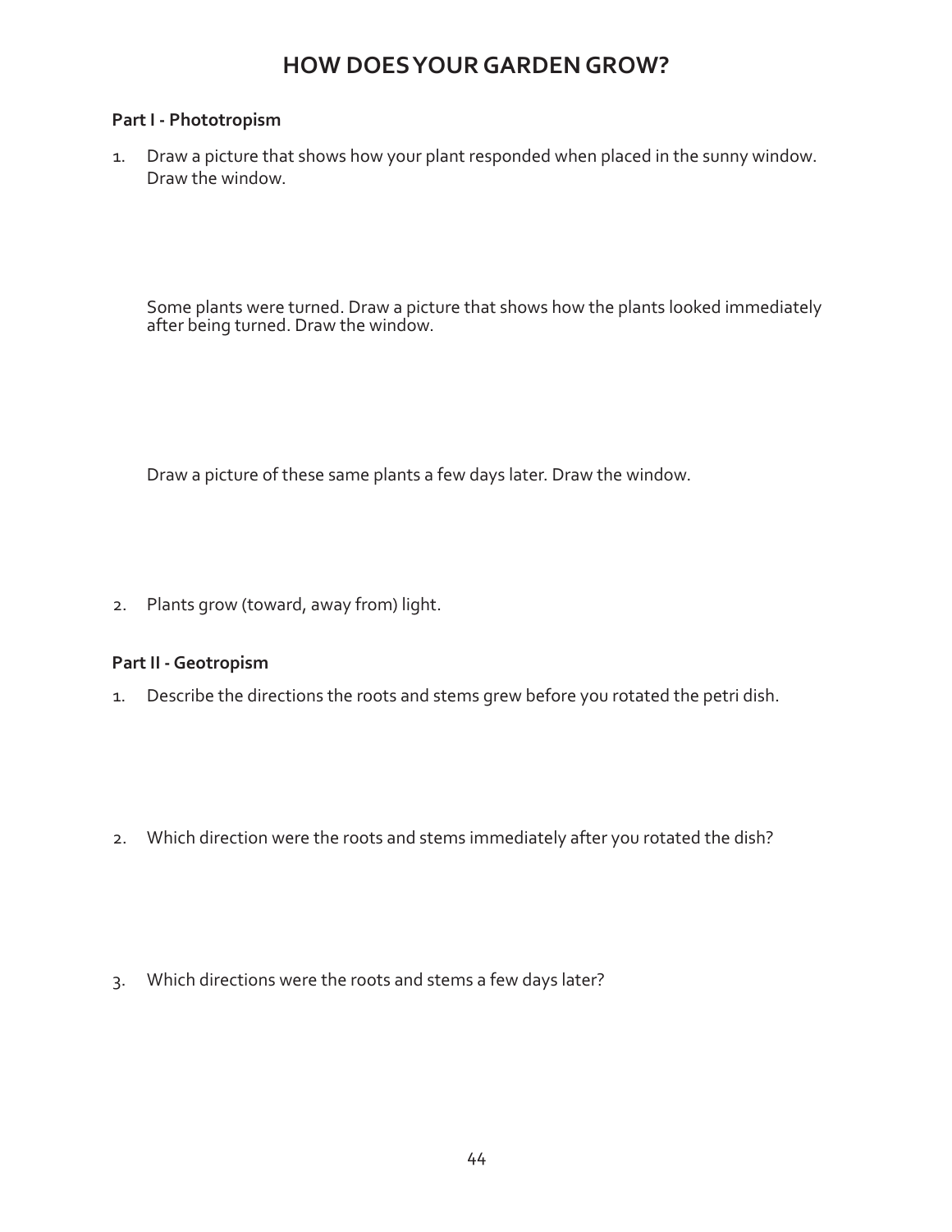# HOW DOES YOUR GARDEN GROW?

**Part I - Phototropism**

1. Draw a picture that shows how your plant responded when placed in the sunny window. Draw the window.

   Some plants were turned. Draw a picture that shows how the plants looked immediately after being turned. Draw the window.

   Draw a picture of these same plants a few days later. Draw the window.

2. Plants grow (toward, away from) light.

**Part II - Geotropism**

1. Describe the directions the roots and stems grew before you rotated the petri dish.

2. Which direction were the roots and stems immediately after you rotated the dish?

3. Which directions were the roots and stems a few days later?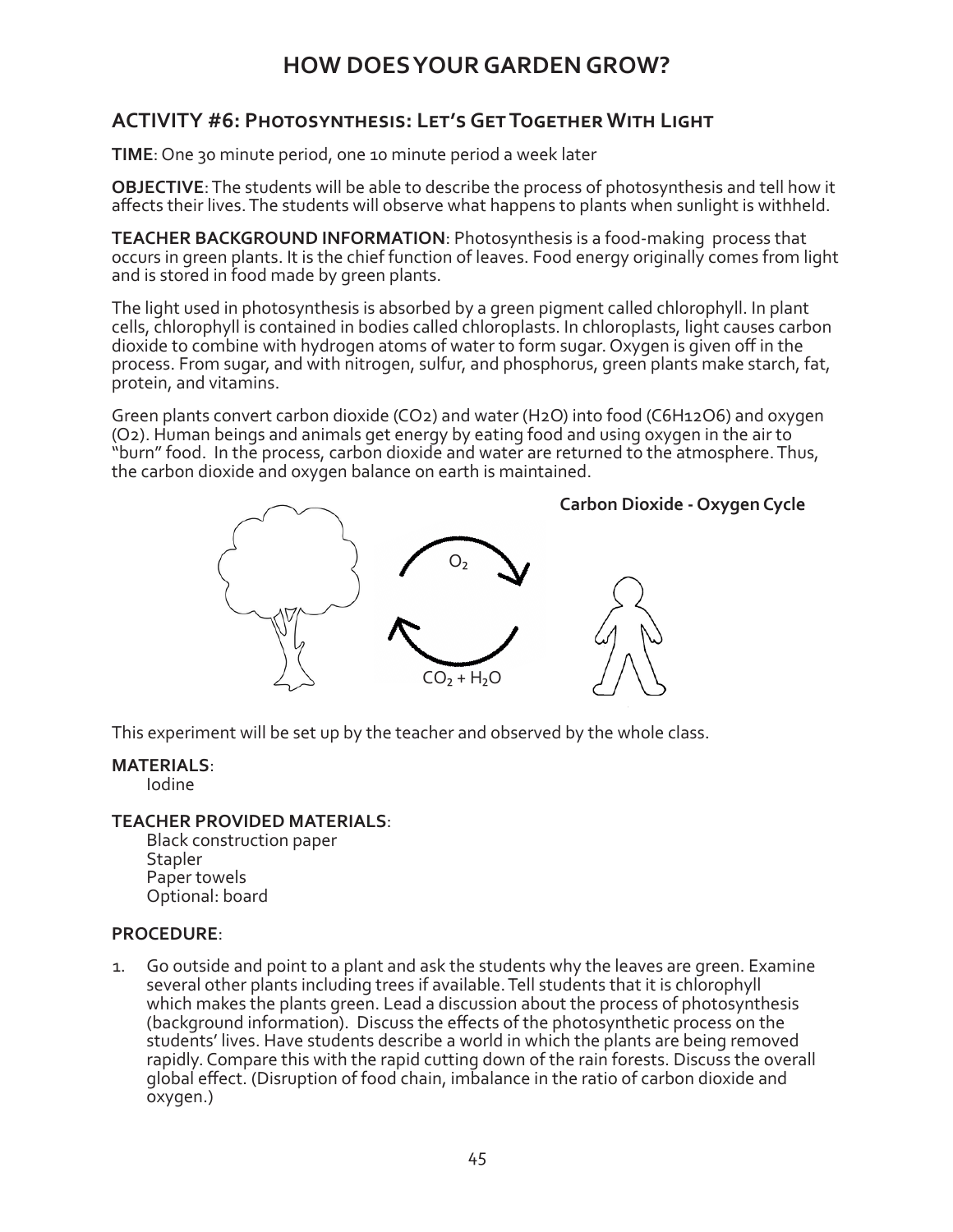# HOW DOES YOUR GARDEN GROW?

## ACTIVITY #6: Photosynthesis: Let's Get Together With Light

**TIME**: One 30 minute period, one 10 minute period a week later

**OBJECTIVE**: The students will be able to describe the process of photosynthesis and tell how it affects their lives. The students will observe what happens to plants when sunlight is withheld.

**TEACHER BACKGROUND INFORMATION**: Photosynthesis is a food-making process that occurs in green plants. It is the chief function of leaves. Food energy originally comes from light and is stored in food made by green plants.

The light used in photosynthesis is absorbed by a green pigment called chlorophyll. In plant cells, chlorophyll is contained in bodies called chloroplasts. In chloroplasts, light causes carbon dioxide to combine with hydrogen atoms of water to form sugar. Oxygen is given off in the process. From sugar, and with nitrogen, sulfur, and phosphorus, green plants make starch, fat, protein, and vitamins.

Green plants convert carbon dioxide ($CO_2$) and water ($H_2O$) into food ($C_6H_{12}O_6$) and oxygen ($O_2$). Human beings and animals get energy by eating food and using oxygen in the air to "burn" food. In the process, carbon dioxide and water are returned to the atmosphere. Thus, the carbon dioxide and oxygen balance on earth is maintained.

**Carbon Dioxide - Oxygen Cycle**

$O_2$

$CO_2 + H_2O$

This experiment will be set up by the teacher and observed by the whole class.

**MATERIALS**:

Iodine

**TEACHER PROVIDED MATERIALS**:

Black construction paper
Stapler
Paper towels
Optional: board

**PROCEDURE**:

1. Go outside and point to a plant and ask the students why the leaves are green. Examine several other plants including trees if available. Tell students that it is chlorophyll which makes the plants green. Lead a discussion about the process of photosynthesis (background information). Discuss the effects of the photosynthetic process on the students' lives. Have students describe a world in which the plants are being removed rapidly. Compare this with the rapid cutting down of the rain forests. Discuss the overall global effect. (Disruption of food chain, imbalance in the ratio of carbon dioxide and oxygen.)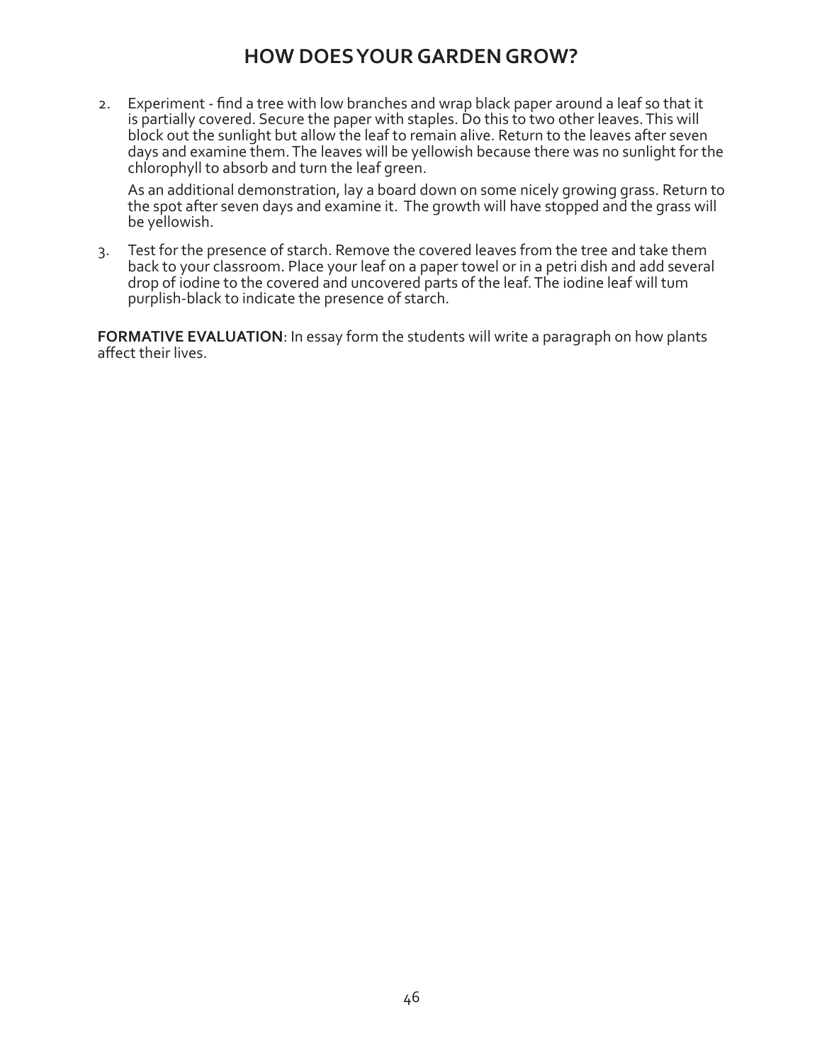# HOW DOES YOUR GARDEN GROW?

2. Experiment - find a tree with low branches and wrap black paper around a leaf so that it is partially covered. Secure the paper with staples. Do this to two other leaves. This will block out the sunlight but allow the leaf to remain alive. Return to the leaves after seven days and examine them. The leaves will be yellowish because there was no sunlight for the chlorophyll to absorb and turn the leaf green.

   As an additional demonstration, lay a board down on some nicely growing grass. Return to the spot after seven days and examine it. The growth will have stopped and the grass will be yellowish.

3. Test for the presence of starch. Remove the covered leaves from the tree and take them back to your classroom. Place your leaf on a paper towel or in a petri dish and add several drop of iodine to the covered and uncovered parts of the leaf. The iodine leaf will tum purplish-black to indicate the presence of starch.

**FORMATIVE EVALUATION**: In essay form the students will write a paragraph on how plants affect their lives.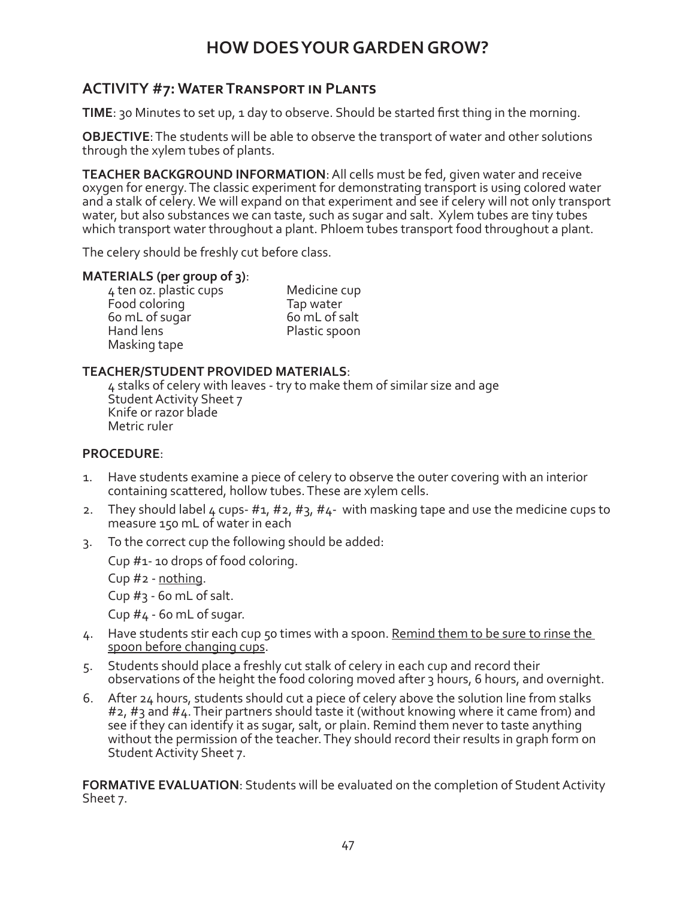# HOW DOES YOUR GARDEN GROW?

## ACTIVITY #7: Water Transport in Plants

**TIME**: 30 Minutes to set up, 1 day to observe. Should be started first thing in the morning.

**OBJECTIVE**: The students will be able to observe the transport of water and other solutions through the xylem tubes of plants.

**TEACHER BACKGROUND INFORMATION**: All cells must be fed, given water and receive oxygen for energy. The classic experiment for demonstrating transport is using colored water and a stalk of celery. We will expand on that experiment and see if celery will not only transport water, but also substances we can taste, such as sugar and salt. Xylem tubes are tiny tubes which transport water throughout a plant. Phloem tubes transport food throughout a plant.

The celery should be freshly cut before class.

**MATERIALS (per group of 3)**:

- 4 ten oz. plastic cups
- Food coloring
- 60 mL of sugar
- Hand lens
- Masking tape
- Medicine cup
- Tap water
- 60 mL of salt
- Plastic spoon

**TEACHER/STUDENT PROVIDED MATERIALS**:

- 4 stalks of celery with leaves - try to make them of similar size and age
- Student Activity Sheet 7
- Knife or razor blade
- Metric ruler

**PROCEDURE**:

1. Have students examine a piece of celery to observe the outer covering with an interior containing scattered, hollow tubes. These are xylem cells.
2. They should label 4 cups- #1, #2, #3, #4- with masking tape and use the medicine cups to measure 150 mL of water in each
3. To the correct cup the following should be added:

   Cup #1- 10 drops of food coloring.

   Cup #2 - <u>nothing</u>.

   Cup #3 - 60 mL of salt.

   Cup #4 - 60 mL of sugar.
4. Have students stir each cup 50 times with a spoon. <u>Remind them to be sure to rinse the spoon before changing cups</u>.
5. Students should place a freshly cut stalk of celery in each cup and record their observations of the height the food coloring moved after 3 hours, 6 hours, and overnight.
6. After 24 hours, students should cut a piece of celery above the solution line from stalks #2, #3 and #4. Their partners should taste it (without knowing where it came from) and see if they can identify it as sugar, salt, or plain. Remind them never to taste anything without the permission of the teacher. They should record their results in graph form on Student Activity Sheet 7.

**FORMATIVE EVALUATION**: Students will be evaluated on the completion of Student Activity Sheet 7.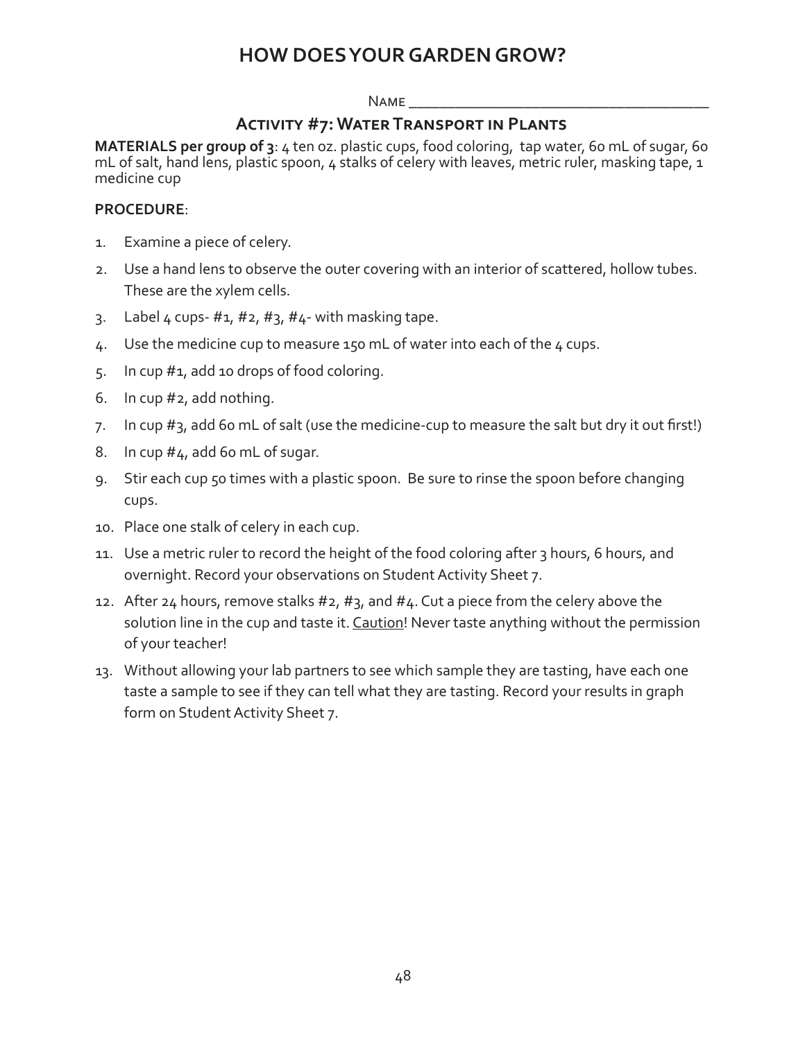# HOW DOES YOUR GARDEN GROW?

Name ______________________________________

## Activity #7: Water Transport in Plants

**MATERIALS per group of 3**: 4 ten oz. plastic cups, food coloring, tap water, 60 mL of sugar, 60 mL of salt, hand lens, plastic spoon, 4 stalks of celery with leaves, metric ruler, masking tape, 1 medicine cup

**PROCEDURE**:

1. Examine a piece of celery.
2. Use a hand lens to observe the outer covering with an interior of scattered, hollow tubes. These are the xylem cells.
3. Label 4 cups- #1, #2, #3, #4- with masking tape.
4. Use the medicine cup to measure 150 mL of water into each of the 4 cups.
5. In cup #1, add 10 drops of food coloring.
6. In cup #2, add nothing.
7. In cup #3, add 60 mL of salt (use the medicine-cup to measure the salt but dry it out first!)
8. In cup #4, add 60 mL of sugar.
9. Stir each cup 50 times with a plastic spoon. Be sure to rinse the spoon before changing cups.
10. Place one stalk of celery in each cup.
11. Use a metric ruler to record the height of the food coloring after 3 hours, 6 hours, and overnight. Record your observations on Student Activity Sheet 7.
12. After 24 hours, remove stalks #2, #3, and #4. Cut a piece from the celery above the solution line in the cup and taste it. <u>Caution</u>! Never taste anything without the permission of your teacher!
13. Without allowing your lab partners to see which sample they are tasting, have each one taste a sample to see if they can tell what they are tasting. Record your results in graph form on Student Activity Sheet 7.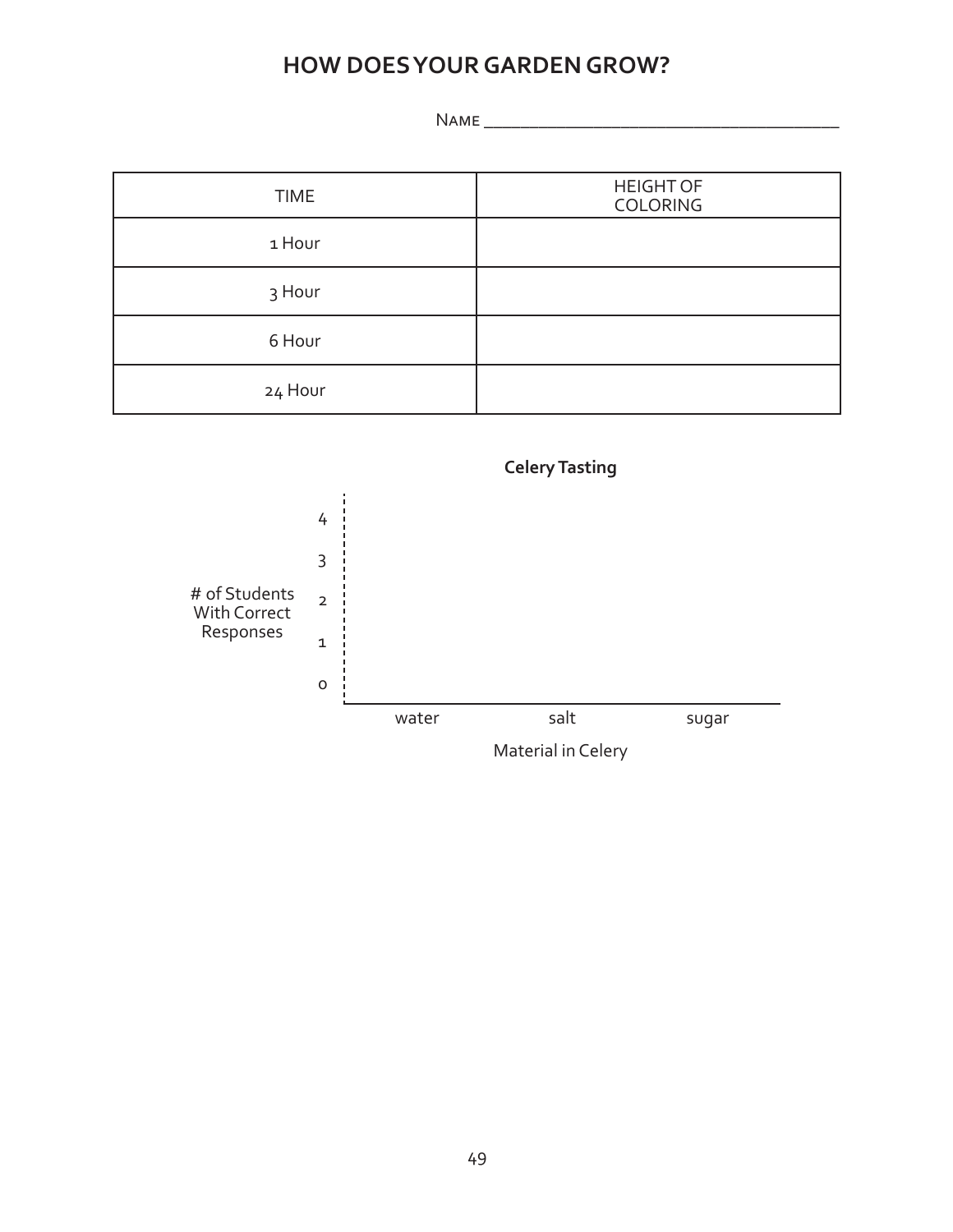# HOW DOES YOUR GARDEN GROW?

Name ______________________________________

| TIME | HEIGHT OF COLORING |
|---|---|
| 1 Hour | |
| 3 Hour | |
| 6 Hour | |
| 24 Hour | |

**Celery Tasting**

# of Students With Correct Responses

4

3

2

1

0

water salt sugar

Material in Celery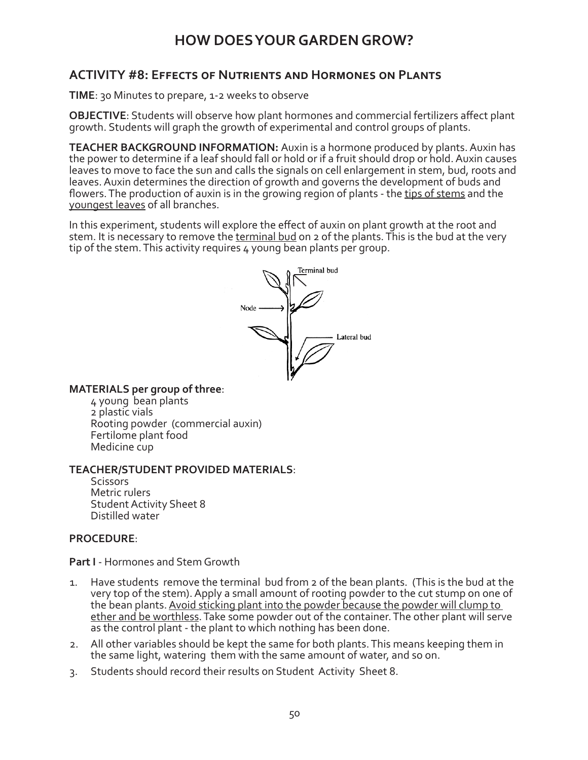# HOW DOES YOUR GARDEN GROW?

## ACTIVITY #8: Effects of Nutrients and Hormones on Plants

**TIME**: 30 Minutes to prepare, 1-2 weeks to observe

**OBJECTIVE**: Students will observe how plant hormones and commercial fertilizers affect plant growth. Students will graph the growth of experimental and control groups of plants.

**TEACHER BACKGROUND INFORMATION:** Auxin is a hormone produced by plants. Auxin has the power to determine if a leaf should fall or hold or if a fruit should drop or hold. Auxin causes leaves to move to face the sun and calls the signals on cell enlargement in stem, bud, roots and leaves. Auxin determines the direction of growth and governs the development of buds and flowers. The production of auxin is in the growing region of plants - the tips of stems and the youngest leaves of all branches.

In this experiment, students will explore the effect of auxin on plant growth at the root and stem. It is necessary to remove the terminal bud on 2 of the plants. This is the bud at the very tip of the stem. This activity requires 4 young bean plants per group.

Terminal bud

Node

Lateral bud

**MATERIALS per group of three**:

- 4 young bean plants
- 2 plastic vials
- Rooting powder (commercial auxin)
- Fertilome plant food
- Medicine cup

**TEACHER/STUDENT PROVIDED MATERIALS**:

- Scissors
- Metric rulers
- Student Activity Sheet 8
- Distilled water

**PROCEDURE**:

**Part I** - Hormones and Stem Growth

1. Have students remove the terminal bud from 2 of the bean plants. (This is the bud at the very top of the stem). Apply a small amount of rooting powder to the cut stump on one of the bean plants. Avoid sticking plant into the powder because the powder will clump to ether and be worthless. Take some powder out of the container. The other plant will serve as the control plant - the plant to which nothing has been done.
2. All other variables should be kept the same for both plants. This means keeping them in the same light, watering them with the same amount of water, and so on.
3. Students should record their results on Student Activity Sheet 8.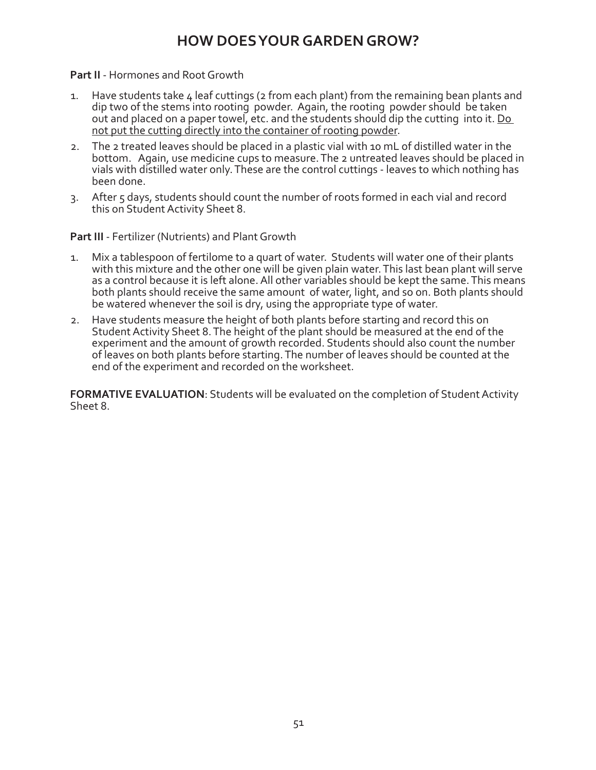# HOW DOES YOUR GARDEN GROW?

**Part II** - Hormones and Root Growth

1. Have students take 4 leaf cuttings (2 from each plant) from the remaining bean plants and dip two of the stems into rooting powder. Again, the rooting powder should be taken out and placed on a paper towel, etc. and the students should dip the cutting into it. <u>Do not put the cutting directly into the container of rooting powder</u>.
2. The 2 treated leaves should be placed in a plastic vial with 10 mL of distilled water in the bottom. Again, use medicine cups to measure. The 2 untreated leaves should be placed in vials with distilled water only. These are the control cuttings - leaves to which nothing has been done.
3. After 5 days, students should count the number of roots formed in each vial and record this on Student Activity Sheet 8.

**Part III** - Fertilizer (Nutrients) and Plant Growth

1. Mix a tablespoon of fertilome to a quart of water. Students will water one of their plants with this mixture and the other one will be given plain water. This last bean plant will serve as a control because it is left alone. All other variables should be kept the same. This means both plants should receive the same amount of water, light, and so on. Both plants should be watered whenever the soil is dry, using the appropriate type of water.
2. Have students measure the height of both plants before starting and record this on Student Activity Sheet 8. The height of the plant should be measured at the end of the experiment and the amount of growth recorded. Students should also count the number of leaves on both plants before starting. The number of leaves should be counted at the end of the experiment and recorded on the worksheet.

**FORMATIVE EVALUATION**: Students will be evaluated on the completion of Student Activity Sheet 8.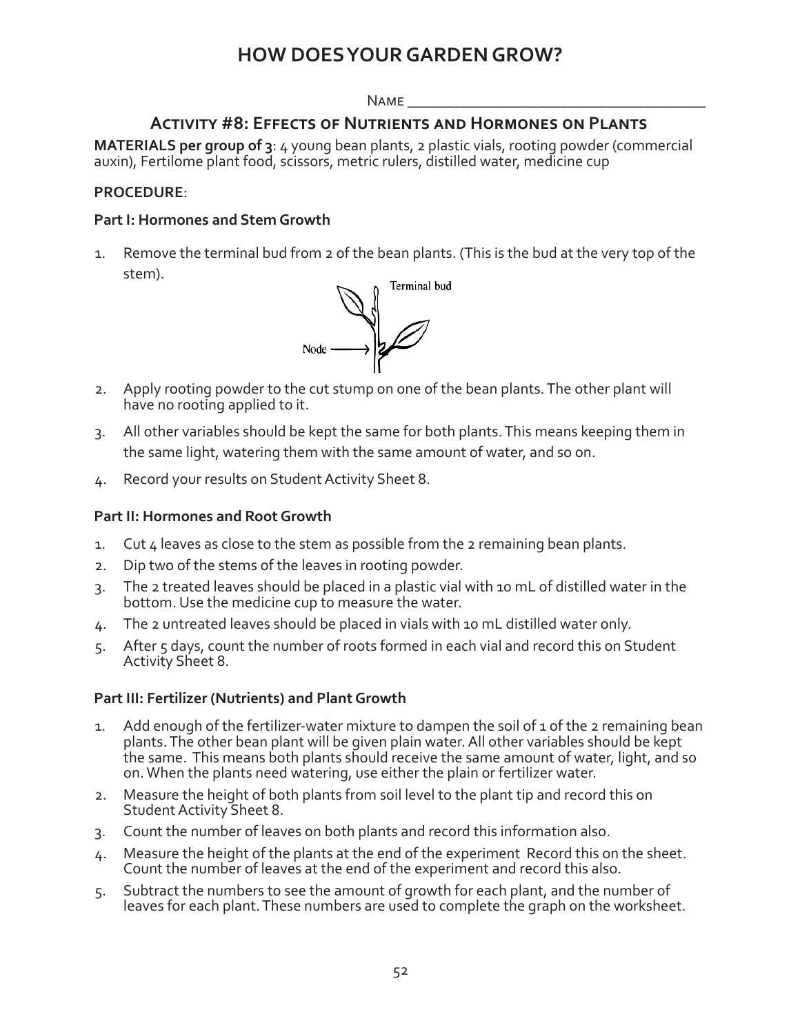# HOW DOES YOUR GARDEN GROW?

Name ______________________________________

## Activity #8: Effects of Nutrients and Hormones on Plants

**MATERIALS per group of 3**: 4 young bean plants, 2 plastic vials, rooting powder (commercial auxin), Fertilome plant food, scissors, metric rulers, distilled water, medicine cup

**PROCEDURE**:

### Part I: Hormones and Stem Growth

1. Remove the terminal bud from 2 of the bean plants. (This is the bud at the very top of the stem).
2. Apply rooting powder to the cut stump on one of the bean plants. The other plant will have no rooting applied to it.
3. All other variables should be kept the same for both plants. This means keeping them in the same light, watering them with the same amount of water, and so on.
4. Record your results on Student Activity Sheet 8.

### Part II: Hormones and Root Growth

1. Cut 4 leaves as close to the stem as possible from the 2 remaining bean plants.
2. Dip two of the stems of the leaves in rooting powder.
3. The 2 treated leaves should be placed in a plastic vial with 10 mL of distilled water in the bottom. Use the medicine cup to measure the water.
4. The 2 untreated leaves should be placed in vials with 10 mL distilled water only.
5. After 5 days, count the number of roots formed in each vial and record this on Student Activity Sheet 8.

### Part III: Fertilizer (Nutrients) and Plant Growth

1. Add enough of the fertilizer-water mixture to dampen the soil of 1 of the 2 remaining bean plants. The other bean plant will be given plain water. All other variables should be kept the same. This means both plants should receive the same amount of water, light, and so on. When the plants need watering, use either the plain or fertilizer water.
2. Measure the height of both plants from soil level to the plant tip and record this on Student Activity Sheet 8.
3. Count the number of leaves on both plants and record this information also.
4. Measure the height of the plants at the end of the experiment Record this on the sheet. Count the number of leaves at the end of the experiment and record this also.
5. Subtract the numbers to see the amount of growth for each plant, and the number of leaves for each plant. These numbers are used to complete the graph on the worksheet.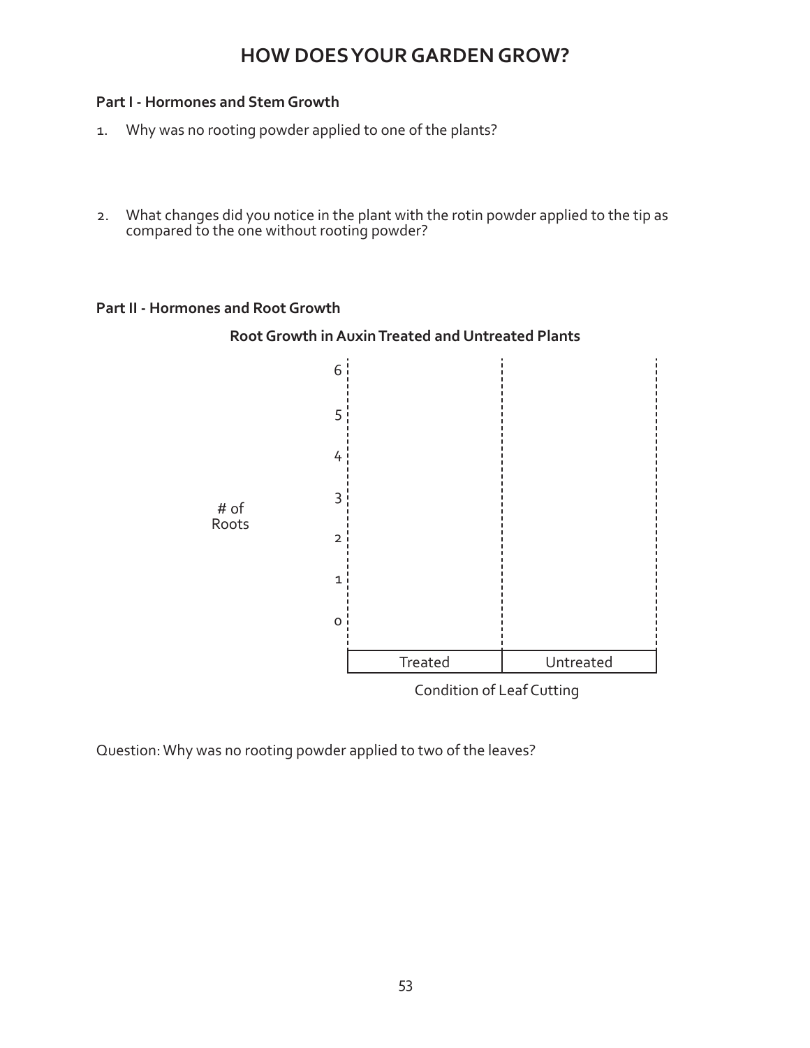# HOW DOES YOUR GARDEN GROW?

**Part I - Hormones and Stem Growth**

1. Why was no rooting powder applied to one of the plants?

2. What changes did you notice in the plant with the rotin powder applied to the tip as compared to the one without rooting powder?

**Part II - Hormones and Root Growth**

**Root Growth in Auxin Treated and Untreated Plants**

| # of Roots | Treated | Untreated |
|---|---|---|
| 6 | | |
| 5 | | |
| 4 | | |
| 3 | | |
| 2 | | |
| 1 | | |
| 0 | | |

Condition of Leaf Cutting

Question: Why was no rooting powder applied to two of the leaves?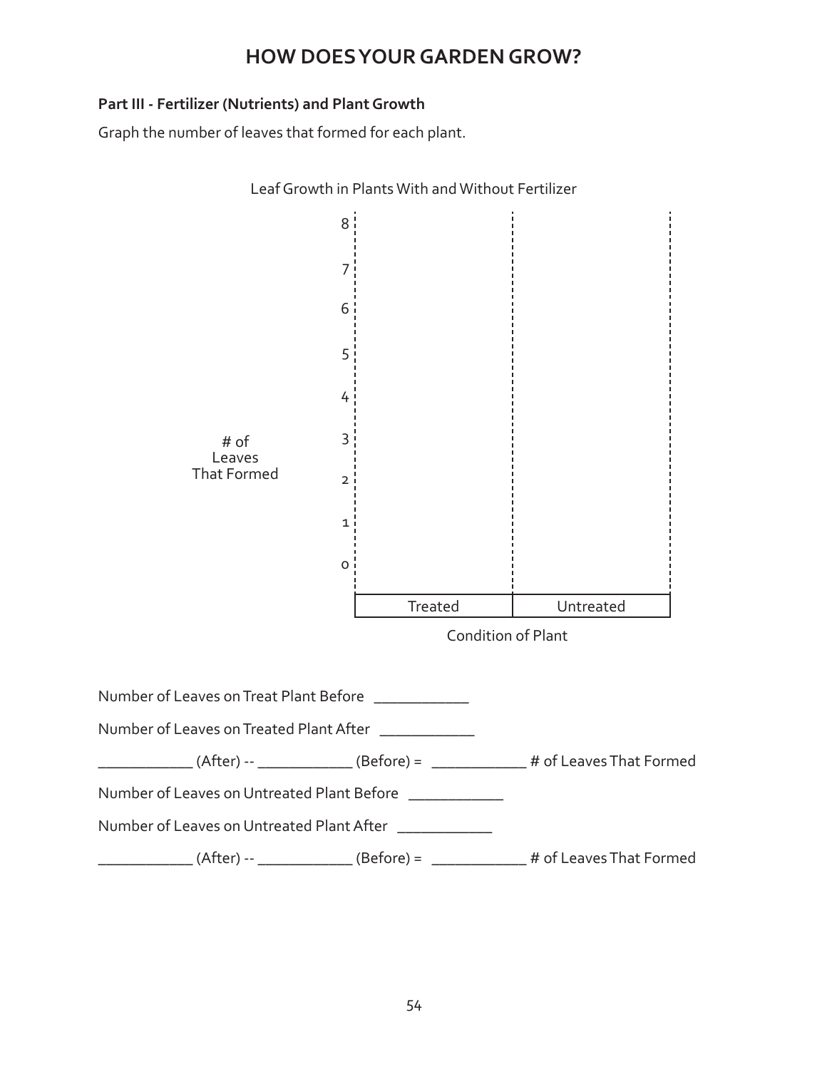# HOW DOES YOUR GARDEN GROW?

**Part III - Fertilizer (Nutrients) and Plant Growth**

Graph the number of leaves that formed for each plant.

Leaf Growth in Plants With and Without Fertilizer

| # of Leaves That Formed | Treated | Untreated |
|---|---|---|
| 8 | | |
| 7 | | |
| 6 | | |
| 5 | | |
| 4 | | |
| 3 | | |
| 2 | | |
| 1 | | |
| 0 | | |

Condition of Plant

Number of Leaves on Treat Plant Before ____________

Number of Leaves on Treated Plant After ____________

____________ (After) -- ____________ (Before) = ____________ # of Leaves That Formed

Number of Leaves on Untreated Plant Before ____________

Number of Leaves on Untreated Plant After ____________

____________ (After) -- ____________ (Before) = ____________ # of Leaves That Formed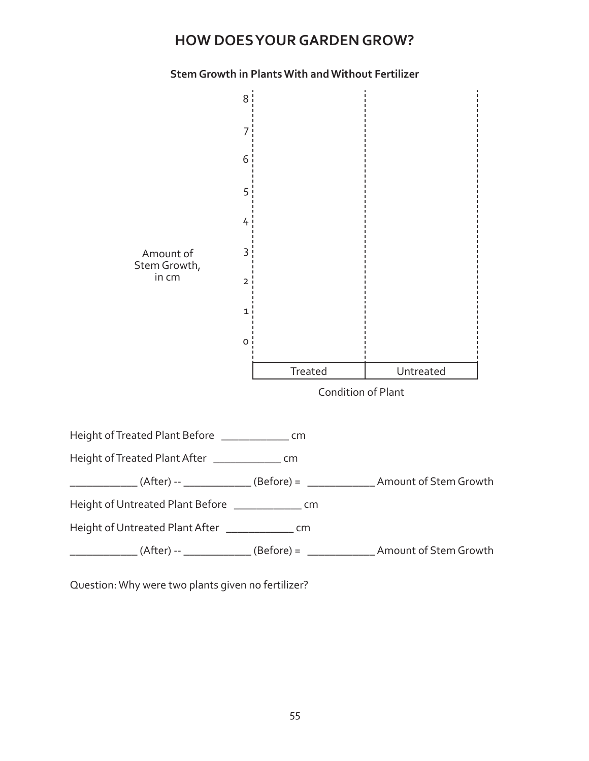# HOW DOES YOUR GARDEN GROW?

**Stem Growth in Plants With and Without Fertilizer**

| Amount of Stem Growth, in cm | Treated | Untreated |
|---|---|---|
| 8 | | |
| 7 | | |
| 6 | | |
| 5 | | |
| 4 | | |
| 3 | | |
| 2 | | |
| 1 | | |
| 0 | | |

Condition of Plant

Height of Treated Plant Before ____________ cm

Height of Treated Plant After ____________ cm

____________ (After) -- ____________ (Before) = ____________ Amount of Stem Growth

Height of Untreated Plant Before ____________ cm

Height of Untreated Plant After ____________ cm

____________ (After) -- ____________ (Before) = ____________ Amount of Stem Growth

Question: Why were two plants given no fertilizer?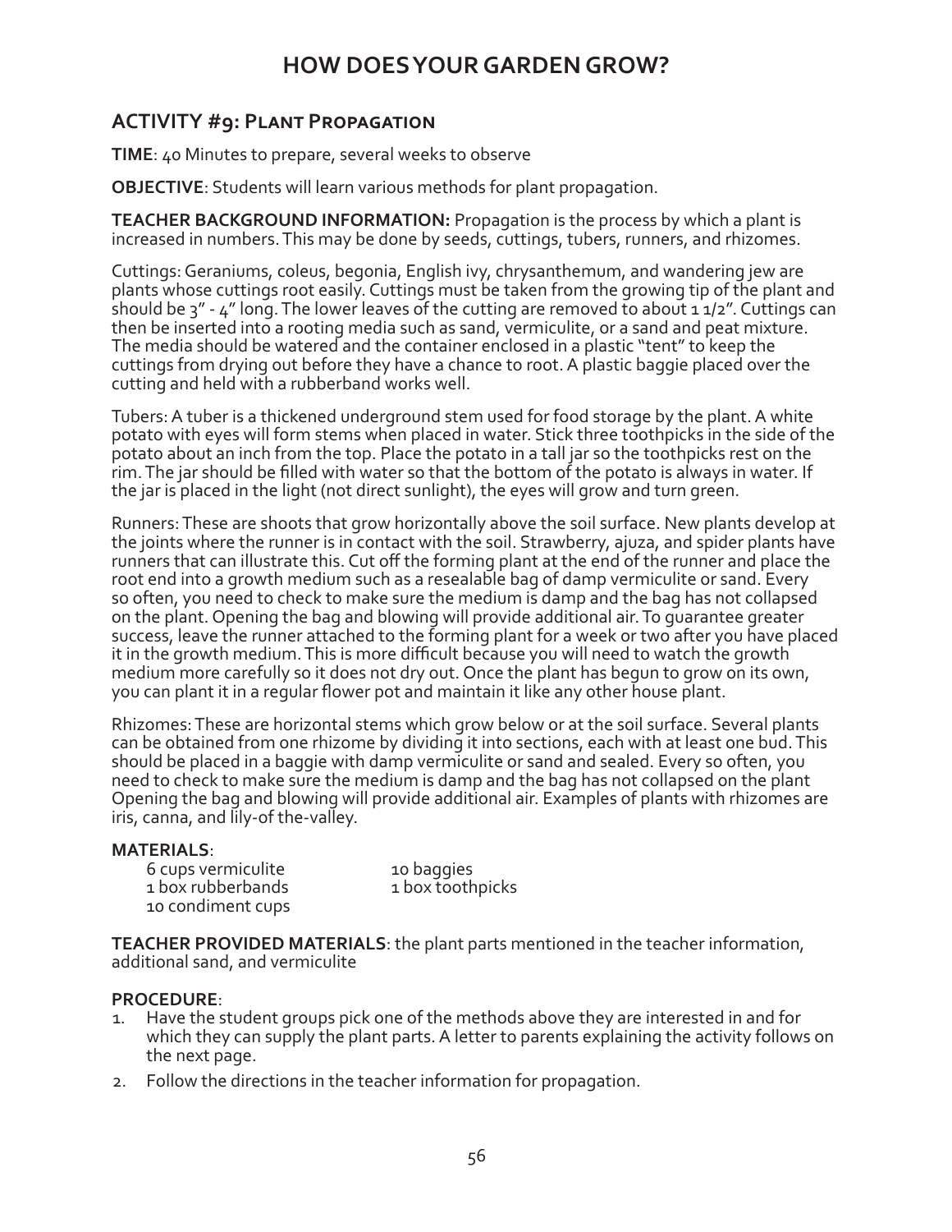# HOW DOES YOUR GARDEN GROW?

## ACTIVITY #9: Plant Propagation

**TIME**: 40 Minutes to prepare, several weeks to observe

**OBJECTIVE**: Students will learn various methods for plant propagation.

**TEACHER BACKGROUND INFORMATION:** Propagation is the process by which a plant is increased in numbers. This may be done by seeds, cuttings, tubers, runners, and rhizomes.

Cuttings: Geraniums, coleus, begonia, English ivy, chrysanthemum, and wandering jew are plants whose cuttings root easily. Cuttings must be taken from the growing tip of the plant and should be 3" - 4" long. The lower leaves of the cutting are removed to about 1 1/2". Cuttings can then be inserted into a rooting media such as sand, vermiculite, or a sand and peat mixture. The media should be watered and the container enclosed in a plastic "tent" to keep the cuttings from drying out before they have a chance to root. A plastic baggie placed over the cutting and held with a rubberband works well.

Tubers: A tuber is a thickened underground stem used for food storage by the plant. A white potato with eyes will form stems when placed in water. Stick three toothpicks in the side of the potato about an inch from the top. Place the potato in a tall jar so the toothpicks rest on the rim. The jar should be filled with water so that the bottom of the potato is always in water. If the jar is placed in the light (not direct sunlight), the eyes will grow and turn green.

Runners: These are shoots that grow horizontally above the soil surface. New plants develop at the joints where the runner is in contact with the soil. Strawberry, ajuza, and spider plants have runners that can illustrate this. Cut off the forming plant at the end of the runner and place the root end into a growth medium such as a resealable bag of damp vermiculite or sand. Every so often, you need to check to make sure the medium is damp and the bag has not collapsed on the plant. Opening the bag and blowing will provide additional air. To guarantee greater success, leave the runner attached to the forming plant for a week or two after you have placed it in the growth medium. This is more difficult because you will need to watch the growth medium more carefully so it does not dry out. Once the plant has begun to grow on its own, you can plant it in a regular flower pot and maintain it like any other house plant.

Rhizomes: These are horizontal stems which grow below or at the soil surface. Several plants can be obtained from one rhizome by dividing it into sections, each with at least one bud. This should be placed in a baggie with damp vermiculite or sand and sealed. Every so often, you need to check to make sure the medium is damp and the bag has not collapsed on the plant Opening the bag and blowing will provide additional air. Examples of plants with rhizomes are iris, canna, and lily-of the-valley.

**MATERIALS**:

- 6 cups vermiculite
- 1 box rubberbands
- 10 condiment cups
- 10 baggies
- 1 box toothpicks

**TEACHER PROVIDED MATERIALS**: the plant parts mentioned in the teacher information, additional sand, and vermiculite

**PROCEDURE**:

1. Have the student groups pick one of the methods above they are interested in and for which they can supply the plant parts. A letter to parents explaining the activity follows on the next page.
2. Follow the directions in the teacher information for propagation.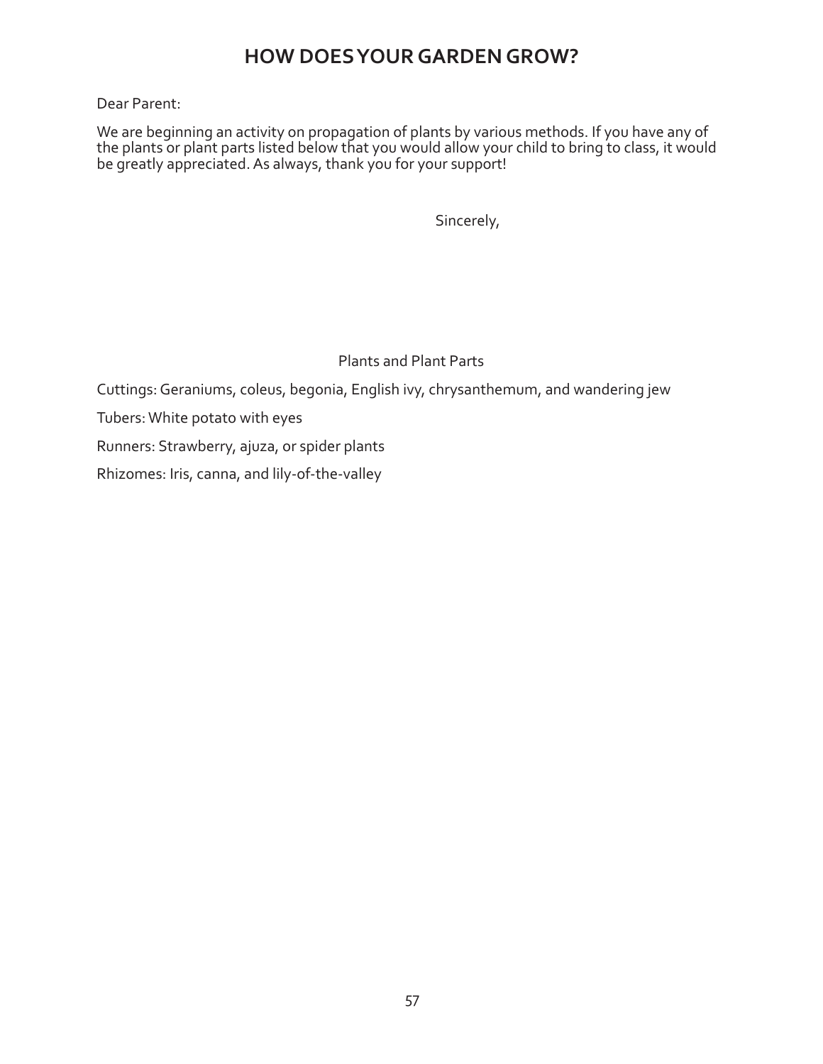# HOW DOES YOUR GARDEN GROW?

Dear Parent:

We are beginning an activity on propagation of plants by various methods. If you have any of the plants or plant parts listed below that you would allow your child to bring to class, it would be greatly appreciated. As always, thank you for your support!

Sincerely,

Plants and Plant Parts

Cuttings: Geraniums, coleus, begonia, English ivy, chrysanthemum, and wandering jew

Tubers: White potato with eyes

Runners: Strawberry, ajuza, or spider plants

Rhizomes: Iris, canna, and lily-of-the-valley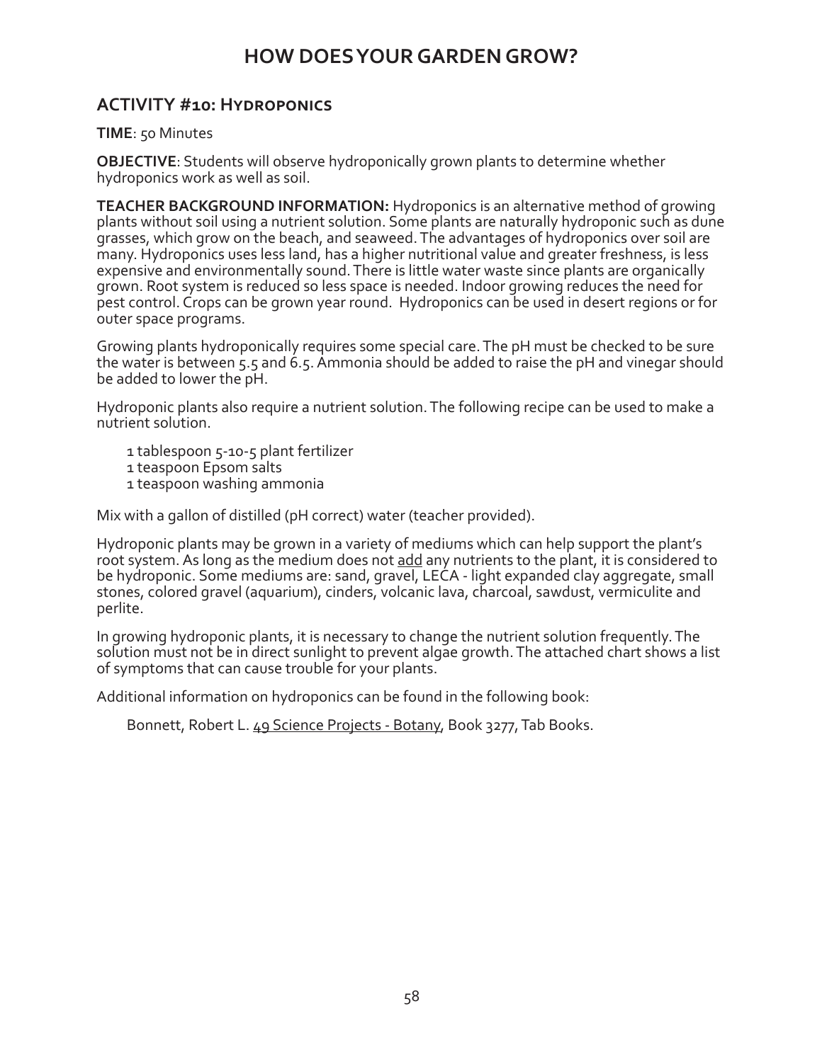# HOW DOES YOUR GARDEN GROW?

## ACTIVITY #10: Hydroponics

**TIME**: 50 Minutes

**OBJECTIVE**: Students will observe hydroponically grown plants to determine whether hydroponics work as well as soil.

**TEACHER BACKGROUND INFORMATION:** Hydroponics is an alternative method of growing plants without soil using a nutrient solution. Some plants are naturally hydroponic such as dune grasses, which grow on the beach, and seaweed. The advantages of hydroponics over soil are many. Hydroponics uses less land, has a higher nutritional value and greater freshness, is less expensive and environmentally sound. There is little water waste since plants are organically grown. Root system is reduced so less space is needed. Indoor growing reduces the need for pest control. Crops can be grown year round. Hydroponics can be used in desert regions or for outer space programs.

Growing plants hydroponically requires some special care. The pH must be checked to be sure the water is between 5.5 and 6.5. Ammonia should be added to raise the pH and vinegar should be added to lower the pH.

Hydroponic plants also require a nutrient solution. The following recipe can be used to make a nutrient solution.

1 tablespoon 5-10-5 plant fertilizer
1 teaspoon Epsom salts
1 teaspoon washing ammonia

Mix with a gallon of distilled (pH correct) water (teacher provided).

Hydroponic plants may be grown in a variety of mediums which can help support the plant's root system. As long as the medium does not <u>add</u> any nutrients to the plant, it is considered to be hydroponic. Some mediums are: sand, gravel, LECA - light expanded clay aggregate, small stones, colored gravel (aquarium), cinders, volcanic lava, charcoal, sawdust, vermiculite and perlite.

In growing hydroponic plants, it is necessary to change the nutrient solution frequently. The solution must not be in direct sunlight to prevent algae growth. The attached chart shows a list of symptoms that can cause trouble for your plants.

Additional information on hydroponics can be found in the following book:

Bonnett, Robert L. <u>49 Science Projects - Botany</u>, Book 3277, Tab Books.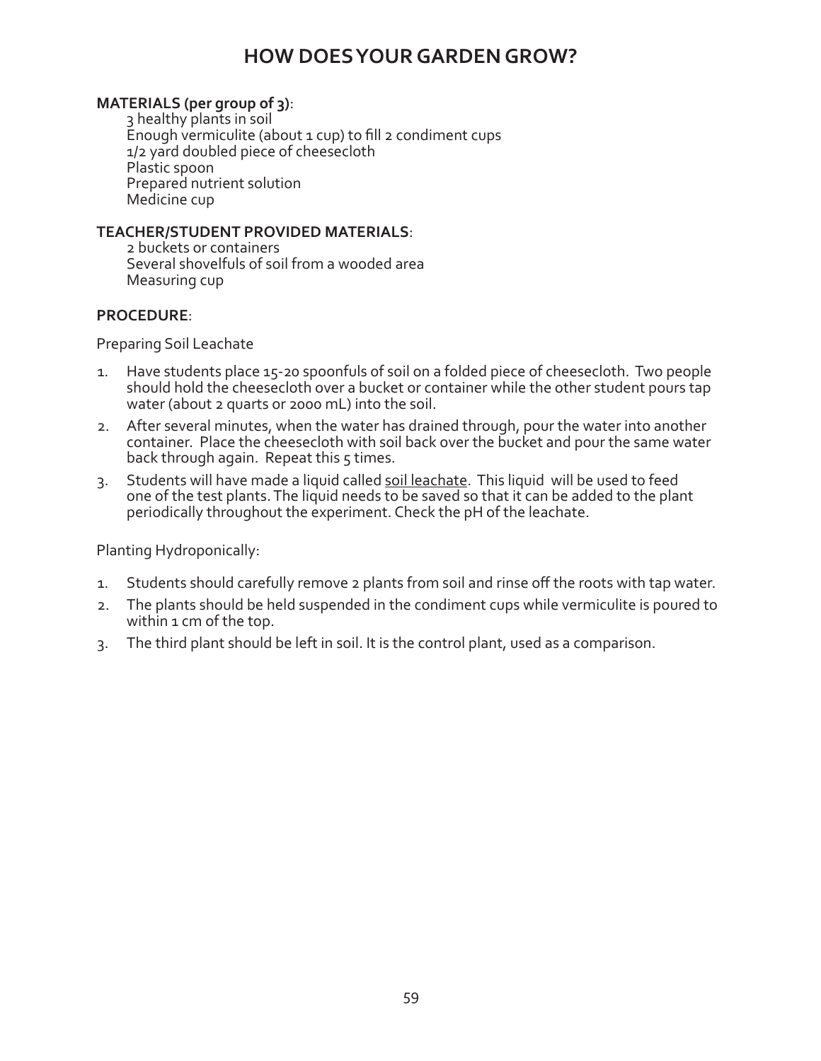# HOW DOES YOUR GARDEN GROW?

**MATERIALS (per group of 3)**:

3 healthy plants in soil
Enough vermiculite (about 1 cup) to fill 2 condiment cups
1/2 yard doubled piece of cheesecloth
Plastic spoon
Prepared nutrient solution
Medicine cup

**TEACHER/STUDENT PROVIDED MATERIALS**:

2 buckets or containers
Several shovelfuls of soil from a wooded area
Measuring cup

**PROCEDURE**:

Preparing Soil Leachate

1. Have students place 15-20 spoonfuls of soil on a folded piece of cheesecloth. Two people should hold the cheesecloth over a bucket or container while the other student pours tap water (about 2 quarts or 2000 mL) into the soil.
2. After several minutes, when the water has drained through, pour the water into another container. Place the cheesecloth with soil back over the bucket and pour the same water back through again. Repeat this 5 times.
3. Students will have made a liquid called <u>soil leachate</u>. This liquid will be used to feed one of the test plants. The liquid needs to be saved so that it can be added to the plant periodically throughout the experiment. Check the pH of the leachate.

Planting Hydroponically:

1. Students should carefully remove 2 plants from soil and rinse off the roots with tap water.
2. The plants should be held suspended in the condiment cups while vermiculite is poured to within 1 cm of the top.
3. The third plant should be left in soil. It is the control plant, used as a comparison.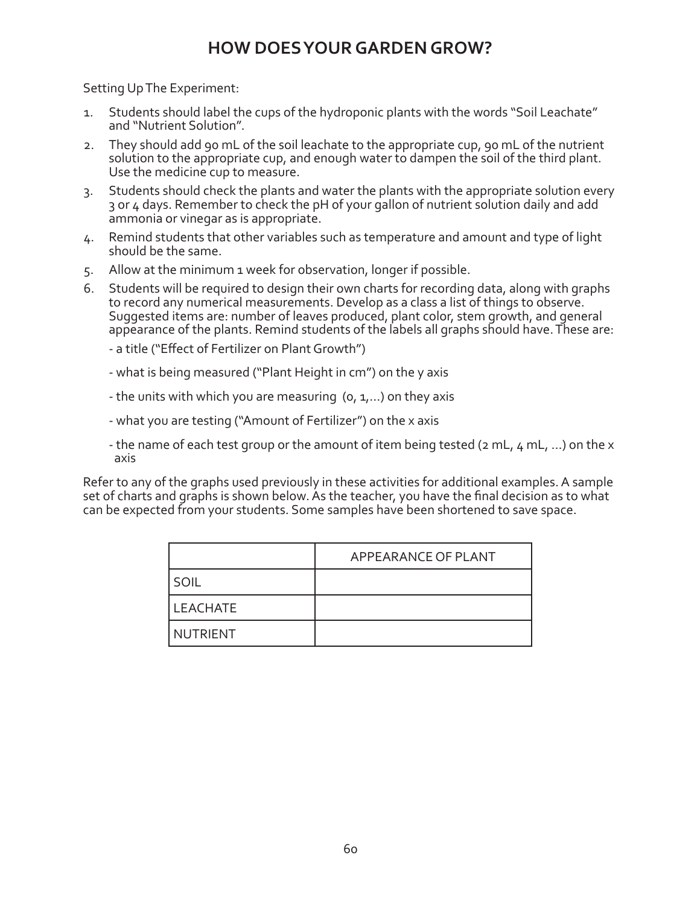# HOW DOES YOUR GARDEN GROW?

Setting Up The Experiment:

1. Students should label the cups of the hydroponic plants with the words "Soil Leachate" and "Nutrient Solution".
2. They should add 90 mL of the soil leachate to the appropriate cup, 90 mL of the nutrient solution to the appropriate cup, and enough water to dampen the soil of the third plant. Use the medicine cup to measure.
3. Students should check the plants and water the plants with the appropriate solution every 3 or 4 days. Remember to check the pH of your gallon of nutrient solution daily and add ammonia or vinegar as is appropriate.
4. Remind students that other variables such as temperature and amount and type of light should be the same.
5. Allow at the minimum 1 week for observation, longer if possible.
6. Students will be required to design their own charts for recording data, along with graphs to record any numerical measurements. Develop as a class a list of things to observe. Suggested items are: number of leaves produced, plant color, stem growth, and general appearance of the plants. Remind students of the labels all graphs should have. These are:

   - a title ("Effect of Fertilizer on Plant Growth")
   - what is being measured ("Plant Height in cm") on the y axis
   - the units with which you are measuring (0, 1,...) on they axis
   - what you are testing ("Amount of Fertilizer") on the x axis
   - the name of each test group or the amount of item being tested (2 mL, 4 mL, ...) on the x axis

Refer to any of the graphs used previously in these activities for additional examples. A sample set of charts and graphs is shown below. As the teacher, you have the final decision as to what can be expected from your students. Some samples have been shortened to save space.

| | APPEARANCE OF PLANT |
|---|---|
| SOIL | |
| LEACHATE | |
| NUTRIENT | |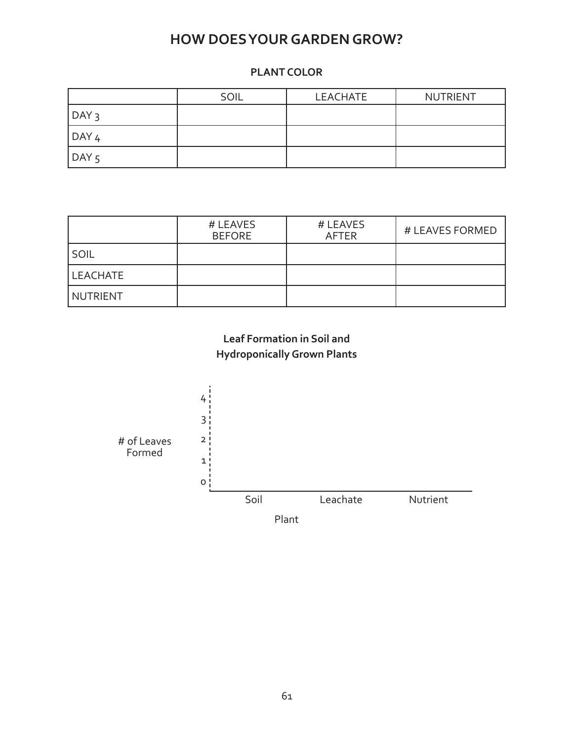# HOW DOES YOUR GARDEN GROW?

### PLANT COLOR

| | SOIL | LEACHATE | NUTRIENT |
|---|---|---|---|
| DAY 3 | | | |
| DAY 4 | | | |
| DAY 5 | | | |

| | # LEAVES BEFORE | # LEAVES AFTER | # LEAVES FORMED |
|---|---|---|---|
| SOIL | | | |
| LEACHATE | | | |
| NUTRIENT | | | |

**Leaf Formation in Soil and Hydroponically Grown Plants**

# of Leaves Formed

4
3
2
1
0

Soil Leachate Nutrient

Plant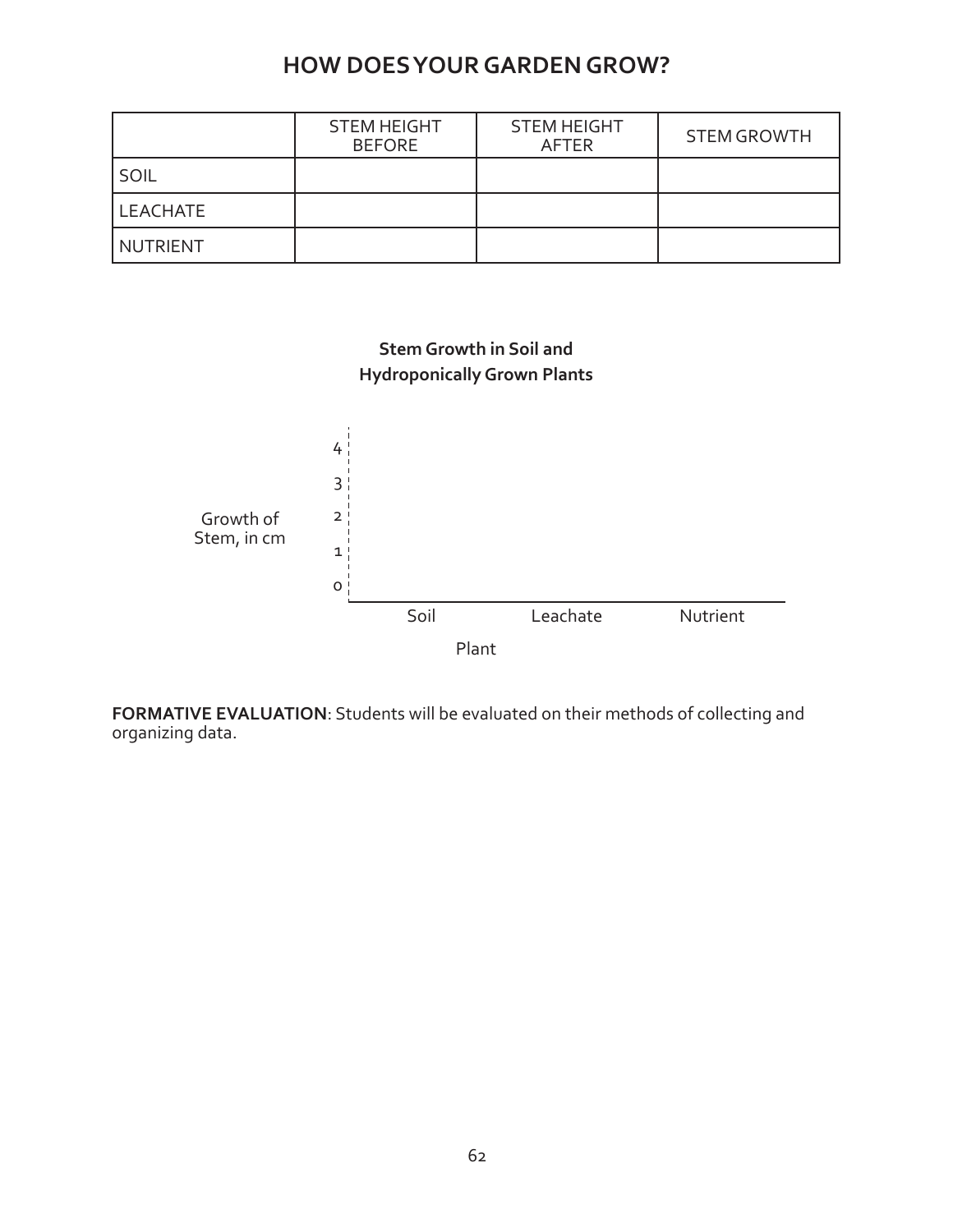# HOW DOES YOUR GARDEN GROW?

| | STEM HEIGHT BEFORE | STEM HEIGHT AFTER | STEM GROWTH |
|---|---|---|---|
| SOIL | | | |
| LEACHATE | | | |
| NUTRIENT | | | |

**Stem Growth in Soil and Hydroponically Grown Plants**

Growth of Stem, in cm

4

3

2

1

0

Soil Leachate Nutrient

Plant

**FORMATIVE EVALUATION**: Students will be evaluated on their methods of collecting and organizing data.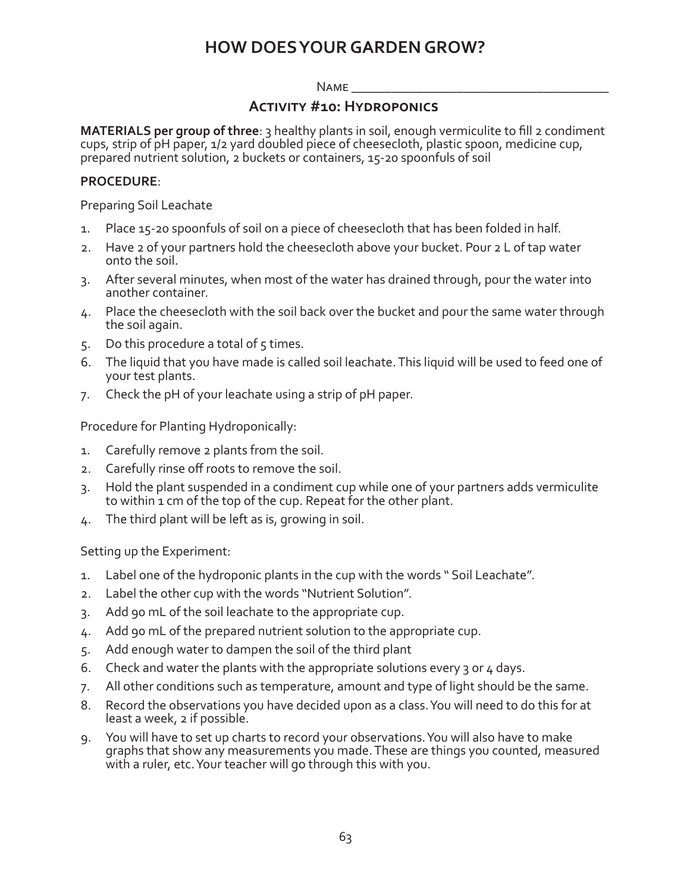# HOW DOES YOUR GARDEN GROW?

Name ______________________________________

## Activity #10: Hydroponics

**MATERIALS per group of three**: 3 healthy plants in soil, enough vermiculite to fill 2 condiment cups, strip of pH paper, 1/2 yard doubled piece of cheesecloth, plastic spoon, medicine cup, prepared nutrient solution, 2 buckets or containers, 15-20 spoonfuls of soil

**PROCEDURE**:

Preparing Soil Leachate

1. Place 15-20 spoonfuls of soil on a piece of cheesecloth that has been folded in half.
2. Have 2 of your partners hold the cheesecloth above your bucket. Pour 2 L of tap water onto the soil.
3. After several minutes, when most of the water has drained through, pour the water into another container.
4. Place the cheesecloth with the soil back over the bucket and pour the same water through the soil again.
5. Do this procedure a total of 5 times.
6. The liquid that you have made is called soil leachate. This liquid will be used to feed one of your test plants.
7. Check the pH of your leachate using a strip of pH paper.

Procedure for Planting Hydroponically:

1. Carefully remove 2 plants from the soil.
2. Carefully rinse off roots to remove the soil.
3. Hold the plant suspended in a condiment cup while one of your partners adds vermiculite to within 1 cm of the top of the cup. Repeat for the other plant.
4. The third plant will be left as is, growing in soil.

Setting up the Experiment:

1. Label one of the hydroponic plants in the cup with the words " Soil Leachate".
2. Label the other cup with the words "Nutrient Solution".
3. Add 90 mL of the soil leachate to the appropriate cup.
4. Add 90 mL of the prepared nutrient solution to the appropriate cup.
5. Add enough water to dampen the soil of the third plant
6. Check and water the plants with the appropriate solutions every 3 or 4 days.
7. All other conditions such as temperature, amount and type of light should be the same.
8. Record the observations you have decided upon as a class. You will need to do this for at least a week, 2 if possible.
9. You will have to set up charts to record your observations. You will also have to make graphs that show any measurements you made. These are things you counted, measured with a ruler, etc. Your teacher will go through this with you.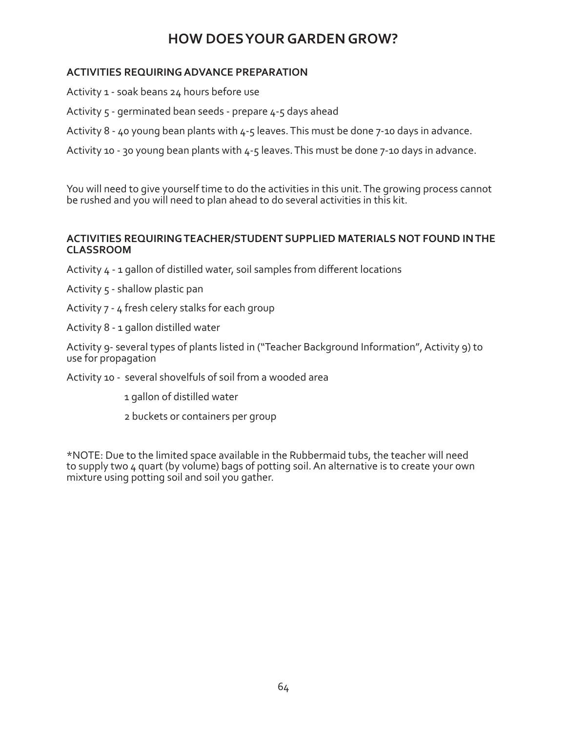# HOW DOES YOUR GARDEN GROW?

### ACTIVITIES REQUIRING ADVANCE PREPARATION

Activity 1 - soak beans 24 hours before use

Activity 5 - germinated bean seeds - prepare 4-5 days ahead

Activity 8 - 40 young bean plants with 4-5 leaves. This must be done 7-10 days in advance.

Activity 10 - 30 young bean plants with 4-5 leaves. This must be done 7-10 days in advance.

You will need to give yourself time to do the activities in this unit. The growing process cannot be rushed and you will need to plan ahead to do several activities in this kit.

### ACTIVITIES REQUIRING TEACHER/STUDENT SUPPLIED MATERIALS NOT FOUND IN THE CLASSROOM

Activity 4 - 1 gallon of distilled water, soil samples from different locations

Activity 5 - shallow plastic pan

Activity 7 - 4 fresh celery stalks for each group

Activity 8 - 1 gallon distilled water

Activity 9- several types of plants listed in ("Teacher Background Information", Activity 9) to use for propagation

Activity 10 - several shovelfuls of soil from a wooded area

1 gallon of distilled water

2 buckets or containers per group

*NOTE: Due to the limited space available in the Rubbermaid tubs, the teacher will need to supply two 4 quart (by volume) bags of potting soil. An alternative is to create your own mixture using potting soil and soil you gather.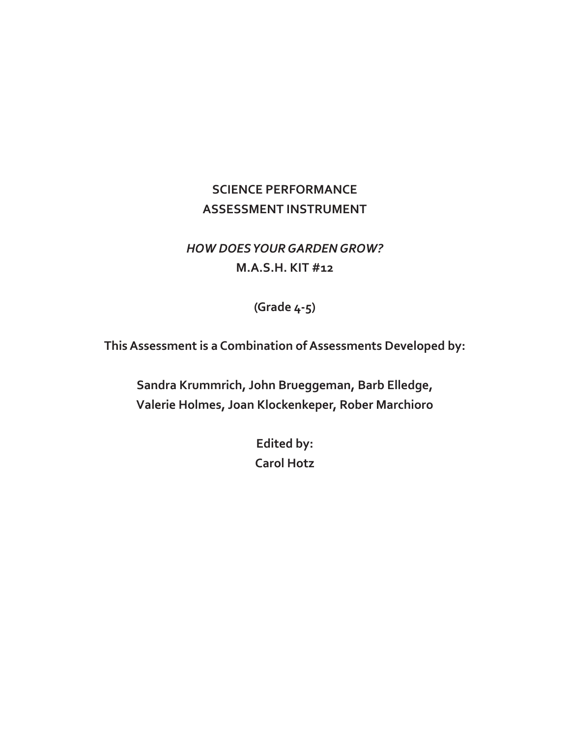# SCIENCE PERFORMANCE ASSESSMENT INSTRUMENT

***HOW DOES YOUR GARDEN GROW?***

**M.A.S.H. KIT #12**

**(Grade 4-5)**

**This Assessment is a Combination of Assessments Developed by:**

**Sandra Krummrich, John Brueggeman, Barb Elledge, Valerie Holmes, Joan Klockenkeper, Rober Marchioro**

**Edited by:**
**Carol Hotz**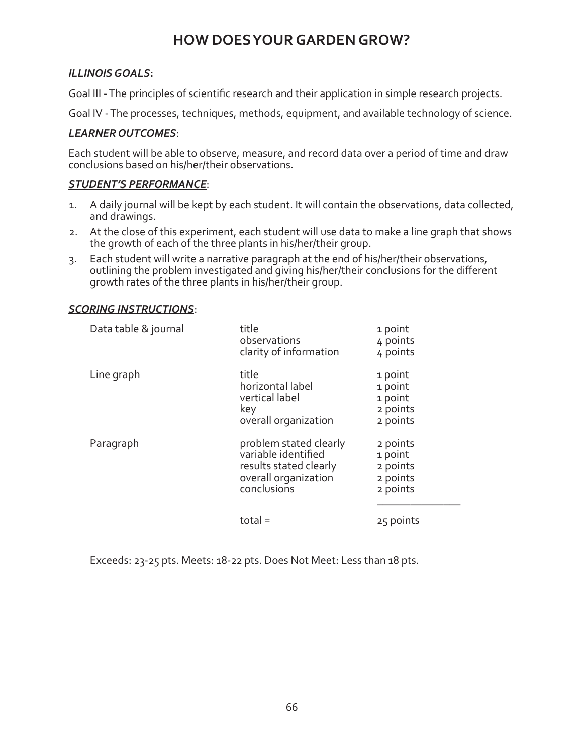# HOW DOES YOUR GARDEN GROW?

***ILLINOIS GOALS*:**

Goal III - The principles of scientific research and their application in simple research projects.

Goal IV - The processes, techniques, methods, equipment, and available technology of science.

***LEARNER OUTCOMES***:

Each student will be able to observe, measure, and record data over a period of time and draw conclusions based on his/her/their observations.

***STUDENT'S PERFORMANCE***:

1. A daily journal will be kept by each student. It will contain the observations, data collected, and drawings.
2. At the close of this experiment, each student will use data to make a line graph that shows the growth of each of the three plants in his/her/their group.
3. Each student will write a narrative paragraph at the end of his/her/their observations, outlining the problem investigated and giving his/her/their conclusions for the different growth rates of the three plants in his/her/their group.

***SCORING INSTRUCTIONS***:

| | | |
|---|---|---|
| Data table & journal | title | 1 point |
| | observations | 4 points |
| | clarity of information | 4 points |
| Line graph | title | 1 point |
| | horizontal label | 1 point |
| | vertical label | 1 point |
| | key | 2 points |
| | overall organization | 2 points |
| Paragraph | problem stated clearly | 2 points |
| | variable identified | 1 point |
| | results stated clearly | 2 points |
| | overall organization | 2 points |
| | conclusions | 2 points |
| | total = | 25 points |

Exceeds: 23-25 pts. Meets: 18-22 pts. Does Not Meet: Less than 18 pts.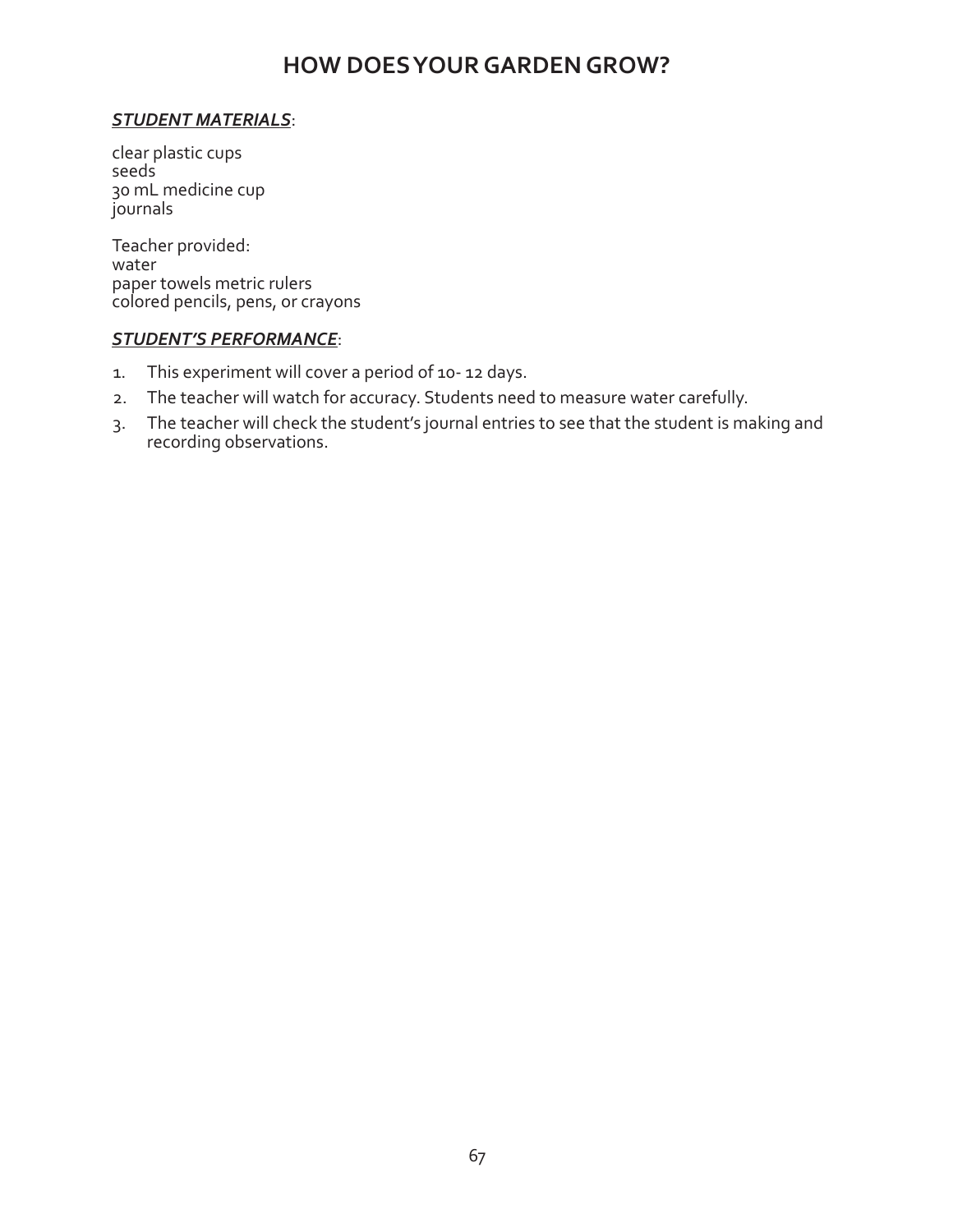# HOW DOES YOUR GARDEN GROW?

***STUDENT MATERIALS***:

clear plastic cups
seeds
30 mL medicine cup
journals

Teacher provided:
water
paper towels metric rulers
colored pencils, pens, or crayons

***STUDENT'S PERFORMANCE***:

1. This experiment will cover a period of 10- 12 days.
2. The teacher will watch for accuracy. Students need to measure water carefully.
3. The teacher will check the student's journal entries to see that the student is making and recording observations.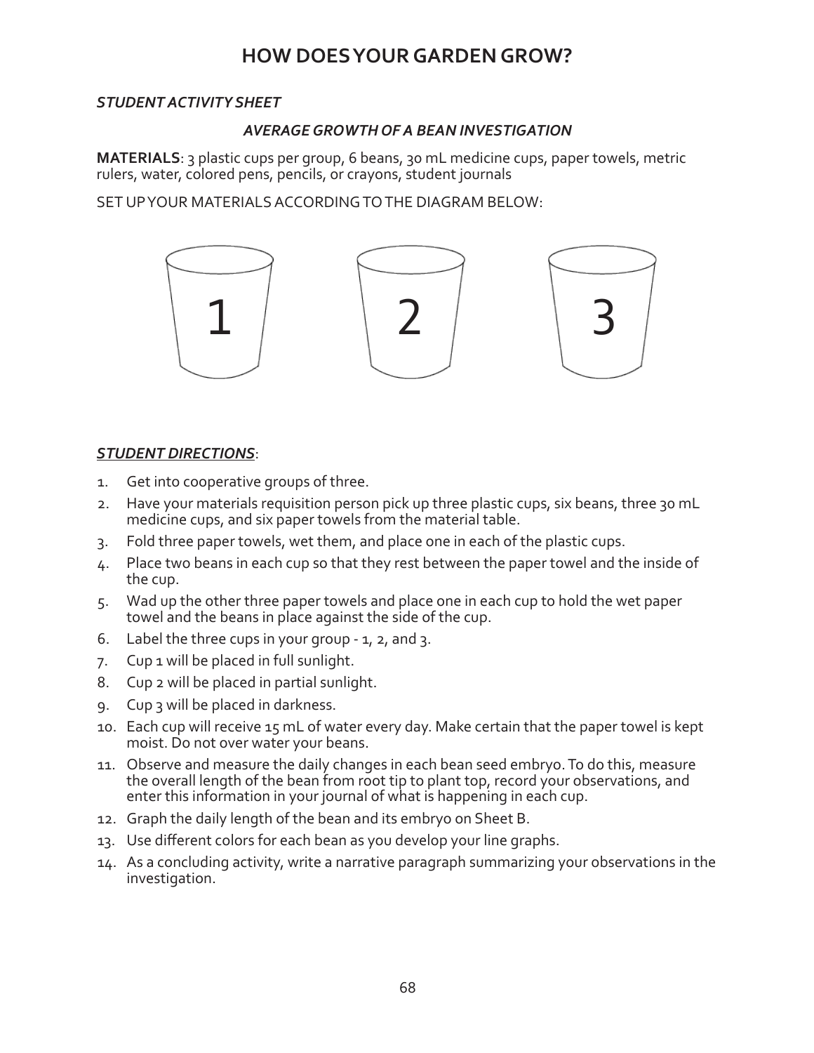# HOW DOES YOUR GARDEN GROW?

***STUDENT ACTIVITY SHEET***

***AVERAGE GROWTH OF A BEAN INVESTIGATION***

**MATERIALS**: 3 plastic cups per group, 6 beans, 30 mL medicine cups, paper towels, metric rulers, water, colored pens, pencils, or crayons, student journals

SET UP YOUR MATERIALS ACCORDING TO THE DIAGRAM BELOW:

1 2 3

***STUDENT DIRECTIONS***:

1. Get into cooperative groups of three.
2. Have your materials requisition person pick up three plastic cups, six beans, three 30 mL medicine cups, and six paper towels from the material table.
3. Fold three paper towels, wet them, and place one in each of the plastic cups.
4. Place two beans in each cup so that they rest between the paper towel and the inside of the cup.
5. Wad up the other three paper towels and place one in each cup to hold the wet paper towel and the beans in place against the side of the cup.
6. Label the three cups in your group - 1, 2, and 3.
7. Cup 1 will be placed in full sunlight.
8. Cup 2 will be placed in partial sunlight.
9. Cup 3 will be placed in darkness.
10. Each cup will receive 15 mL of water every day. Make certain that the paper towel is kept moist. Do not over water your beans.
11. Observe and measure the daily changes in each bean seed embryo. To do this, measure the overall length of the bean from root tip to plant top, record your observations, and enter this information in your journal of what is happening in each cup.
12. Graph the daily length of the bean and its embryo on Sheet B.
13. Use different colors for each bean as you develop your line graphs.
14. As a concluding activity, write a narrative paragraph summarizing your observations in the investigation.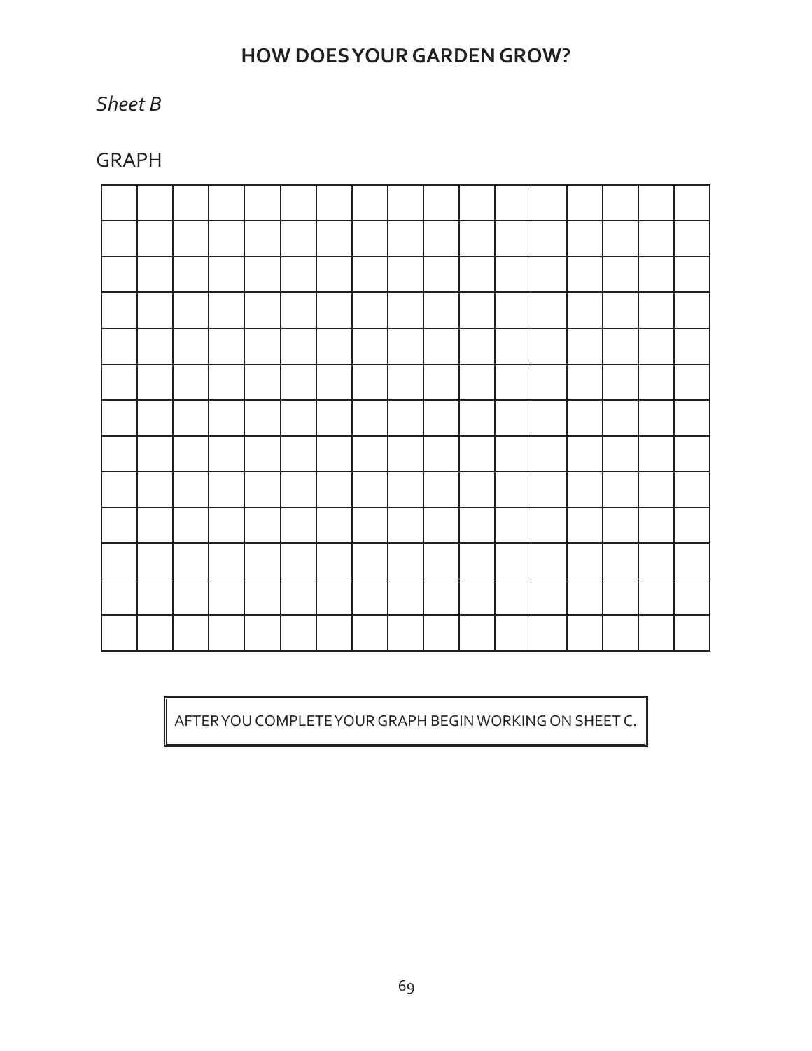## HOW DOES YOUR GARDEN GROW?

*Sheet B*

GRAPH

AFTER YOU COMPLETE YOUR GRAPH BEGIN WORKING ON SHEET C.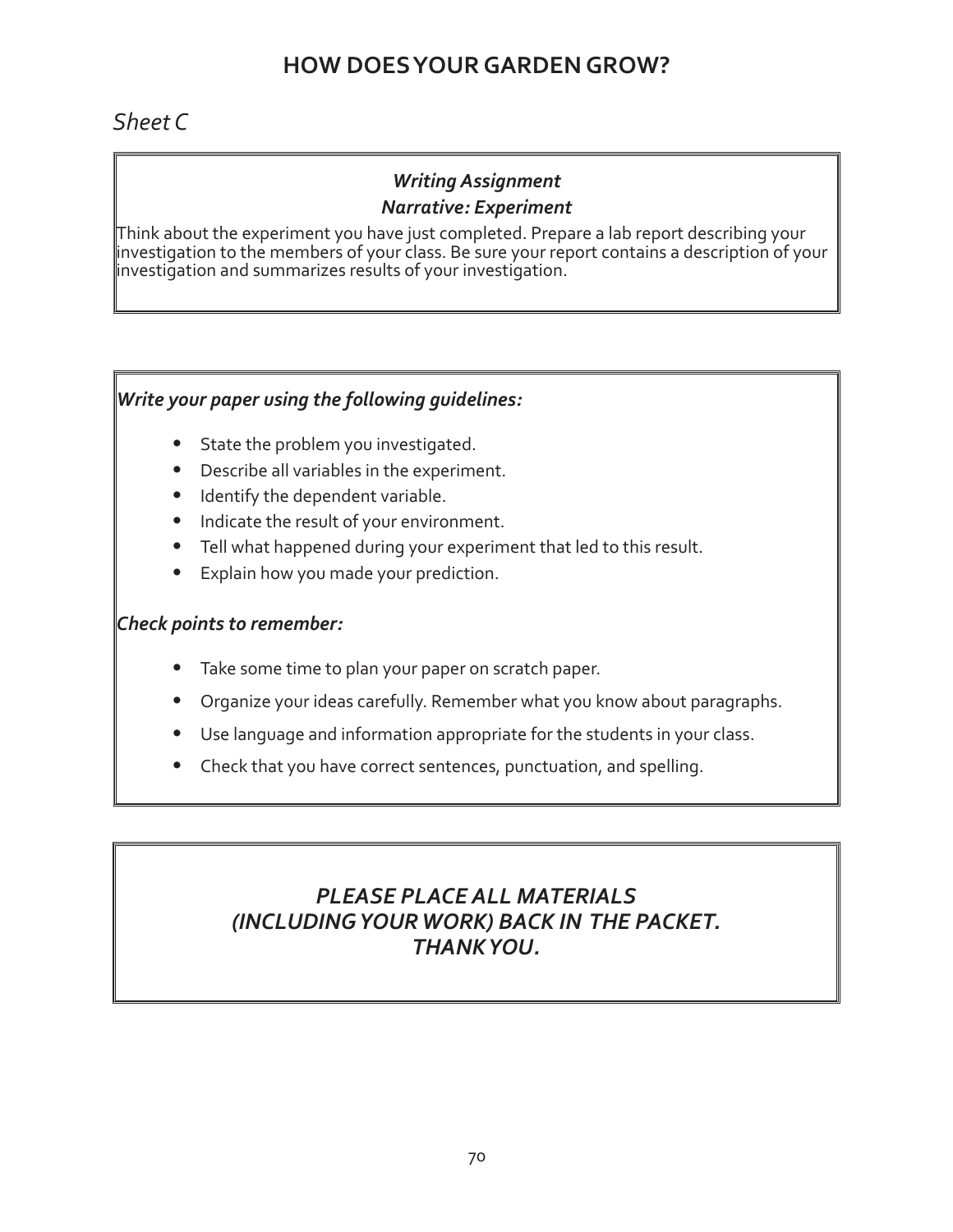# HOW DOES YOUR GARDEN GROW?

*Sheet C*

***Writing Assignment***

***Narrative: Experiment***

Think about the experiment you have just completed. Prepare a lab report describing your investigation to the members of your class. Be sure your report contains a description of your investigation and summarizes results of your investigation.

***Write your paper using the following guidelines:***

- State the problem you investigated.
- Describe all variables in the experiment.
- Identify the dependent variable.
- Indicate the result of your environment.
- Tell what happened during your experiment that led to this result.
- Explain how you made your prediction.

***Check points to remember:***

- Take some time to plan your paper on scratch paper.
- Organize your ideas carefully. Remember what you know about paragraphs.
- Use language and information appropriate for the students in your class.
- Check that you have correct sentences, punctuation, and spelling.

***PLEASE PLACE ALL MATERIALS (INCLUDING YOUR WORK) BACK IN THE PACKET. THANK YOU.***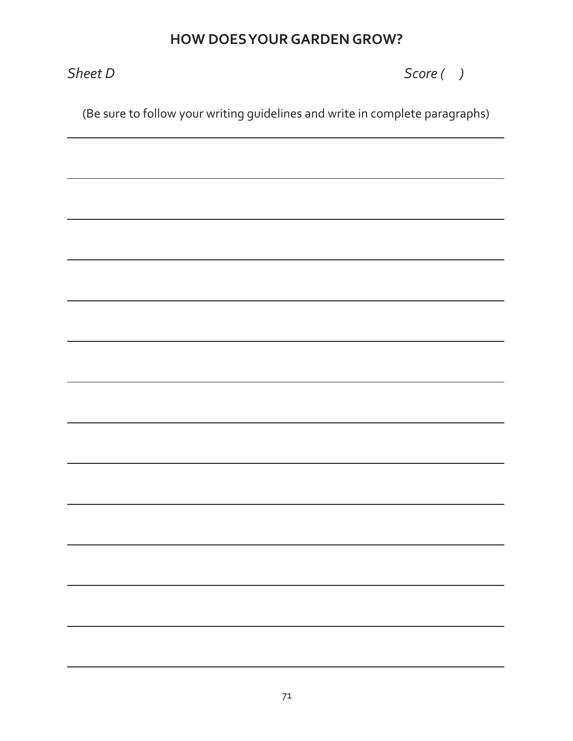## HOW DOES YOUR GARDEN GROW?

*Sheet D* *Score ( )*

(Be sure to follow your writing guidelines and write in complete paragraphs)